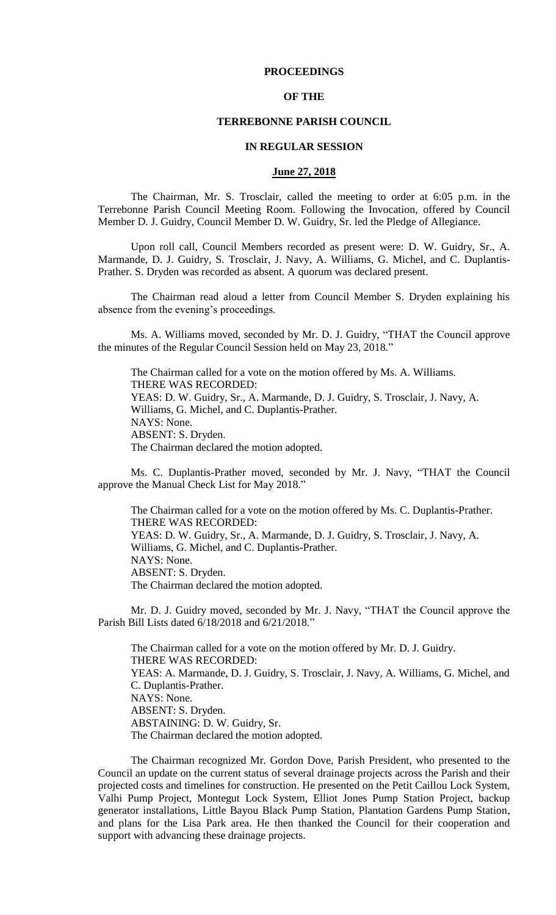**PROCEEDINGS**

**OF THE**

**TERREBONNE PARISH COUNCIL**

**IN REGULAR SESSION**

**June 27, 2018**

The Chairman, Mr. S. Trosclair, called the meeting to order at 6:05 p.m. in the Terrebonne Parish Council Meeting Room. Following the Invocation, offered by Council Member D. J. Guidry, Council Member D. W. Guidry, Sr. led the Pledge of Allegiance.

Upon roll call, Council Members recorded as present were: D. W. Guidry, Sr., A. Marmande, D. J. Guidry, S. Trosclair, J. Navy, A. Williams, G. Michel, and C. Duplantis-Prather. S. Dryden was recorded as absent. A quorum was declared present.

The Chairman read aloud a letter from Council Member S. Dryden explaining his absence from the evening's proceedings.

Ms. A. Williams moved, seconded by Mr. D. J. Guidry, "THAT the Council approve the minutes of the Regular Council Session held on May 23, 2018."

The Chairman called for a vote on the motion offered by Ms. A. Williams.
THERE WAS RECORDED:
YEAS: D. W. Guidry, Sr., A. Marmande, D. J. Guidry, S. Trosclair, J. Navy, A. Williams, G. Michel, and C. Duplantis-Prather.
NAYS: None.
ABSENT: S. Dryden.
The Chairman declared the motion adopted.

Ms. C. Duplantis-Prather moved, seconded by Mr. J. Navy, "THAT the Council approve the Manual Check List for May 2018."

The Chairman called for a vote on the motion offered by Ms. C. Duplantis-Prather.
THERE WAS RECORDED:
YEAS: D. W. Guidry, Sr., A. Marmande, D. J. Guidry, S. Trosclair, J. Navy, A. Williams, G. Michel, and C. Duplantis-Prather.
NAYS: None.
ABSENT: S. Dryden.
The Chairman declared the motion adopted.

Mr. D. J. Guidry moved, seconded by Mr. J. Navy, "THAT the Council approve the Parish Bill Lists dated 6/18/2018 and 6/21/2018."

The Chairman called for a vote on the motion offered by Mr. D. J. Guidry.
THERE WAS RECORDED:
YEAS: A. Marmande, D. J. Guidry, S. Trosclair, J. Navy, A. Williams, G. Michel, and C. Duplantis-Prather.
NAYS: None.
ABSENT: S. Dryden.
ABSTAINING: D. W. Guidry, Sr.
The Chairman declared the motion adopted.

The Chairman recognized Mr. Gordon Dove, Parish President, who presented to the Council an update on the current status of several drainage projects across the Parish and their projected costs and timelines for construction. He presented on the Petit Caillou Lock System, Valhi Pump Project, Montegut Lock System, Elliot Jones Pump Station Project, backup generator installations, Little Bayou Black Pump Station, Plantation Gardens Pump Station, and plans for the Lisa Park area. He then thanked the Council for their cooperation and support with advancing these drainage projects.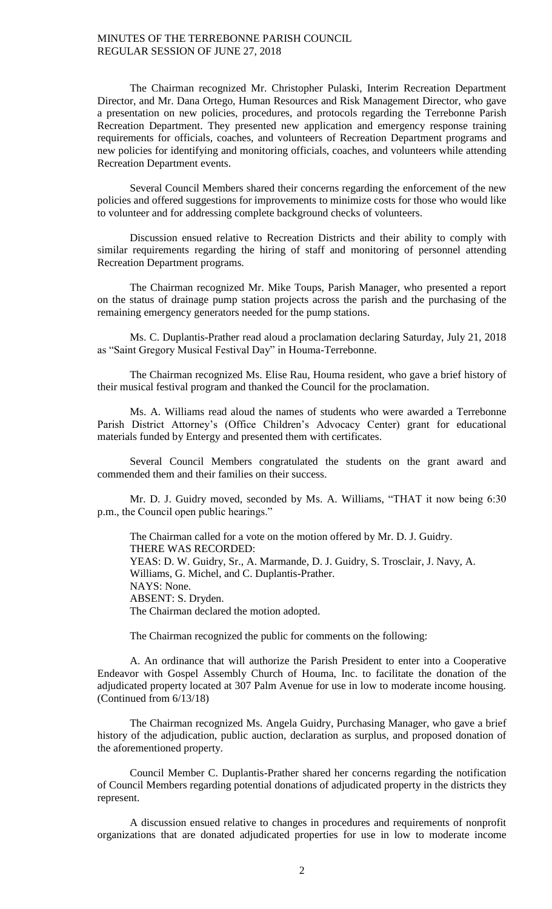The Chairman recognized Mr. Christopher Pulaski, Interim Recreation Department Director, and Mr. Dana Ortego, Human Resources and Risk Management Director, who gave a presentation on new policies, procedures, and protocols regarding the Terrebonne Parish Recreation Department. They presented new application and emergency response training requirements for officials, coaches, and volunteers of Recreation Department programs and new policies for identifying and monitoring officials, coaches, and volunteers while attending Recreation Department events.

Several Council Members shared their concerns regarding the enforcement of the new policies and offered suggestions for improvements to minimize costs for those who would like to volunteer and for addressing complete background checks of volunteers.

Discussion ensued relative to Recreation Districts and their ability to comply with similar requirements regarding the hiring of staff and monitoring of personnel attending Recreation Department programs.

The Chairman recognized Mr. Mike Toups, Parish Manager, who presented a report on the status of drainage pump station projects across the parish and the purchasing of the remaining emergency generators needed for the pump stations.

Ms. C. Duplantis-Prather read aloud a proclamation declaring Saturday, July 21, 2018 as "Saint Gregory Musical Festival Day" in Houma-Terrebonne.

The Chairman recognized Ms. Elise Rau, Houma resident, who gave a brief history of their musical festival program and thanked the Council for the proclamation.

Ms. A. Williams read aloud the names of students who were awarded a Terrebonne Parish District Attorney's (Office Children's Advocacy Center) grant for educational materials funded by Entergy and presented them with certificates.

Several Council Members congratulated the students on the grant award and commended them and their families on their success.

Mr. D. J. Guidry moved, seconded by Ms. A. Williams, "THAT it now being 6:30 p.m., the Council open public hearings."

The Chairman called for a vote on the motion offered by Mr. D. J. Guidry.
THERE WAS RECORDED:
YEAS: D. W. Guidry, Sr., A. Marmande, D. J. Guidry, S. Trosclair, J. Navy, A. Williams, G. Michel, and C. Duplantis-Prather.
NAYS: None.
ABSENT: S. Dryden.
The Chairman declared the motion adopted.

The Chairman recognized the public for comments on the following:

A. An ordinance that will authorize the Parish President to enter into a Cooperative Endeavor with Gospel Assembly Church of Houma, Inc. to facilitate the donation of the adjudicated property located at 307 Palm Avenue for use in low to moderate income housing. (Continued from 6/13/18)

The Chairman recognized Ms. Angela Guidry, Purchasing Manager, who gave a brief history of the adjudication, public auction, declaration as surplus, and proposed donation of the aforementioned property.

Council Member C. Duplantis-Prather shared her concerns regarding the notification of Council Members regarding potential donations of adjudicated property in the districts they represent.

A discussion ensued relative to changes in procedures and requirements of nonprofit organizations that are donated adjudicated properties for use in low to moderate income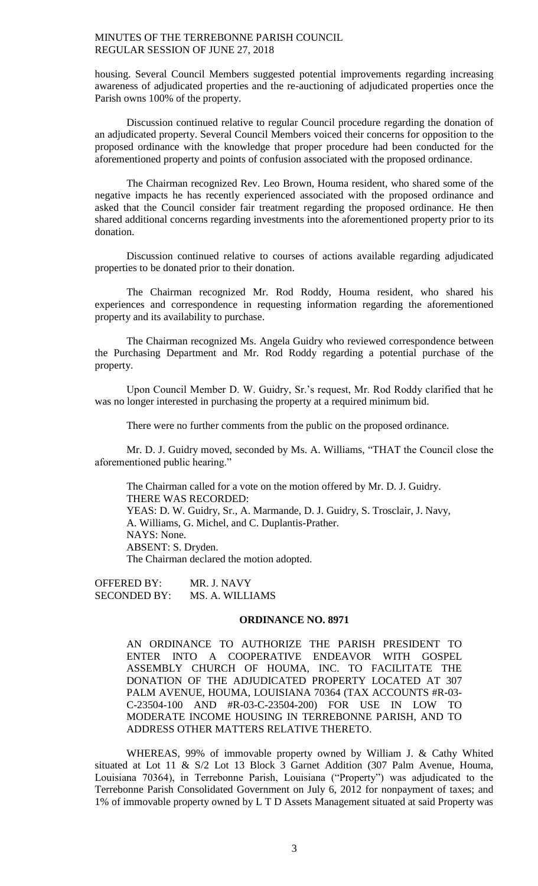housing. Several Council Members suggested potential improvements regarding increasing awareness of adjudicated properties and the re-auctioning of adjudicated properties once the Parish owns 100% of the property.

Discussion continued relative to regular Council procedure regarding the donation of an adjudicated property. Several Council Members voiced their concerns for opposition to the proposed ordinance with the knowledge that proper procedure had been conducted for the aforementioned property and points of confusion associated with the proposed ordinance.

The Chairman recognized Rev. Leo Brown, Houma resident, who shared some of the negative impacts he has recently experienced associated with the proposed ordinance and asked that the Council consider fair treatment regarding the proposed ordinance. He then shared additional concerns regarding investments into the aforementioned property prior to its donation.

Discussion continued relative to courses of actions available regarding adjudicated properties to be donated prior to their donation.

The Chairman recognized Mr. Rod Roddy, Houma resident, who shared his experiences and correspondence in requesting information regarding the aforementioned property and its availability to purchase.

The Chairman recognized Ms. Angela Guidry who reviewed correspondence between the Purchasing Department and Mr. Rod Roddy regarding a potential purchase of the property.

Upon Council Member D. W. Guidry, Sr.'s request, Mr. Rod Roddy clarified that he was no longer interested in purchasing the property at a required minimum bid.

There were no further comments from the public on the proposed ordinance.

Mr. D. J. Guidry moved, seconded by Ms. A. Williams, "THAT the Council close the aforementioned public hearing."

The Chairman called for a vote on the motion offered by Mr. D. J. Guidry.
THERE WAS RECORDED:
YEAS: D. W. Guidry, Sr., A. Marmande, D. J. Guidry, S. Trosclair, J. Navy, A. Williams, G. Michel, and C. Duplantis-Prather.
NAYS: None.
ABSENT: S. Dryden.
The Chairman declared the motion adopted.

OFFERED BY: MR. J. NAVY
SECONDED BY: MS. A. WILLIAMS

**ORDINANCE NO. 8971**

AN ORDINANCE TO AUTHORIZE THE PARISH PRESIDENT TO ENTER INTO A COOPERATIVE ENDEAVOR WITH GOSPEL ASSEMBLY CHURCH OF HOUMA, INC. TO FACILITATE THE DONATION OF THE ADJUDICATED PROPERTY LOCATED AT 307 PALM AVENUE, HOUMA, LOUISIANA 70364 (TAX ACCOUNTS #R-03-C-23504-100 AND #R-03-C-23504-200) FOR USE IN LOW TO MODERATE INCOME HOUSING IN TERREBONNE PARISH, AND TO ADDRESS OTHER MATTERS RELATIVE THERETO.

WHEREAS, 99% of immovable property owned by William J. & Cathy Whited situated at Lot 11 & S/2 Lot 13 Block 3 Garnet Addition (307 Palm Avenue, Houma, Louisiana 70364), in Terrebonne Parish, Louisiana ("Property") was adjudicated to the Terrebonne Parish Consolidated Government on July 6, 2012 for nonpayment of taxes; and 1% of immovable property owned by L T D Assets Management situated at said Property was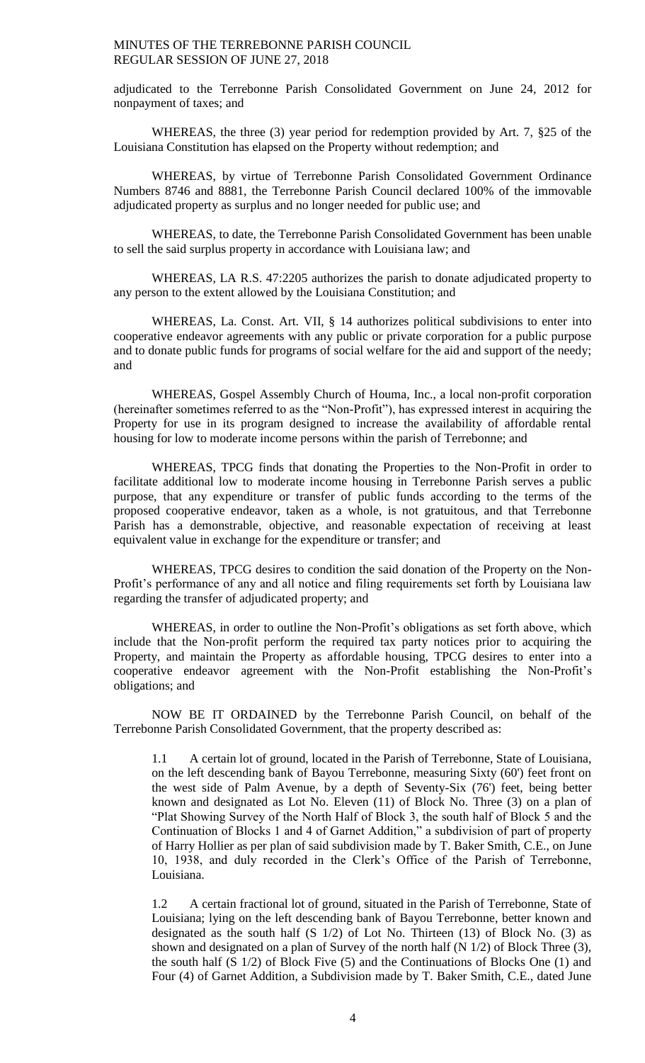adjudicated to the Terrebonne Parish Consolidated Government on June 24, 2012 for nonpayment of taxes; and

WHEREAS, the three (3) year period for redemption provided by Art. 7, §25 of the Louisiana Constitution has elapsed on the Property without redemption; and

WHEREAS, by virtue of Terrebonne Parish Consolidated Government Ordinance Numbers 8746 and 8881, the Terrebonne Parish Council declared 100% of the immovable adjudicated property as surplus and no longer needed for public use; and

WHEREAS, to date, the Terrebonne Parish Consolidated Government has been unable to sell the said surplus property in accordance with Louisiana law; and

WHEREAS, LA R.S. 47:2205 authorizes the parish to donate adjudicated property to any person to the extent allowed by the Louisiana Constitution; and

WHEREAS, La. Const. Art. VII, § 14 authorizes political subdivisions to enter into cooperative endeavor agreements with any public or private corporation for a public purpose and to donate public funds for programs of social welfare for the aid and support of the needy; and

WHEREAS, Gospel Assembly Church of Houma, Inc., a local non-profit corporation (hereinafter sometimes referred to as the "Non-Profit"), has expressed interest in acquiring the Property for use in its program designed to increase the availability of affordable rental housing for low to moderate income persons within the parish of Terrebonne; and

WHEREAS, TPCG finds that donating the Properties to the Non-Profit in order to facilitate additional low to moderate income housing in Terrebonne Parish serves a public purpose, that any expenditure or transfer of public funds according to the terms of the proposed cooperative endeavor, taken as a whole, is not gratuitous, and that Terrebonne Parish has a demonstrable, objective, and reasonable expectation of receiving at least equivalent value in exchange for the expenditure or transfer; and

WHEREAS, TPCG desires to condition the said donation of the Property on the Non-Profit's performance of any and all notice and filing requirements set forth by Louisiana law regarding the transfer of adjudicated property; and

WHEREAS, in order to outline the Non-Profit's obligations as set forth above, which include that the Non-profit perform the required tax party notices prior to acquiring the Property, and maintain the Property as affordable housing, TPCG desires to enter into a cooperative endeavor agreement with the Non-Profit establishing the Non-Profit's obligations; and

NOW BE IT ORDAINED by the Terrebonne Parish Council, on behalf of the Terrebonne Parish Consolidated Government, that the property described as:

1.1 A certain lot of ground, located in the Parish of Terrebonne, State of Louisiana, on the left descending bank of Bayou Terrebonne, measuring Sixty (60') feet front on the west side of Palm Avenue, by a depth of Seventy-Six (76') feet, being better known and designated as Lot No. Eleven (11) of Block No. Three (3) on a plan of "Plat Showing Survey of the North Half of Block 3, the south half of Block 5 and the Continuation of Blocks 1 and 4 of Garnet Addition," a subdivision of part of property of Harry Hollier as per plan of said subdivision made by T. Baker Smith, C.E., on June 10, 1938, and duly recorded in the Clerk's Office of the Parish of Terrebonne, Louisiana.

1.2 A certain fractional lot of ground, situated in the Parish of Terrebonne, State of Louisiana; lying on the left descending bank of Bayou Terrebonne, better known and designated as the south half (S 1/2) of Lot No. Thirteen (13) of Block No. (3) as shown and designated on a plan of Survey of the north half (N 1/2) of Block Three (3), the south half (S 1/2) of Block Five (5) and the Continuations of Blocks One (1) and Four (4) of Garnet Addition, a Subdivision made by T. Baker Smith, C.E., dated June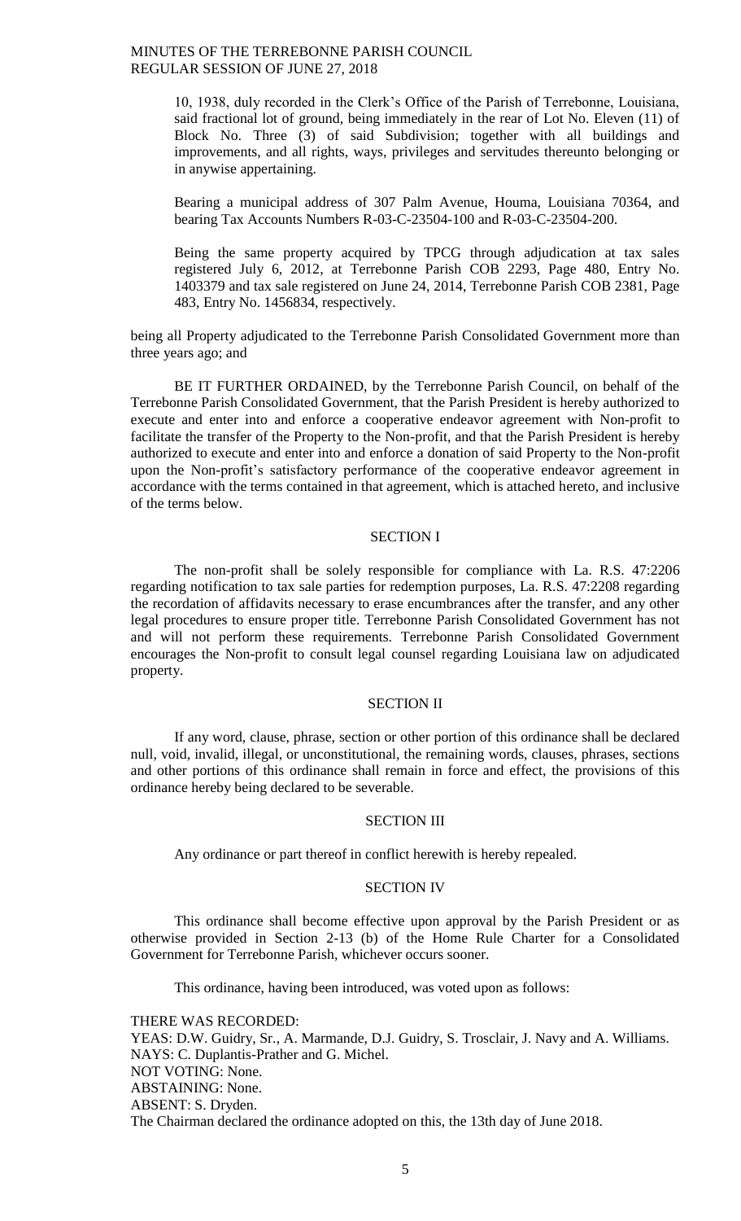10, 1938, duly recorded in the Clerk's Office of the Parish of Terrebonne, Louisiana, said fractional lot of ground, being immediately in the rear of Lot No. Eleven (11) of Block No. Three (3) of said Subdivision; together with all buildings and improvements, and all rights, ways, privileges and servitudes thereunto belonging or in anywise appertaining.

Bearing a municipal address of 307 Palm Avenue, Houma, Louisiana 70364, and bearing Tax Accounts Numbers R-03-C-23504-100 and R-03-C-23504-200.

Being the same property acquired by TPCG through adjudication at tax sales registered July 6, 2012, at Terrebonne Parish COB 2293, Page 480, Entry No. 1403379 and tax sale registered on June 24, 2014, Terrebonne Parish COB 2381, Page 483, Entry No. 1456834, respectively.

being all Property adjudicated to the Terrebonne Parish Consolidated Government more than three years ago; and

BE IT FURTHER ORDAINED, by the Terrebonne Parish Council, on behalf of the Terrebonne Parish Consolidated Government, that the Parish President is hereby authorized to execute and enter into and enforce a cooperative endeavor agreement with Non-profit to facilitate the transfer of the Property to the Non-profit, and that the Parish President is hereby authorized to execute and enter into and enforce a donation of said Property to the Non-profit upon the Non-profit's satisfactory performance of the cooperative endeavor agreement in accordance with the terms contained in that agreement, which is attached hereto, and inclusive of the terms below.

SECTION I

The non-profit shall be solely responsible for compliance with La. R.S. 47:2206 regarding notification to tax sale parties for redemption purposes, La. R.S. 47:2208 regarding the recordation of affidavits necessary to erase encumbrances after the transfer, and any other legal procedures to ensure proper title. Terrebonne Parish Consolidated Government has not and will not perform these requirements. Terrebonne Parish Consolidated Government encourages the Non-profit to consult legal counsel regarding Louisiana law on adjudicated property.

SECTION II

If any word, clause, phrase, section or other portion of this ordinance shall be declared null, void, invalid, illegal, or unconstitutional, the remaining words, clauses, phrases, sections and other portions of this ordinance shall remain in force and effect, the provisions of this ordinance hereby being declared to be severable.

SECTION III

Any ordinance or part thereof in conflict herewith is hereby repealed.

SECTION IV

This ordinance shall become effective upon approval by the Parish President or as otherwise provided in Section 2-13 (b) of the Home Rule Charter for a Consolidated Government for Terrebonne Parish, whichever occurs sooner.

This ordinance, having been introduced, was voted upon as follows:

THERE WAS RECORDED:
YEAS: D.W. Guidry, Sr., A. Marmande, D.J. Guidry, S. Trosclair, J. Navy and A. Williams.
NAYS: C. Duplantis-Prather and G. Michel.
NOT VOTING: None.
ABSTAINING: None.
ABSENT: S. Dryden.
The Chairman declared the ordinance adopted on this, the 13th day of June 2018.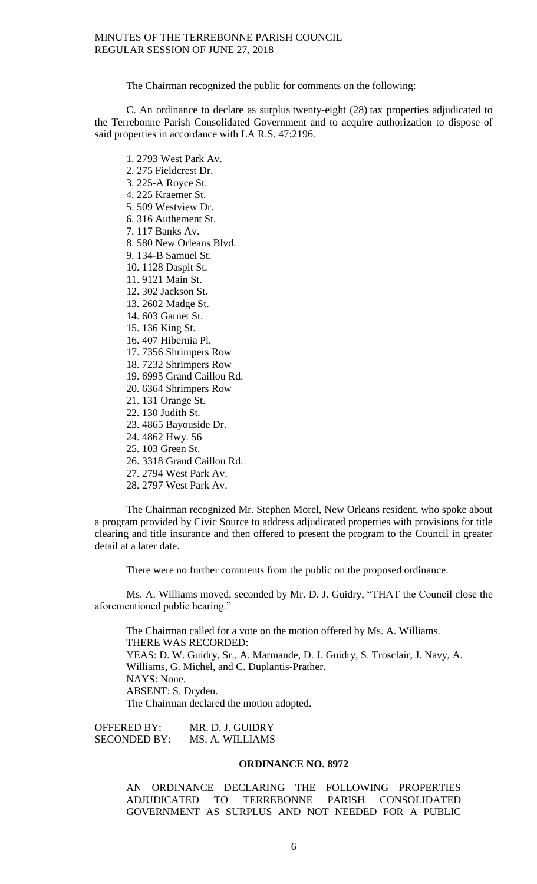The Chairman recognized the public for comments on the following:

C. An ordinance to declare as surplus twenty-eight (28) tax properties adjudicated to the Terrebonne Parish Consolidated Government and to acquire authorization to dispose of said properties in accordance with LA R.S. 47:2196.

1. 2793 West Park Av.
2. 275 Fieldcrest Dr.
3. 225-A Royce St.
4. 225 Kraemer St.
5. 509 Westview Dr.
6. 316 Authement St.
7. 117 Banks Av.
8. 580 New Orleans Blvd.
9. 134-B Samuel St.
10. 1128 Daspit St.
11. 9121 Main St.
12. 302 Jackson St.
13. 2602 Madge St.
14. 603 Garnet St.
15. 136 King St.
16. 407 Hibernia Pl.
17. 7356 Shrimpers Row
18. 7232 Shrimpers Row
19. 6995 Grand Caillou Rd.
20. 6364 Shrimpers Row
21. 131 Orange St.
22. 130 Judith St.
23. 4865 Bayouside Dr.
24. 4862 Hwy. 56
25. 103 Green St.
26. 3318 Grand Caillou Rd.
27. 2794 West Park Av.
28. 2797 West Park Av.

The Chairman recognized Mr. Stephen Morel, New Orleans resident, who spoke about a program provided by Civic Source to address adjudicated properties with provisions for title clearing and title insurance and then offered to present the program to the Council in greater detail at a later date.

There were no further comments from the public on the proposed ordinance.

Ms. A. Williams moved, seconded by Mr. D. J. Guidry, "THAT the Council close the aforementioned public hearing."

The Chairman called for a vote on the motion offered by Ms. A. Williams.
THERE WAS RECORDED:
YEAS: D. W. Guidry, Sr., A. Marmande, D. J. Guidry, S. Trosclair, J. Navy, A. Williams, G. Michel, and C. Duplantis-Prather.
NAYS: None.
ABSENT: S. Dryden.
The Chairman declared the motion adopted.

OFFERED BY: MR. D. J. GUIDRY
SECONDED BY: MS. A. WILLIAMS

**ORDINANCE NO. 8972**

AN ORDINANCE DECLARING THE FOLLOWING PROPERTIES ADJUDICATED TO TERREBONNE PARISH CONSOLIDATED GOVERNMENT AS SURPLUS AND NOT NEEDED FOR A PUBLIC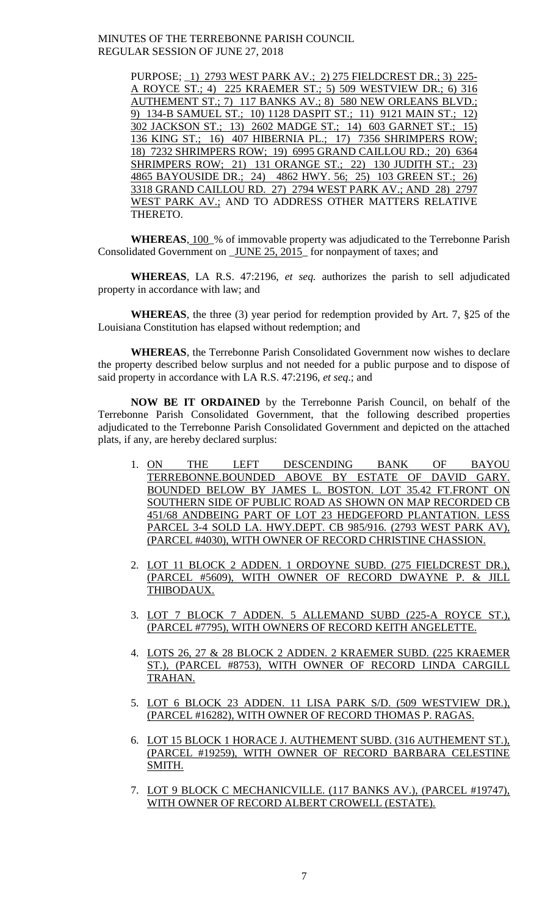PURPOSE; 1) 2793 WEST PARK AV.; 2) 275 FIELDCREST DR.; 3) 225-A ROYCE ST.; 4) 225 KRAEMER ST.; 5) 509 WESTVIEW DR.; 6) 316 AUTHEMENT ST.; 7) 117 BANKS AV.; 8) 580 NEW ORLEANS BLVD.; 9) 134-B SAMUEL ST.; 10) 1128 DASPIT ST.; 11) 9121 MAIN ST.; 12) 302 JACKSON ST.; 13) 2602 MADGE ST.; 14) 603 GARNET ST.; 15) 136 KING ST.; 16) 407 HIBERNIA PL.; 17) 7356 SHRIMPERS ROW; 18) 7232 SHRIMPERS ROW; 19) 6995 GRAND CAILLOU RD.; 20) 6364 SHRIMPERS ROW; 21) 131 ORANGE ST.; 22) 130 JUDITH ST.; 23) 4865 BAYOUSIDE DR.; 24) 4862 HWY. 56; 25) 103 GREEN ST.; 26) 3318 GRAND CAILLOU RD. 27) 2794 WEST PARK AV.; AND 28) 2797 WEST PARK AV.; AND TO ADDRESS OTHER MATTERS RELATIVE THERETO.

**WHEREAS**, 100 % of immovable property was adjudicated to the Terrebonne Parish Consolidated Government on JUNE 25, 2015 for nonpayment of taxes; and

**WHEREAS**, LA R.S. 47:2196, *et seq.* authorizes the parish to sell adjudicated property in accordance with law; and

**WHEREAS**, the three (3) year period for redemption provided by Art. 7, §25 of the Louisiana Constitution has elapsed without redemption; and

**WHEREAS**, the Terrebonne Parish Consolidated Government now wishes to declare the property described below surplus and not needed for a public purpose and to dispose of said property in accordance with LA R.S. 47:2196, *et seq*.; and

**NOW BE IT ORDAINED** by the Terrebonne Parish Council, on behalf of the Terrebonne Parish Consolidated Government, that the following described properties adjudicated to the Terrebonne Parish Consolidated Government and depicted on the attached plats, if any, are hereby declared surplus:

1. ON THE LEFT DESCENDING BANK OF BAYOU TERREBONNE.BOUNDED ABOVE BY ESTATE OF DAVID GARY. BOUNDED BELOW BY JAMES L. BOSTON. LOT 35.42 FT.FRONT ON SOUTHERN SIDE OF PUBLIC ROAD AS SHOWN ON MAP RECORDED CB 451/68 ANDBEING PART OF LOT 23 HEDGEFORD PLANTATION. LESS PARCEL 3-4 SOLD LA. HWY.DEPT. CB 985/916. (2793 WEST PARK AV), (PARCEL #4030), WITH OWNER OF RECORD CHRISTINE CHASSION.
2. LOT 11 BLOCK 2 ADDEN. 1 ORDOYNE SUBD. (275 FIELDCREST DR.), (PARCEL #5609), WITH OWNER OF RECORD DWAYNE P. & JILL THIBODAUX.
3. LOT 7 BLOCK 7 ADDEN. 5 ALLEMAND SUBD (225-A ROYCE ST.), (PARCEL #7795), WITH OWNERS OF RECORD KEITH ANGELETTE.
4. LOTS 26, 27 & 28 BLOCK 2 ADDEN. 2 KRAEMER SUBD. (225 KRAEMER ST.), (PARCEL #8753), WITH OWNER OF RECORD LINDA CARGILL TRAHAN.
5. LOT 6 BLOCK 23 ADDEN. 11 LISA PARK S/D. (509 WESTVIEW DR.), (PARCEL #16282), WITH OWNER OF RECORD THOMAS P. RAGAS.
6. LOT 15 BLOCK 1 HORACE J. AUTHEMENT SUBD. (316 AUTHEMENT ST.), (PARCEL #19259), WITH OWNER OF RECORD BARBARA CELESTINE SMITH.
7. LOT 9 BLOCK C MECHANICVILLE. (117 BANKS AV.), (PARCEL #19747), WITH OWNER OF RECORD ALBERT CROWELL (ESTATE).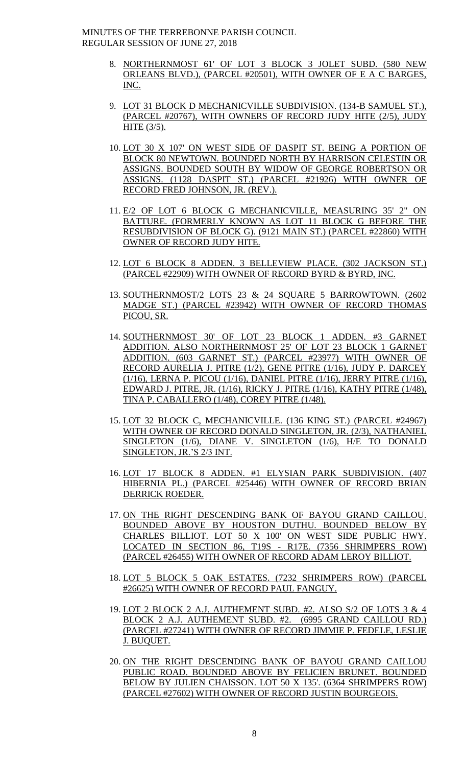8. NORTHERNMOST 61' OF LOT 3 BLOCK 3 JOLET SUBD. (580 NEW ORLEANS BLVD.), (PARCEL #20501), WITH OWNER OF E A C BARGES, INC.

9. LOT 31 BLOCK D MECHANICVILLE SUBDIVISION. (134-B SAMUEL ST.), (PARCEL #20767), WITH OWNERS OF RECORD JUDY HITE (2/5), JUDY HITE (3/5).

10. LOT 30 X 107' ON WEST SIDE OF DASPIT ST. BEING A PORTION OF BLOCK 80 NEWTOWN. BOUNDED NORTH BY HARRISON CELESTIN OR ASSIGNS. BOUNDED SOUTH BY WIDOW OF GEORGE ROBERTSON OR ASSIGNS. (1128 DASPIT ST.) (PARCEL #21926) WITH OWNER OF RECORD FRED JOHNSON, JR. (REV.).

11. E/2 OF LOT 6 BLOCK G MECHANICVILLE, MEASURING 35' 2" ON BATTURE. (FORMERLY KNOWN AS LOT 11 BLOCK G BEFORE THE RESUBDIVISION OF BLOCK G). (9121 MAIN ST.) (PARCEL #22860) WITH OWNER OF RECORD JUDY HITE.

12. LOT 6 BLOCK 8 ADDEN. 3 BELLEVIEW PLACE. (302 JACKSON ST.) (PARCEL #22909) WITH OWNER OF RECORD BYRD & BYRD, INC.

13. SOUTHERNMOST/2 LOTS 23 & 24 SQUARE 5 BARROWTOWN. (2602 MADGE ST.) (PARCEL #23942) WITH OWNER OF RECORD THOMAS PICOU, SR.

14. SOUTHERNMOST 30' OF LOT 23 BLOCK 1 ADDEN. #3 GARNET ADDITION. ALSO NORTHERNMOST 25' OF LOT 23 BLOCK 1 GARNET ADDITION. (603 GARNET ST.) (PARCEL #23977) WITH OWNER OF RECORD AURELIA J. PITRE (1/2), GENE PITRE (1/16), JUDY P. DARCEY (1/16), LERNA P. PICOU (1/16), DANIEL PITRE (1/16), JERRY PITRE (1/16), EDWARD J. PITRE, JR. (1/16), RICKY J. PITRE (1/16), KATHY PITRE (1/48), TINA P. CABALLERO (1/48), COREY PITRE (1/48).

15. LOT 32 BLOCK C, MECHANICVILLE. (136 KING ST.) (PARCEL #24967) WITH OWNER OF RECORD DONALD SINGLETON, JR. (2/3), NATHANIEL SINGLETON (1/6), DIANE V. SINGLETON (1/6), H/E TO DONALD SINGLETON, JR.'S 2/3 INT.

16. LOT 17 BLOCK 8 ADDEN. #1 ELYSIAN PARK SUBDIVISION. (407 HIBERNIA PL.) (PARCEL #25446) WITH OWNER OF RECORD BRIAN DERRICK ROEDER.

17. ON THE RIGHT DESCENDING BANK OF BAYOU GRAND CAILLOU. BOUNDED ABOVE BY HOUSTON DUTHU. BOUNDED BELOW BY CHARLES BILLIOT. LOT 50 X 100' ON WEST SIDE PUBLIC HWY. LOCATED IN SECTION 86, T19S - R17E. (7356 SHRIMPERS ROW) (PARCEL #26455) WITH OWNER OF RECORD ADAM LEROY BILLIOT.

18. LOT 5 BLOCK 5 OAK ESTATES. (7232 SHRIMPERS ROW) (PARCEL #26625) WITH OWNER OF RECORD PAUL FANGUY.

19. LOT 2 BLOCK 2 A.J. AUTHEMENT SUBD. #2. ALSO S/2 OF LOTS 3 & 4 BLOCK 2 A.J. AUTHEMENT SUBD. #2. (6995 GRAND CAILLOU RD.) (PARCEL #27241) WITH OWNER OF RECORD JIMMIE P. FEDELE, LESLIE J. BUQUET.

20. ON THE RIGHT DESCENDING BANK OF BAYOU GRAND CAILLOU PUBLIC ROAD. BOUNDED ABOVE BY FELICIEN BRUNET. BOUNDED BELOW BY JULIEN CHAISSON. LOT 50 X 135'. (6364 SHRIMPERS ROW) (PARCEL #27602) WITH OWNER OF RECORD JUSTIN BOURGEOIS.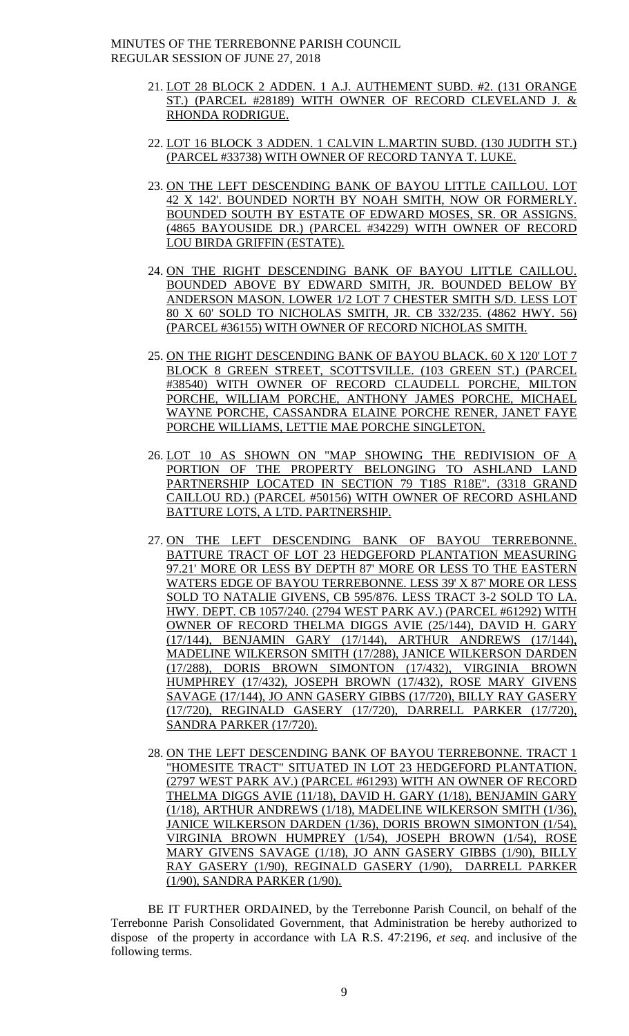21. LOT 28 BLOCK 2 ADDEN. 1 A.J. AUTHEMENT SUBD. #2. (131 ORANGE ST.) (PARCEL #28189) WITH OWNER OF RECORD CLEVELAND J. & RHONDA RODRIGUE.

22. LOT 16 BLOCK 3 ADDEN. 1 CALVIN L.MARTIN SUBD. (130 JUDITH ST.) (PARCEL #33738) WITH OWNER OF RECORD TANYA T. LUKE.

23. ON THE LEFT DESCENDING BANK OF BAYOU LITTLE CAILLOU. LOT 42 X 142'. BOUNDED NORTH BY NOAH SMITH, NOW OR FORMERLY. BOUNDED SOUTH BY ESTATE OF EDWARD MOSES, SR. OR ASSIGNS. (4865 BAYOUSIDE DR.) (PARCEL #34229) WITH OWNER OF RECORD LOU BIRDA GRIFFIN (ESTATE).

24. ON THE RIGHT DESCENDING BANK OF BAYOU LITTLE CAILLOU. BOUNDED ABOVE BY EDWARD SMITH, JR. BOUNDED BELOW BY ANDERSON MASON. LOWER 1/2 LOT 7 CHESTER SMITH S/D. LESS LOT 80 X 60' SOLD TO NICHOLAS SMITH, JR. CB 332/235. (4862 HWY. 56) (PARCEL #36155) WITH OWNER OF RECORD NICHOLAS SMITH.

25. ON THE RIGHT DESCENDING BANK OF BAYOU BLACK. 60 X 120' LOT 7 BLOCK 8 GREEN STREET, SCOTTSVILLE. (103 GREEN ST.) (PARCEL #38540) WITH OWNER OF RECORD CLAUDELL PORCHE, MILTON PORCHE, WILLIAM PORCHE, ANTHONY JAMES PORCHE, MICHAEL WAYNE PORCHE, CASSANDRA ELAINE PORCHE RENER, JANET FAYE PORCHE WILLIAMS, LETTIE MAE PORCHE SINGLETON.

26. LOT 10 AS SHOWN ON "MAP SHOWING THE REDIVISION OF A PORTION OF THE PROPERTY BELONGING TO ASHLAND LAND PARTNERSHIP LOCATED IN SECTION 79 T18S R18E". (3318 GRAND CAILLOU RD.) (PARCEL #50156) WITH OWNER OF RECORD ASHLAND BATTURE LOTS, A LTD. PARTNERSHIP.

27. ON THE LEFT DESCENDING BANK OF BAYOU TERREBONNE. BATTURE TRACT OF LOT 23 HEDGEFORD PLANTATION MEASURING 97.21' MORE OR LESS BY DEPTH 87' MORE OR LESS TO THE EASTERN WATERS EDGE OF BAYOU TERREBONNE. LESS 39' X 87' MORE OR LESS SOLD TO NATALIE GIVENS, CB 595/876. LESS TRACT 3-2 SOLD TO LA. HWY. DEPT. CB 1057/240. (2794 WEST PARK AV.) (PARCEL #61292) WITH OWNER OF RECORD THELMA DIGGS AVIE (25/144), DAVID H. GARY (17/144), BENJAMIN GARY (17/144), ARTHUR ANDREWS (17/144), MADELINE WILKERSON SMITH (17/288), JANICE WILKERSON DARDEN (17/288), DORIS BROWN SIMONTON (17/432), VIRGINIA BROWN HUMPHREY (17/432), JOSEPH BROWN (17/432), ROSE MARY GIVENS SAVAGE (17/144), JO ANN GASERY GIBBS (17/720), BILLY RAY GASERY (17/720), REGINALD GASERY (17/720), DARRELL PARKER (17/720), SANDRA PARKER (17/720).

28. ON THE LEFT DESCENDING BANK OF BAYOU TERREBONNE. TRACT 1 "HOMESITE TRACT" SITUATED IN LOT 23 HEDGEFORD PLANTATION. (2797 WEST PARK AV.) (PARCEL #61293) WITH AN OWNER OF RECORD THELMA DIGGS AVIE (11/18), DAVID H. GARY (1/18), BENJAMIN GARY (1/18), ARTHUR ANDREWS (1/18), MADELINE WILKERSON SMITH (1/36), JANICE WILKERSON DARDEN (1/36), DORIS BROWN SIMONTON (1/54), VIRGINIA BROWN HUMPREY (1/54), JOSEPH BROWN (1/54), ROSE MARY GIVENS SAVAGE (1/18), JO ANN GASERY GIBBS (1/90), BILLY RAY GASERY (1/90), REGINALD GASERY (1/90), DARRELL PARKER (1/90), SANDRA PARKER (1/90).

BE IT FURTHER ORDAINED, by the Terrebonne Parish Council, on behalf of the Terrebonne Parish Consolidated Government, that Administration be hereby authorized to dispose of the property in accordance with LA R.S. 47:2196, *et seq.* and inclusive of the following terms.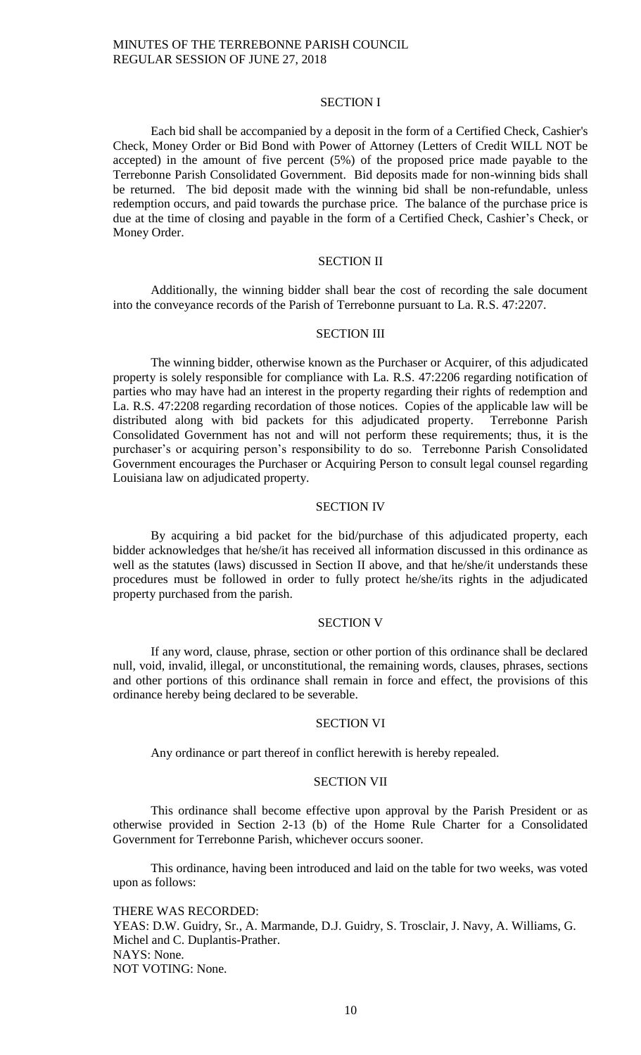SECTION I

Each bid shall be accompanied by a deposit in the form of a Certified Check, Cashier's Check, Money Order or Bid Bond with Power of Attorney (Letters of Credit WILL NOT be accepted) in the amount of five percent (5%) of the proposed price made payable to the Terrebonne Parish Consolidated Government. Bid deposits made for non-winning bids shall be returned. The bid deposit made with the winning bid shall be non-refundable, unless redemption occurs, and paid towards the purchase price. The balance of the purchase price is due at the time of closing and payable in the form of a Certified Check, Cashier's Check, or Money Order.

SECTION II

Additionally, the winning bidder shall bear the cost of recording the sale document into the conveyance records of the Parish of Terrebonne pursuant to La. R.S. 47:2207.

SECTION III

The winning bidder, otherwise known as the Purchaser or Acquirer, of this adjudicated property is solely responsible for compliance with La. R.S. 47:2206 regarding notification of parties who may have had an interest in the property regarding their rights of redemption and La. R.S. 47:2208 regarding recordation of those notices. Copies of the applicable law will be distributed along with bid packets for this adjudicated property. Terrebonne Parish Consolidated Government has not and will not perform these requirements; thus, it is the purchaser's or acquiring person's responsibility to do so. Terrebonne Parish Consolidated Government encourages the Purchaser or Acquiring Person to consult legal counsel regarding Louisiana law on adjudicated property.

SECTION IV

By acquiring a bid packet for the bid/purchase of this adjudicated property, each bidder acknowledges that he/she/it has received all information discussed in this ordinance as well as the statutes (laws) discussed in Section II above, and that he/she/it understands these procedures must be followed in order to fully protect he/she/its rights in the adjudicated property purchased from the parish.

SECTION V

If any word, clause, phrase, section or other portion of this ordinance shall be declared null, void, invalid, illegal, or unconstitutional, the remaining words, clauses, phrases, sections and other portions of this ordinance shall remain in force and effect, the provisions of this ordinance hereby being declared to be severable.

SECTION VI

Any ordinance or part thereof in conflict herewith is hereby repealed.

SECTION VII

This ordinance shall become effective upon approval by the Parish President or as otherwise provided in Section 2-13 (b) of the Home Rule Charter for a Consolidated Government for Terrebonne Parish, whichever occurs sooner.

This ordinance, having been introduced and laid on the table for two weeks, was voted upon as follows:

THERE WAS RECORDED:
YEAS: D.W. Guidry, Sr., A. Marmande, D.J. Guidry, S. Trosclair, J. Navy, A. Williams, G. Michel and C. Duplantis-Prather.
NAYS: None.
NOT VOTING: None.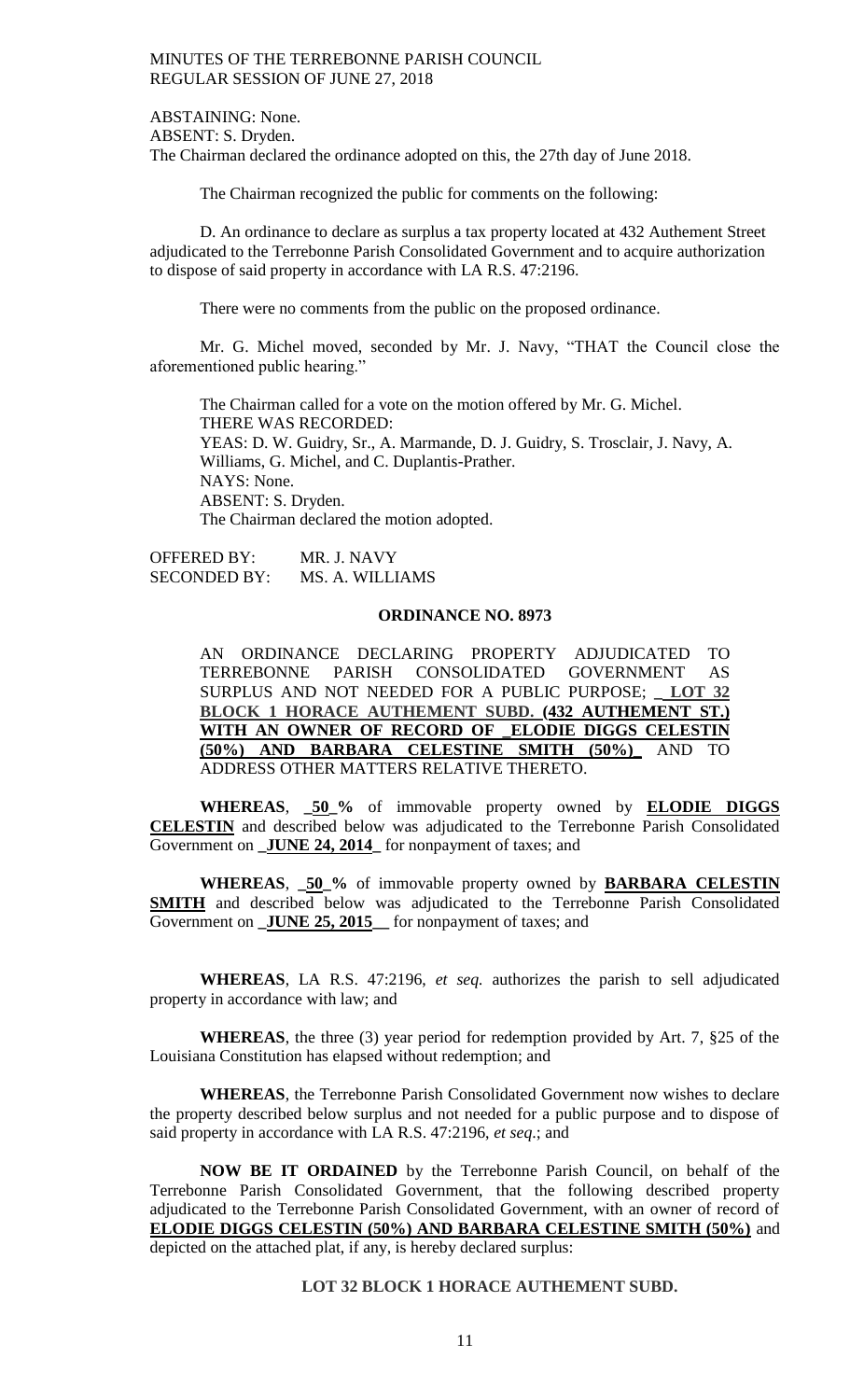ABSTAINING: None.
ABSENT: S. Dryden.
The Chairman declared the ordinance adopted on this, the 27th day of June 2018.

The Chairman recognized the public for comments on the following:

D. An ordinance to declare as surplus a tax property located at 432 Authement Street adjudicated to the Terrebonne Parish Consolidated Government and to acquire authorization to dispose of said property in accordance with LA R.S. 47:2196.

There were no comments from the public on the proposed ordinance.

Mr. G. Michel moved, seconded by Mr. J. Navy, "THAT the Council close the aforementioned public hearing."

The Chairman called for a vote on the motion offered by Mr. G. Michel.
THERE WAS RECORDED:
YEAS: D. W. Guidry, Sr., A. Marmande, D. J. Guidry, S. Trosclair, J. Navy, A. Williams, G. Michel, and C. Duplantis-Prather.
NAYS: None.
ABSENT: S. Dryden.
The Chairman declared the motion adopted.

OFFERED BY: MR. J. NAVY
SECONDED BY: MS. A. WILLIAMS

**ORDINANCE NO. 8973**

AN ORDINANCE DECLARING PROPERTY ADJUDICATED TO TERREBONNE PARISH CONSOLIDATED GOVERNMENT AS SURPLUS AND NOT NEEDED FOR A PUBLIC PURPOSE; **_LOT 32 BLOCK 1 HORACE AUTHEMENT SUBD. (432 AUTHEMENT ST.) WITH AN OWNER OF RECORD OF _ELODIE DIGGS CELESTIN (50%) AND BARBARA CELESTINE SMITH (50%)_** AND TO ADDRESS OTHER MATTERS RELATIVE THERETO.

**WHEREAS**, **_50_%** of immovable property owned by **ELODIE DIGGS CELESTIN** and described below was adjudicated to the Terrebonne Parish Consolidated Government on **_JUNE 24, 2014_** for nonpayment of taxes; and

**WHEREAS**, **_50_%** of immovable property owned by **BARBARA CELESTIN SMITH** and described below was adjudicated to the Terrebonne Parish Consolidated Government on **_JUNE 25, 2015__** for nonpayment of taxes; and

**WHEREAS**, LA R.S. 47:2196, *et seq.* authorizes the parish to sell adjudicated property in accordance with law; and

**WHEREAS**, the three (3) year period for redemption provided by Art. 7, §25 of the Louisiana Constitution has elapsed without redemption; and

**WHEREAS**, the Terrebonne Parish Consolidated Government now wishes to declare the property described below surplus and not needed for a public purpose and to dispose of said property in accordance with LA R.S. 47:2196, *et seq*.; and

**NOW BE IT ORDAINED** by the Terrebonne Parish Council, on behalf of the Terrebonne Parish Consolidated Government, that the following described property adjudicated to the Terrebonne Parish Consolidated Government, with an owner of record of **ELODIE DIGGS CELESTIN (50%) AND BARBARA CELESTINE SMITH (50%)** and depicted on the attached plat, if any, is hereby declared surplus:

**LOT 32 BLOCK 1 HORACE AUTHEMENT SUBD.**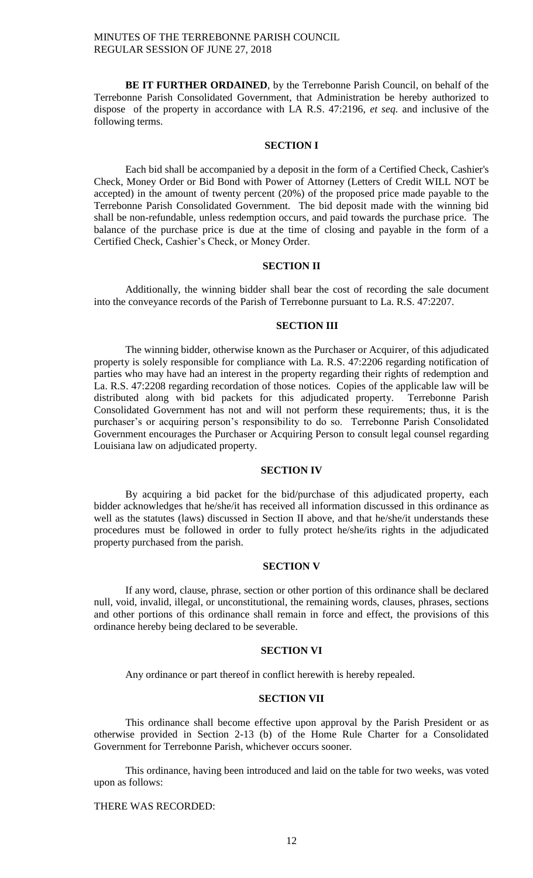**BE IT FURTHER ORDAINED**, by the Terrebonne Parish Council, on behalf of the Terrebonne Parish Consolidated Government, that Administration be hereby authorized to dispose of the property in accordance with LA R.S. 47:2196, *et seq.* and inclusive of the following terms.

**SECTION I**

Each bid shall be accompanied by a deposit in the form of a Certified Check, Cashier's Check, Money Order or Bid Bond with Power of Attorney (Letters of Credit WILL NOT be accepted) in the amount of twenty percent (20%) of the proposed price made payable to the Terrebonne Parish Consolidated Government. The bid deposit made with the winning bid shall be non-refundable, unless redemption occurs, and paid towards the purchase price. The balance of the purchase price is due at the time of closing and payable in the form of a Certified Check, Cashier's Check, or Money Order.

**SECTION II**

Additionally, the winning bidder shall bear the cost of recording the sale document into the conveyance records of the Parish of Terrebonne pursuant to La. R.S. 47:2207.

**SECTION III**

The winning bidder, otherwise known as the Purchaser or Acquirer, of this adjudicated property is solely responsible for compliance with La. R.S. 47:2206 regarding notification of parties who may have had an interest in the property regarding their rights of redemption and La. R.S. 47:2208 regarding recordation of those notices. Copies of the applicable law will be distributed along with bid packets for this adjudicated property. Terrebonne Parish Consolidated Government has not and will not perform these requirements; thus, it is the purchaser's or acquiring person's responsibility to do so. Terrebonne Parish Consolidated Government encourages the Purchaser or Acquiring Person to consult legal counsel regarding Louisiana law on adjudicated property.

**SECTION IV**

By acquiring a bid packet for the bid/purchase of this adjudicated property, each bidder acknowledges that he/she/it has received all information discussed in this ordinance as well as the statutes (laws) discussed in Section II above, and that he/she/it understands these procedures must be followed in order to fully protect he/she/its rights in the adjudicated property purchased from the parish.

**SECTION V**

If any word, clause, phrase, section or other portion of this ordinance shall be declared null, void, invalid, illegal, or unconstitutional, the remaining words, clauses, phrases, sections and other portions of this ordinance shall remain in force and effect, the provisions of this ordinance hereby being declared to be severable.

**SECTION VI**

Any ordinance or part thereof in conflict herewith is hereby repealed.

**SECTION VII**

This ordinance shall become effective upon approval by the Parish President or as otherwise provided in Section 2-13 (b) of the Home Rule Charter for a Consolidated Government for Terrebonne Parish, whichever occurs sooner.

This ordinance, having been introduced and laid on the table for two weeks, was voted upon as follows:

THERE WAS RECORDED: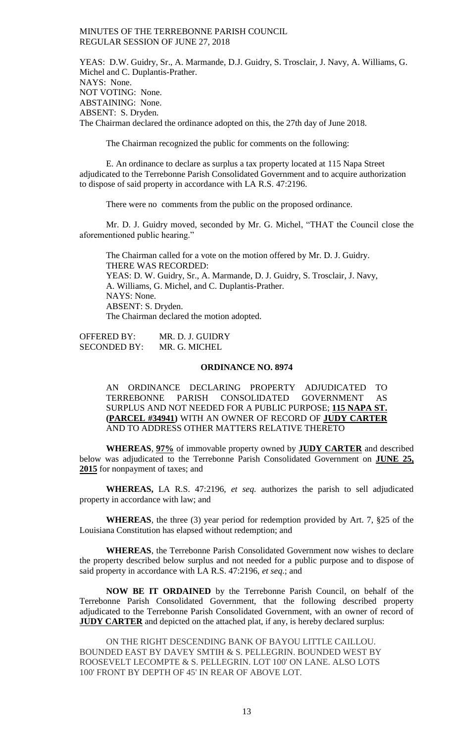YEAS: D.W. Guidry, Sr., A. Marmande, D.J. Guidry, S. Trosclair, J. Navy, A. Williams, G. Michel and C. Duplantis-Prather.
NAYS: None.
NOT VOTING: None.
ABSTAINING: None.
ABSENT: S. Dryden.
The Chairman declared the ordinance adopted on this, the 27th day of June 2018.

The Chairman recognized the public for comments on the following:

E. An ordinance to declare as surplus a tax property located at 115 Napa Street adjudicated to the Terrebonne Parish Consolidated Government and to acquire authorization to dispose of said property in accordance with LA R.S. 47:2196.

There were no comments from the public on the proposed ordinance.

Mr. D. J. Guidry moved, seconded by Mr. G. Michel, "THAT the Council close the aforementioned public hearing."

The Chairman called for a vote on the motion offered by Mr. D. J. Guidry.
THERE WAS RECORDED:
YEAS: D. W. Guidry, Sr., A. Marmande, D. J. Guidry, S. Trosclair, J. Navy, A. Williams, G. Michel, and C. Duplantis-Prather.
NAYS: None.
ABSENT: S. Dryden.
The Chairman declared the motion adopted.

OFFERED BY: MR. D. J. GUIDRY
SECONDED BY: MR. G. MICHEL

**ORDINANCE NO. 8974**

AN ORDINANCE DECLARING PROPERTY ADJUDICATED TO TERREBONNE PARISH CONSOLIDATED GOVERNMENT AS SURPLUS AND NOT NEEDED FOR A PUBLIC PURPOSE; **115 NAPA ST. (PARCEL #34941)** WITH AN OWNER OF RECORD OF **JUDY CARTER** AND TO ADDRESS OTHER MATTERS RELATIVE THERETO

**WHEREAS**, **97%** of immovable property owned by **JUDY CARTER** and described below was adjudicated to the Terrebonne Parish Consolidated Government on **JUNE 25, 2015** for nonpayment of taxes; and

**WHEREAS,** LA R.S. 47:2196, *et seq.* authorizes the parish to sell adjudicated property in accordance with law; and

**WHEREAS**, the three (3) year period for redemption provided by Art. 7, §25 of the Louisiana Constitution has elapsed without redemption; and

**WHEREAS**, the Terrebonne Parish Consolidated Government now wishes to declare the property described below surplus and not needed for a public purpose and to dispose of said property in accordance with LA R.S. 47:2196, *et seq*.; and

**NOW BE IT ORDAINED** by the Terrebonne Parish Council, on behalf of the Terrebonne Parish Consolidated Government, that the following described property adjudicated to the Terrebonne Parish Consolidated Government, with an owner of record of **JUDY CARTER** and depicted on the attached plat, if any, is hereby declared surplus:

ON THE RIGHT DESCENDING BANK OF BAYOU LITTLE CAILLOU. BOUNDED EAST BY DAVEY SMTIH & S. PELLEGRIN. BOUNDED WEST BY ROOSEVELT LECOMPTE & S. PELLEGRIN. LOT 100' ON LANE. ALSO LOTS 100' FRONT BY DEPTH OF 45' IN REAR OF ABOVE LOT.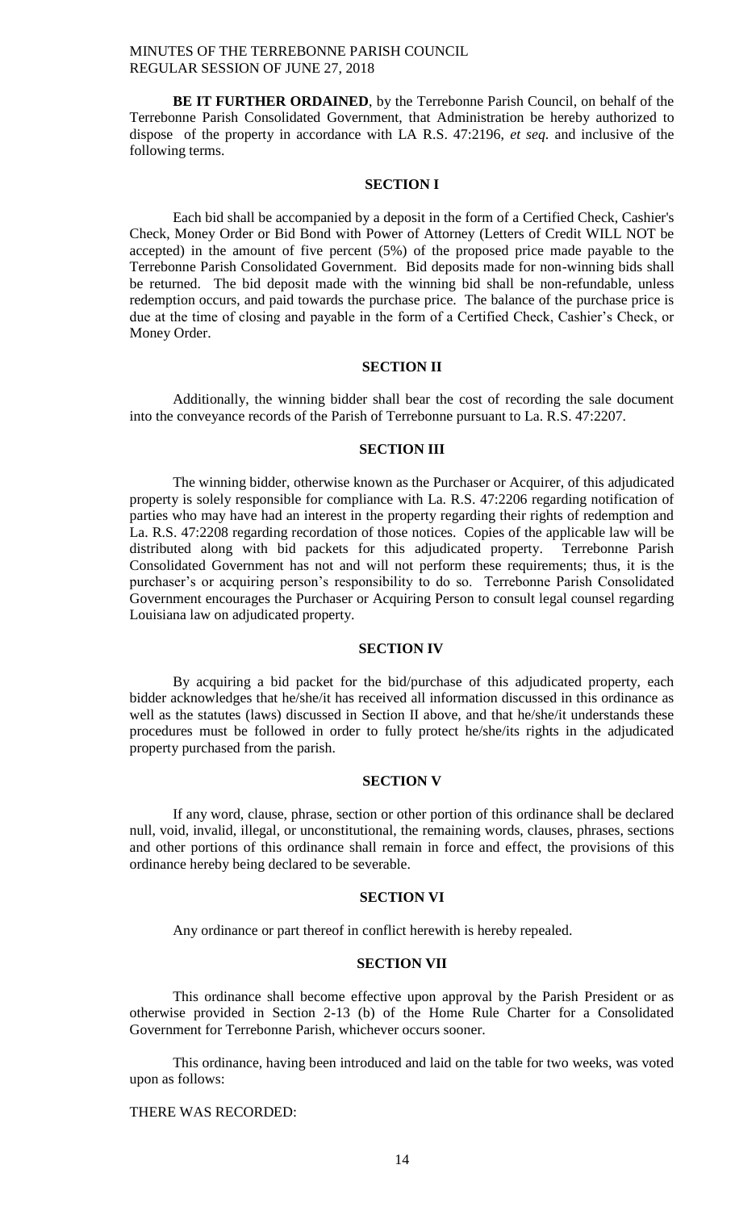**BE IT FURTHER ORDAINED**, by the Terrebonne Parish Council, on behalf of the Terrebonne Parish Consolidated Government, that Administration be hereby authorized to dispose of the property in accordance with LA R.S. 47:2196, *et seq.* and inclusive of the following terms.

**SECTION I**

Each bid shall be accompanied by a deposit in the form of a Certified Check, Cashier's Check, Money Order or Bid Bond with Power of Attorney (Letters of Credit WILL NOT be accepted) in the amount of five percent (5%) of the proposed price made payable to the Terrebonne Parish Consolidated Government. Bid deposits made for non-winning bids shall be returned. The bid deposit made with the winning bid shall be non-refundable, unless redemption occurs, and paid towards the purchase price. The balance of the purchase price is due at the time of closing and payable in the form of a Certified Check, Cashier's Check, or Money Order.

**SECTION II**

Additionally, the winning bidder shall bear the cost of recording the sale document into the conveyance records of the Parish of Terrebonne pursuant to La. R.S. 47:2207.

**SECTION III**

The winning bidder, otherwise known as the Purchaser or Acquirer, of this adjudicated property is solely responsible for compliance with La. R.S. 47:2206 regarding notification of parties who may have had an interest in the property regarding their rights of redemption and La. R.S. 47:2208 regarding recordation of those notices. Copies of the applicable law will be distributed along with bid packets for this adjudicated property. Terrebonne Parish Consolidated Government has not and will not perform these requirements; thus, it is the purchaser's or acquiring person's responsibility to do so. Terrebonne Parish Consolidated Government encourages the Purchaser or Acquiring Person to consult legal counsel regarding Louisiana law on adjudicated property.

**SECTION IV**

By acquiring a bid packet for the bid/purchase of this adjudicated property, each bidder acknowledges that he/she/it has received all information discussed in this ordinance as well as the statutes (laws) discussed in Section II above, and that he/she/it understands these procedures must be followed in order to fully protect he/she/its rights in the adjudicated property purchased from the parish.

**SECTION V**

If any word, clause, phrase, section or other portion of this ordinance shall be declared null, void, invalid, illegal, or unconstitutional, the remaining words, clauses, phrases, sections and other portions of this ordinance shall remain in force and effect, the provisions of this ordinance hereby being declared to be severable.

**SECTION VI**

Any ordinance or part thereof in conflict herewith is hereby repealed.

**SECTION VII**

This ordinance shall become effective upon approval by the Parish President or as otherwise provided in Section 2-13 (b) of the Home Rule Charter for a Consolidated Government for Terrebonne Parish, whichever occurs sooner.

This ordinance, having been introduced and laid on the table for two weeks, was voted upon as follows:

THERE WAS RECORDED: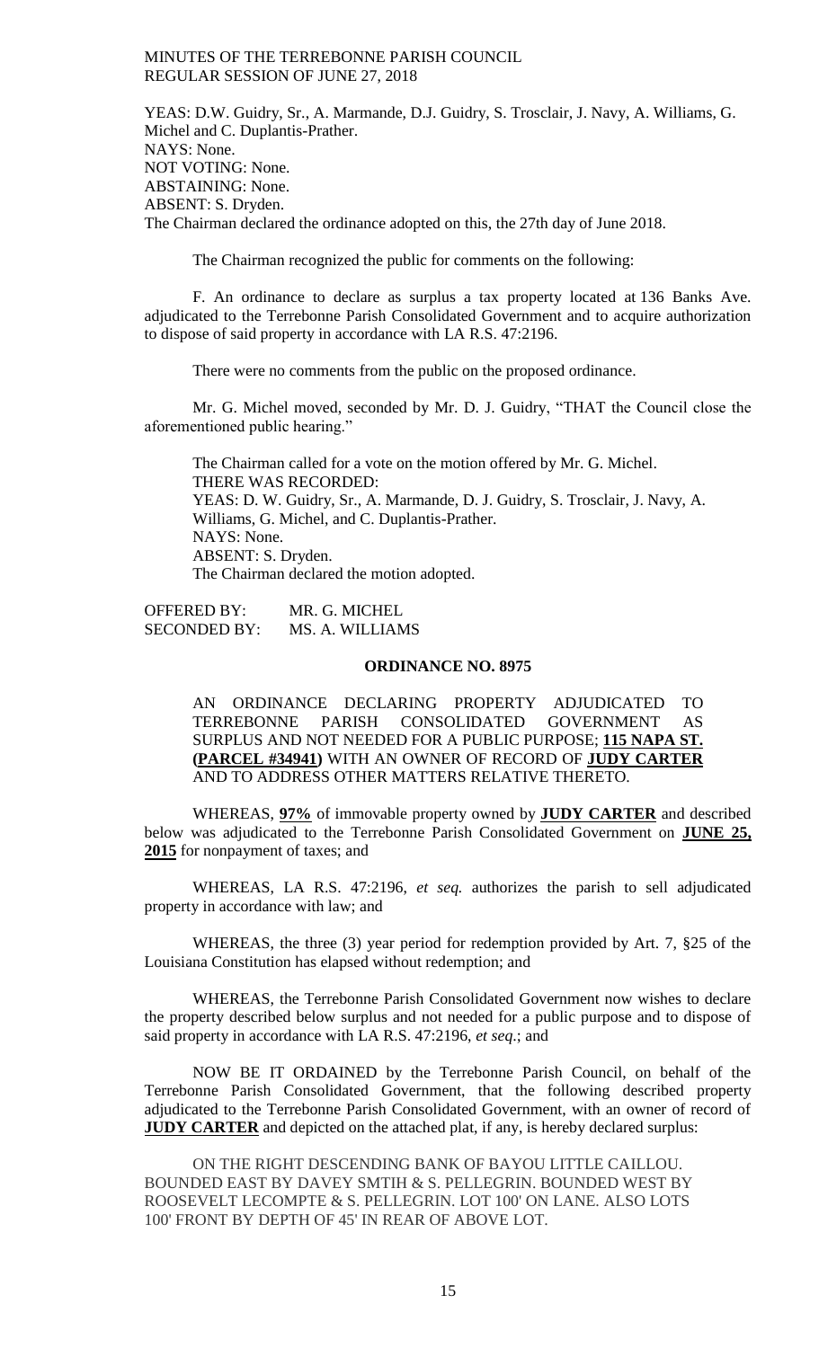YEAS: D.W. Guidry, Sr., A. Marmande, D.J. Guidry, S. Trosclair, J. Navy, A. Williams, G. Michel and C. Duplantis-Prather.
NAYS: None.
NOT VOTING: None.
ABSTAINING: None.
ABSENT: S. Dryden.
The Chairman declared the ordinance adopted on this, the 27th day of June 2018.

The Chairman recognized the public for comments on the following:

F. An ordinance to declare as surplus a tax property located at 136 Banks Ave. adjudicated to the Terrebonne Parish Consolidated Government and to acquire authorization to dispose of said property in accordance with LA R.S. 47:2196.

There were no comments from the public on the proposed ordinance.

Mr. G. Michel moved, seconded by Mr. D. J. Guidry, "THAT the Council close the aforementioned public hearing."

The Chairman called for a vote on the motion offered by Mr. G. Michel.
THERE WAS RECORDED:
YEAS: D. W. Guidry, Sr., A. Marmande, D. J. Guidry, S. Trosclair, J. Navy, A. Williams, G. Michel, and C. Duplantis-Prather.
NAYS: None.
ABSENT: S. Dryden.
The Chairman declared the motion adopted.

OFFERED BY: MR. G. MICHEL
SECONDED BY: MS. A. WILLIAMS

**ORDINANCE NO. 8975**

AN ORDINANCE DECLARING PROPERTY ADJUDICATED TO TERREBONNE PARISH CONSOLIDATED GOVERNMENT AS SURPLUS AND NOT NEEDED FOR A PUBLIC PURPOSE; **115 NAPA ST. (PARCEL #34941)** WITH AN OWNER OF RECORD OF **JUDY CARTER** AND TO ADDRESS OTHER MATTERS RELATIVE THERETO.

WHEREAS, **97%** of immovable property owned by **JUDY CARTER** and described below was adjudicated to the Terrebonne Parish Consolidated Government on **JUNE 25, 2015** for nonpayment of taxes; and

WHEREAS, LA R.S. 47:2196, *et seq.* authorizes the parish to sell adjudicated property in accordance with law; and

WHEREAS, the three (3) year period for redemption provided by Art. 7, §25 of the Louisiana Constitution has elapsed without redemption; and

WHEREAS, the Terrebonne Parish Consolidated Government now wishes to declare the property described below surplus and not needed for a public purpose and to dispose of said property in accordance with LA R.S. 47:2196, *et seq*.; and

NOW BE IT ORDAINED by the Terrebonne Parish Council, on behalf of the Terrebonne Parish Consolidated Government, that the following described property adjudicated to the Terrebonne Parish Consolidated Government, with an owner of record of **JUDY CARTER** and depicted on the attached plat, if any, is hereby declared surplus:

ON THE RIGHT DESCENDING BANK OF BAYOU LITTLE CAILLOU. BOUNDED EAST BY DAVEY SMTIH & S. PELLEGRIN. BOUNDED WEST BY ROOSEVELT LECOMPTE & S. PELLEGRIN. LOT 100' ON LANE. ALSO LOTS 100' FRONT BY DEPTH OF 45' IN REAR OF ABOVE LOT.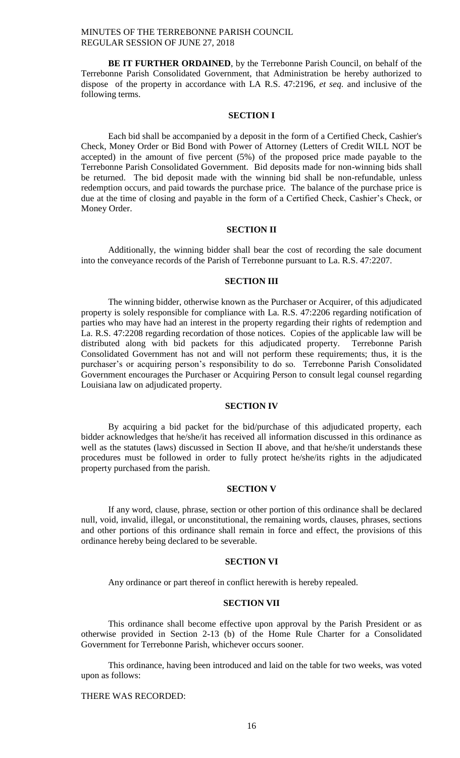**BE IT FURTHER ORDAINED**, by the Terrebonne Parish Council, on behalf of the Terrebonne Parish Consolidated Government, that Administration be hereby authorized to dispose of the property in accordance with LA R.S. 47:2196, *et seq.* and inclusive of the following terms.

**SECTION I**

Each bid shall be accompanied by a deposit in the form of a Certified Check, Cashier's Check, Money Order or Bid Bond with Power of Attorney (Letters of Credit WILL NOT be accepted) in the amount of five percent (5%) of the proposed price made payable to the Terrebonne Parish Consolidated Government. Bid deposits made for non-winning bids shall be returned. The bid deposit made with the winning bid shall be non-refundable, unless redemption occurs, and paid towards the purchase price. The balance of the purchase price is due at the time of closing and payable in the form of a Certified Check, Cashier's Check, or Money Order.

**SECTION II**

Additionally, the winning bidder shall bear the cost of recording the sale document into the conveyance records of the Parish of Terrebonne pursuant to La. R.S. 47:2207.

**SECTION III**

The winning bidder, otherwise known as the Purchaser or Acquirer, of this adjudicated property is solely responsible for compliance with La. R.S. 47:2206 regarding notification of parties who may have had an interest in the property regarding their rights of redemption and La. R.S. 47:2208 regarding recordation of those notices. Copies of the applicable law will be distributed along with bid packets for this adjudicated property. Terrebonne Parish Consolidated Government has not and will not perform these requirements; thus, it is the purchaser's or acquiring person's responsibility to do so. Terrebonne Parish Consolidated Government encourages the Purchaser or Acquiring Person to consult legal counsel regarding Louisiana law on adjudicated property.

**SECTION IV**

By acquiring a bid packet for the bid/purchase of this adjudicated property, each bidder acknowledges that he/she/it has received all information discussed in this ordinance as well as the statutes (laws) discussed in Section II above, and that he/she/it understands these procedures must be followed in order to fully protect he/she/its rights in the adjudicated property purchased from the parish.

**SECTION V**

If any word, clause, phrase, section or other portion of this ordinance shall be declared null, void, invalid, illegal, or unconstitutional, the remaining words, clauses, phrases, sections and other portions of this ordinance shall remain in force and effect, the provisions of this ordinance hereby being declared to be severable.

**SECTION VI**

Any ordinance or part thereof in conflict herewith is hereby repealed.

**SECTION VII**

This ordinance shall become effective upon approval by the Parish President or as otherwise provided in Section 2-13 (b) of the Home Rule Charter for a Consolidated Government for Terrebonne Parish, whichever occurs sooner.

This ordinance, having been introduced and laid on the table for two weeks, was voted upon as follows:

THERE WAS RECORDED: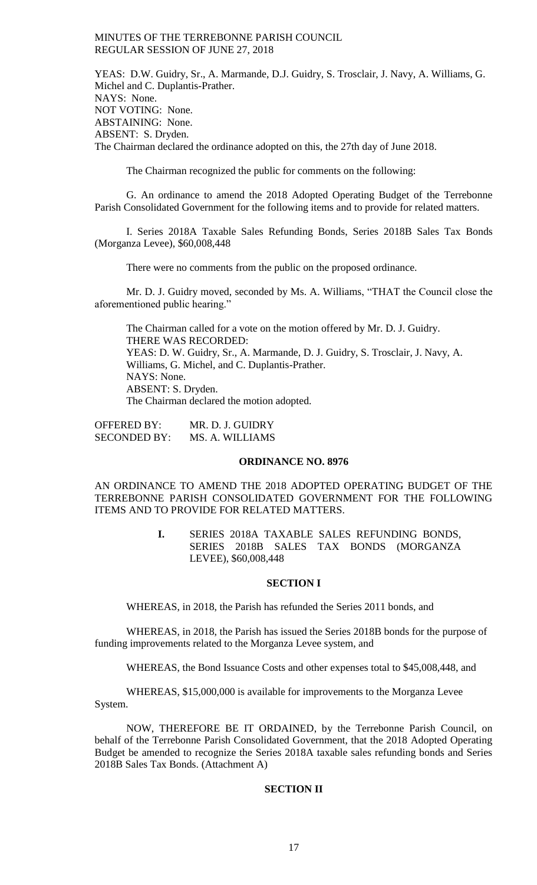YEAS: D.W. Guidry, Sr., A. Marmande, D.J. Guidry, S. Trosclair, J. Navy, A. Williams, G. Michel and C. Duplantis-Prather.
NAYS: None.
NOT VOTING: None.
ABSTAINING: None.
ABSENT: S. Dryden.
The Chairman declared the ordinance adopted on this, the 27th day of June 2018.

The Chairman recognized the public for comments on the following:

G. An ordinance to amend the 2018 Adopted Operating Budget of the Terrebonne Parish Consolidated Government for the following items and to provide for related matters.

I. Series 2018A Taxable Sales Refunding Bonds, Series 2018B Sales Tax Bonds (Morganza Levee), $60,008,448

There were no comments from the public on the proposed ordinance.

Mr. D. J. Guidry moved, seconded by Ms. A. Williams, "THAT the Council close the aforementioned public hearing."

The Chairman called for a vote on the motion offered by Mr. D. J. Guidry.
THERE WAS RECORDED:
YEAS: D. W. Guidry, Sr., A. Marmande, D. J. Guidry, S. Trosclair, J. Navy, A. Williams, G. Michel, and C. Duplantis-Prather.
NAYS: None.
ABSENT: S. Dryden.
The Chairman declared the motion adopted.

OFFERED BY: MR. D. J. GUIDRY
SECONDED BY: MS. A. WILLIAMS

**ORDINANCE NO. 8976**

AN ORDINANCE TO AMEND THE 2018 ADOPTED OPERATING BUDGET OF THE TERREBONNE PARISH CONSOLIDATED GOVERNMENT FOR THE FOLLOWING ITEMS AND TO PROVIDE FOR RELATED MATTERS.

**I.** SERIES 2018A TAXABLE SALES REFUNDING BONDS, SERIES 2018B SALES TAX BONDS (MORGANZA LEVEE), $60,008,448

**SECTION I**

WHEREAS, in 2018, the Parish has refunded the Series 2011 bonds, and

WHEREAS, in 2018, the Parish has issued the Series 2018B bonds for the purpose of funding improvements related to the Morganza Levee system, and

WHEREAS, the Bond Issuance Costs and other expenses total to $45,008,448, and

WHEREAS, $15,000,000 is available for improvements to the Morganza Levee System.

NOW, THEREFORE BE IT ORDAINED, by the Terrebonne Parish Council, on behalf of the Terrebonne Parish Consolidated Government, that the 2018 Adopted Operating Budget be amended to recognize the Series 2018A taxable sales refunding bonds and Series 2018B Sales Tax Bonds. (Attachment A)

**SECTION II**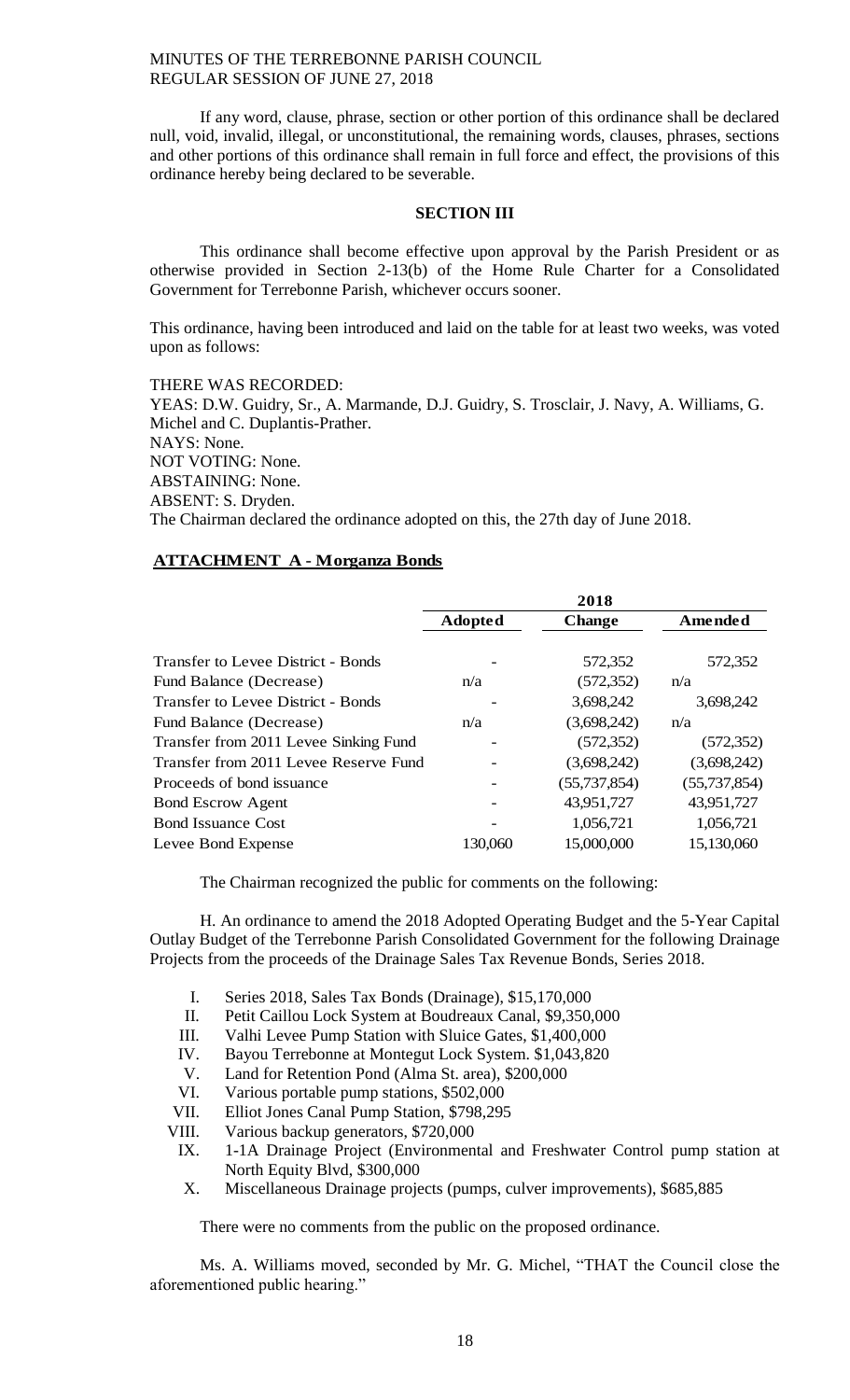If any word, clause, phrase, section or other portion of this ordinance shall be declared null, void, invalid, illegal, or unconstitutional, the remaining words, clauses, phrases, sections and other portions of this ordinance shall remain in full force and effect, the provisions of this ordinance hereby being declared to be severable.

**SECTION III**

This ordinance shall become effective upon approval by the Parish President or as otherwise provided in Section 2-13(b) of the Home Rule Charter for a Consolidated Government for Terrebonne Parish, whichever occurs sooner.

This ordinance, having been introduced and laid on the table for at least two weeks, was voted upon as follows:

THERE WAS RECORDED:
YEAS: D.W. Guidry, Sr., A. Marmande, D.J. Guidry, S. Trosclair, J. Navy, A. Williams, G. Michel and C. Duplantis-Prather.
NAYS: None.
NOT VOTING: None.
ABSTAINING: None.
ABSENT: S. Dryden.
The Chairman declared the ordinance adopted on this, the 27th day of June 2018.

**ATTACHMENT A - Morganza Bonds**

| | 2018 | | |
|---|---|---|---|
| | **Adopted** | **Change** | **Amended** |
| Transfer to Levee District - Bonds | - | 572,352 | 572,352 |
| Fund Balance (Decrease) | n/a | (572,352) | n/a |
| Transfer to Levee District - Bonds | - | 3,698,242 | 3,698,242 |
| Fund Balance (Decrease) | n/a | (3,698,242) | n/a |
| Transfer from 2011 Levee Sinking Fund | - | (572,352) | (572,352) |
| Transfer from 2011 Levee Reserve Fund | - | (3,698,242) | (3,698,242) |
| Proceeds of bond issuance | - | (55,737,854) | (55,737,854) |
| Bond Escrow Agent | - | 43,951,727 | 43,951,727 |
| Bond Issuance Cost | - | 1,056,721 | 1,056,721 |
| Levee Bond Expense | 130,060 | 15,000,000 | 15,130,060 |

The Chairman recognized the public for comments on the following:

H. An ordinance to amend the 2018 Adopted Operating Budget and the 5-Year Capital Outlay Budget of the Terrebonne Parish Consolidated Government for the following Drainage Projects from the proceeds of the Drainage Sales Tax Revenue Bonds, Series 2018.

I. Series 2018, Sales Tax Bonds (Drainage), $15,170,000
II. Petit Caillou Lock System at Boudreaux Canal, $9,350,000
III. Valhi Levee Pump Station with Sluice Gates, $1,400,000
IV. Bayou Terrebonne at Montegut Lock System. $1,043,820
V. Land for Retention Pond (Alma St. area), $200,000
VI. Various portable pump stations, $502,000
VII. Elliot Jones Canal Pump Station, $798,295
VIII. Various backup generators, $720,000
IX. 1-1A Drainage Project (Environmental and Freshwater Control pump station at North Equity Blvd, $300,000
X. Miscellaneous Drainage projects (pumps, culver improvements), $685,885

There were no comments from the public on the proposed ordinance.

Ms. A. Williams moved, seconded by Mr. G. Michel, "THAT the Council close the aforementioned public hearing."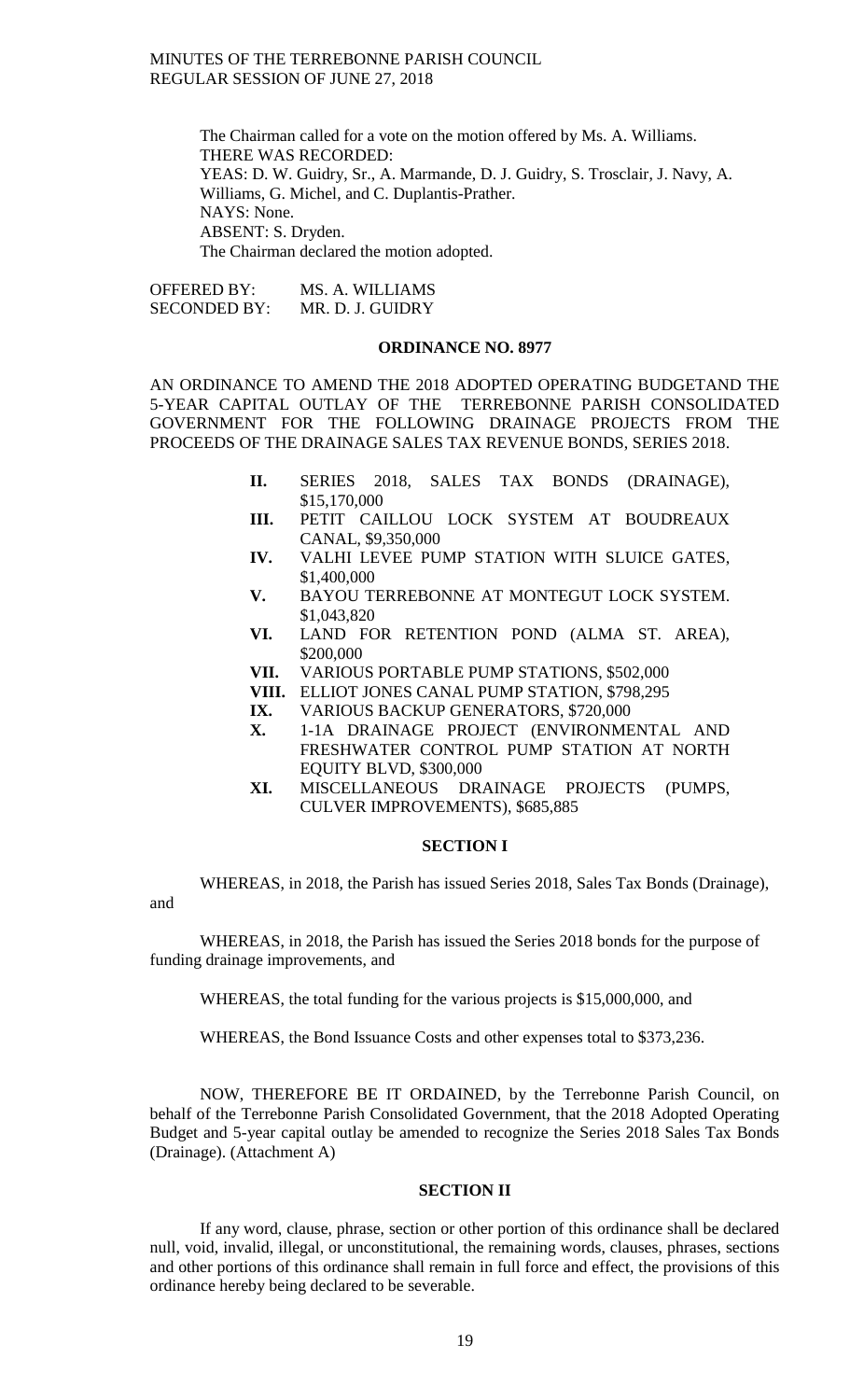The Chairman called for a vote on the motion offered by Ms. A. Williams.
THERE WAS RECORDED:
YEAS: D. W. Guidry, Sr., A. Marmande, D. J. Guidry, S. Trosclair, J. Navy, A. Williams, G. Michel, and C. Duplantis-Prather.
NAYS: None.
ABSENT: S. Dryden.
The Chairman declared the motion adopted.

OFFERED BY: MS. A. WILLIAMS
SECONDED BY: MR. D. J. GUIDRY

**ORDINANCE NO. 8977**

AN ORDINANCE TO AMEND THE 2018 ADOPTED OPERATING BUDGETAND THE 5-YEAR CAPITAL OUTLAY OF THE TERREBONNE PARISH CONSOLIDATED GOVERNMENT FOR THE FOLLOWING DRAINAGE PROJECTS FROM THE PROCEEDS OF THE DRAINAGE SALES TAX REVENUE BONDS, SERIES 2018.

- **II.** SERIES 2018, SALES TAX BONDS (DRAINAGE), $15,170,000
- **III.** PETIT CAILLOU LOCK SYSTEM AT BOUDREAUX CANAL, $9,350,000
- **IV.** VALHI LEVEE PUMP STATION WITH SLUICE GATES, $1,400,000
- **V.** BAYOU TERREBONNE AT MONTEGUT LOCK SYSTEM. $1,043,820
- **VI.** LAND FOR RETENTION POND (ALMA ST. AREA), $200,000
- **VII.** VARIOUS PORTABLE PUMP STATIONS, $502,000
- **VIII.** ELLIOT JONES CANAL PUMP STATION, $798,295
- **IX.** VARIOUS BACKUP GENERATORS, $720,000
- **X.** 1-1A DRAINAGE PROJECT (ENVIRONMENTAL AND FRESHWATER CONTROL PUMP STATION AT NORTH EQUITY BLVD, $300,000
- **XI.** MISCELLANEOUS DRAINAGE PROJECTS (PUMPS, CULVER IMPROVEMENTS), $685,885

**SECTION I**

WHEREAS, in 2018, the Parish has issued Series 2018, Sales Tax Bonds (Drainage), and

WHEREAS, in 2018, the Parish has issued the Series 2018 bonds for the purpose of funding drainage improvements, and

WHEREAS, the total funding for the various projects is $15,000,000, and

WHEREAS, the Bond Issuance Costs and other expenses total to $373,236.

NOW, THEREFORE BE IT ORDAINED, by the Terrebonne Parish Council, on behalf of the Terrebonne Parish Consolidated Government, that the 2018 Adopted Operating Budget and 5-year capital outlay be amended to recognize the Series 2018 Sales Tax Bonds (Drainage). (Attachment A)

**SECTION II**

If any word, clause, phrase, section or other portion of this ordinance shall be declared null, void, invalid, illegal, or unconstitutional, the remaining words, clauses, phrases, sections and other portions of this ordinance shall remain in full force and effect, the provisions of this ordinance hereby being declared to be severable.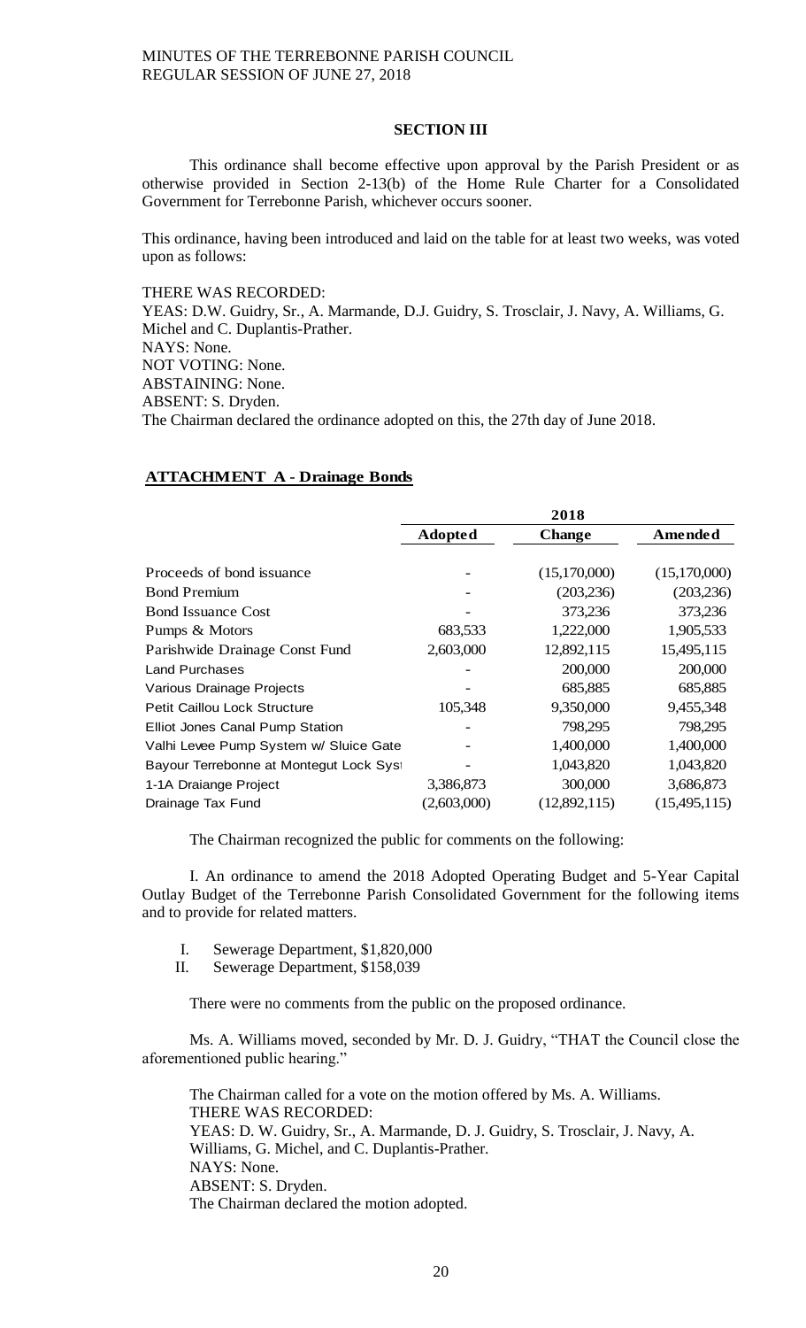## SECTION III

This ordinance shall become effective upon approval by the Parish President or as otherwise provided in Section 2-13(b) of the Home Rule Charter for a Consolidated Government for Terrebonne Parish, whichever occurs sooner.

This ordinance, having been introduced and laid on the table for at least two weeks, was voted upon as follows:

THERE WAS RECORDED:
YEAS: D.W. Guidry, Sr., A. Marmande, D.J. Guidry, S. Trosclair, J. Navy, A. Williams, G. Michel and C. Duplantis-Prather.
NAYS: None.
NOT VOTING: None.
ABSTAINING: None.
ABSENT: S. Dryden.
The Chairman declared the ordinance adopted on this, the 27th day of June 2018.

**ATTACHMENT A - Drainage Bonds**

| | 2018 | | |
|---|---|---|---|
| | **Adopted** | **Change** | **Amended** |
| Proceeds of bond issuance | - | (15,170,000) | (15,170,000) |
| Bond Premium | - | (203,236) | (203,236) |
| Bond Issuance Cost | - | 373,236 | 373,236 |
| Pumps & Motors | 683,533 | 1,222,000 | 1,905,533 |
| Parishwide Drainage Const Fund | 2,603,000 | 12,892,115 | 15,495,115 |
| Land Purchases | - | 200,000 | 200,000 |
| Various Drainage Projects | - | 685,885 | 685,885 |
| Petit Caillou Lock Structure | 105,348 | 9,350,000 | 9,455,348 |
| Elliot Jones Canal Pump Station | - | 798,295 | 798,295 |
| Valhi Levee Pump System w/ Sluice Gate | - | 1,400,000 | 1,400,000 |
| Bayour Terrebonne at Montegut Lock Syst | - | 1,043,820 | 1,043,820 |
| 1-1A Draiange Project | 3,386,873 | 300,000 | 3,686,873 |
| Drainage Tax Fund | (2,603,000) | (12,892,115) | (15,495,115) |

The Chairman recognized the public for comments on the following:

I. An ordinance to amend the 2018 Adopted Operating Budget and 5-Year Capital Outlay Budget of the Terrebonne Parish Consolidated Government for the following items and to provide for related matters.

I. Sewerage Department, $1,820,000
II. Sewerage Department, $158,039

There were no comments from the public on the proposed ordinance.

Ms. A. Williams moved, seconded by Mr. D. J. Guidry, "THAT the Council close the aforementioned public hearing."

The Chairman called for a vote on the motion offered by Ms. A. Williams.
THERE WAS RECORDED:
YEAS: D. W. Guidry, Sr., A. Marmande, D. J. Guidry, S. Trosclair, J. Navy, A. Williams, G. Michel, and C. Duplantis-Prather.
NAYS: None.
ABSENT: S. Dryden.
The Chairman declared the motion adopted.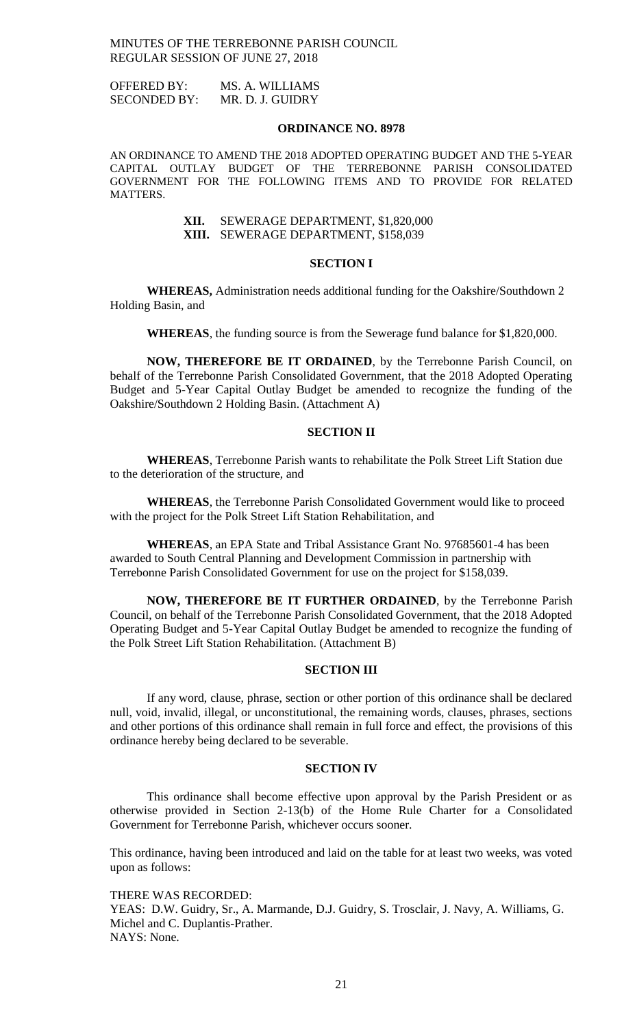OFFERED BY: MS. A. WILLIAMS
SECONDED BY: MR. D. J. GUIDRY

## ORDINANCE NO. 8978

AN ORDINANCE TO AMEND THE 2018 ADOPTED OPERATING BUDGET AND THE 5-YEAR CAPITAL OUTLAY BUDGET OF THE TERREBONNE PARISH CONSOLIDATED GOVERNMENT FOR THE FOLLOWING ITEMS AND TO PROVIDE FOR RELATED MATTERS.

**XII.** SEWERAGE DEPARTMENT, $1,820,000
**XIII.** SEWERAGE DEPARTMENT, $158,039

### SECTION I

**WHEREAS,** Administration needs additional funding for the Oakshire/Southdown 2 Holding Basin, and

**WHEREAS**, the funding source is from the Sewerage fund balance for $1,820,000.

**NOW, THEREFORE BE IT ORDAINED**, by the Terrebonne Parish Council, on behalf of the Terrebonne Parish Consolidated Government, that the 2018 Adopted Operating Budget and 5-Year Capital Outlay Budget be amended to recognize the funding of the Oakshire/Southdown 2 Holding Basin. (Attachment A)

### SECTION II

**WHEREAS**, Terrebonne Parish wants to rehabilitate the Polk Street Lift Station due to the deterioration of the structure, and

**WHEREAS**, the Terrebonne Parish Consolidated Government would like to proceed with the project for the Polk Street Lift Station Rehabilitation, and

**WHEREAS**, an EPA State and Tribal Assistance Grant No. 97685601-4 has been awarded to South Central Planning and Development Commission in partnership with Terrebonne Parish Consolidated Government for use on the project for $158,039.

**NOW, THEREFORE BE IT FURTHER ORDAINED**, by the Terrebonne Parish Council, on behalf of the Terrebonne Parish Consolidated Government, that the 2018 Adopted Operating Budget and 5-Year Capital Outlay Budget be amended to recognize the funding of the Polk Street Lift Station Rehabilitation. (Attachment B)

### SECTION III

If any word, clause, phrase, section or other portion of this ordinance shall be declared null, void, invalid, illegal, or unconstitutional, the remaining words, clauses, phrases, sections and other portions of this ordinance shall remain in full force and effect, the provisions of this ordinance hereby being declared to be severable.

### SECTION IV

This ordinance shall become effective upon approval by the Parish President or as otherwise provided in Section 2-13(b) of the Home Rule Charter for a Consolidated Government for Terrebonne Parish, whichever occurs sooner.

This ordinance, having been introduced and laid on the table for at least two weeks, was voted upon as follows:

THERE WAS RECORDED:
YEAS: D.W. Guidry, Sr., A. Marmande, D.J. Guidry, S. Trosclair, J. Navy, A. Williams, G. Michel and C. Duplantis-Prather.
NAYS: None.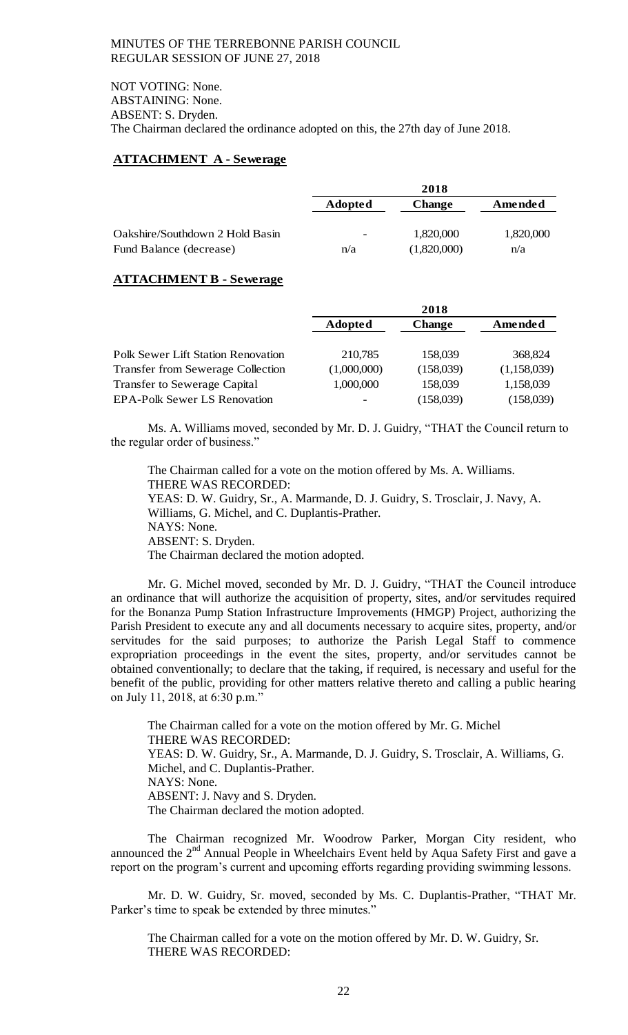NOT VOTING: None.
ABSTAINING: None.
ABSENT: S. Dryden.
The Chairman declared the ordinance adopted on this, the 27th day of June 2018.

**ATTACHMENT A - Sewerage**

| | 2018 | | |
|---|---|---|---|
| | **Adopted** | **Change** | **Amended** |
| Oakshire/Southdown 2 Hold Basin | - | 1,820,000 | 1,820,000 |
| Fund Balance (decrease) | n/a | (1,820,000) | n/a |

**ATTACHMENT B - Sewerage**

| | 2018 | | |
|---|---|---|---|
| | **Adopted** | **Change** | **Amended** |
| Polk Sewer Lift Station Renovation | 210,785 | 158,039 | 368,824 |
| Transfer from Sewerage Collection | (1,000,000) | (158,039) | (1,158,039) |
| Transfer to Sewerage Capital | 1,000,000 | 158,039 | 1,158,039 |
| EPA-Polk Sewer LS Renovation | - | (158,039) | (158,039) |

Ms. A. Williams moved, seconded by Mr. D. J. Guidry, "THAT the Council return to the regular order of business."

The Chairman called for a vote on the motion offered by Ms. A. Williams.
THERE WAS RECORDED:
YEAS: D. W. Guidry, Sr., A. Marmande, D. J. Guidry, S. Trosclair, J. Navy, A. Williams, G. Michel, and C. Duplantis-Prather.
NAYS: None.
ABSENT: S. Dryden.
The Chairman declared the motion adopted.

Mr. G. Michel moved, seconded by Mr. D. J. Guidry, "THAT the Council introduce an ordinance that will authorize the acquisition of property, sites, and/or servitudes required for the Bonanza Pump Station Infrastructure Improvements (HMGP) Project, authorizing the Parish President to execute any and all documents necessary to acquire sites, property, and/or servitudes for the said purposes; to authorize the Parish Legal Staff to commence expropriation proceedings in the event the sites, property, and/or servitudes cannot be obtained conventionally; to declare that the taking, if required, is necessary and useful for the benefit of the public, providing for other matters relative thereto and calling a public hearing on July 11, 2018, at 6:30 p.m."

The Chairman called for a vote on the motion offered by Mr. G. Michel
THERE WAS RECORDED:
YEAS: D. W. Guidry, Sr., A. Marmande, D. J. Guidry, S. Trosclair, A. Williams, G. Michel, and C. Duplantis-Prather.
NAYS: None.
ABSENT: J. Navy and S. Dryden.
The Chairman declared the motion adopted.

The Chairman recognized Mr. Woodrow Parker, Morgan City resident, who announced the 2nd Annual People in Wheelchairs Event held by Aqua Safety First and gave a report on the program's current and upcoming efforts regarding providing swimming lessons.

Mr. D. W. Guidry, Sr. moved, seconded by Ms. C. Duplantis-Prather, "THAT Mr. Parker's time to speak be extended by three minutes."

The Chairman called for a vote on the motion offered by Mr. D. W. Guidry, Sr.
THERE WAS RECORDED: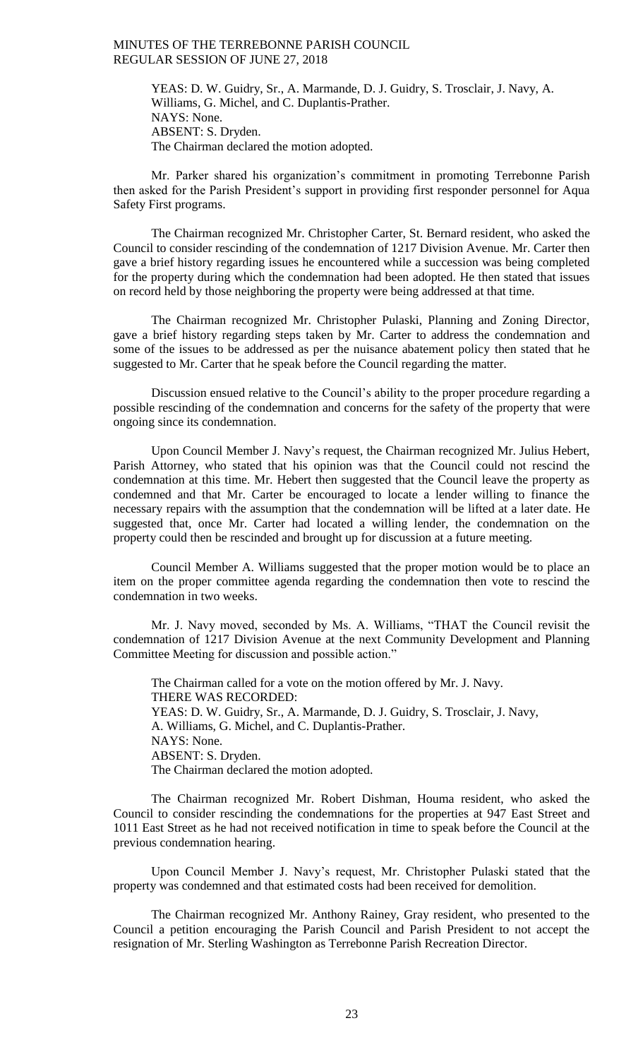YEAS: D. W. Guidry, Sr., A. Marmande, D. J. Guidry, S. Trosclair, J. Navy, A. Williams, G. Michel, and C. Duplantis-Prather.
NAYS: None.
ABSENT: S. Dryden.
The Chairman declared the motion adopted.

Mr. Parker shared his organization's commitment in promoting Terrebonne Parish then asked for the Parish President's support in providing first responder personnel for Aqua Safety First programs.

The Chairman recognized Mr. Christopher Carter, St. Bernard resident, who asked the Council to consider rescinding of the condemnation of 1217 Division Avenue. Mr. Carter then gave a brief history regarding issues he encountered while a succession was being completed for the property during which the condemnation had been adopted. He then stated that issues on record held by those neighboring the property were being addressed at that time.

The Chairman recognized Mr. Christopher Pulaski, Planning and Zoning Director, gave a brief history regarding steps taken by Mr. Carter to address the condemnation and some of the issues to be addressed as per the nuisance abatement policy then stated that he suggested to Mr. Carter that he speak before the Council regarding the matter.

Discussion ensued relative to the Council's ability to the proper procedure regarding a possible rescinding of the condemnation and concerns for the safety of the property that were ongoing since its condemnation.

Upon Council Member J. Navy's request, the Chairman recognized Mr. Julius Hebert, Parish Attorney, who stated that his opinion was that the Council could not rescind the condemnation at this time. Mr. Hebert then suggested that the Council leave the property as condemned and that Mr. Carter be encouraged to locate a lender willing to finance the necessary repairs with the assumption that the condemnation will be lifted at a later date. He suggested that, once Mr. Carter had located a willing lender, the condemnation on the property could then be rescinded and brought up for discussion at a future meeting.

Council Member A. Williams suggested that the proper motion would be to place an item on the proper committee agenda regarding the condemnation then vote to rescind the condemnation in two weeks.

Mr. J. Navy moved, seconded by Ms. A. Williams, "THAT the Council revisit the condemnation of 1217 Division Avenue at the next Community Development and Planning Committee Meeting for discussion and possible action."

The Chairman called for a vote on the motion offered by Mr. J. Navy.
THERE WAS RECORDED:
YEAS: D. W. Guidry, Sr., A. Marmande, D. J. Guidry, S. Trosclair, J. Navy, A. Williams, G. Michel, and C. Duplantis-Prather.
NAYS: None.
ABSENT: S. Dryden.
The Chairman declared the motion adopted.

The Chairman recognized Mr. Robert Dishman, Houma resident, who asked the Council to consider rescinding the condemnations for the properties at 947 East Street and 1011 East Street as he had not received notification in time to speak before the Council at the previous condemnation hearing.

Upon Council Member J. Navy's request, Mr. Christopher Pulaski stated that the property was condemned and that estimated costs had been received for demolition.

The Chairman recognized Mr. Anthony Rainey, Gray resident, who presented to the Council a petition encouraging the Parish Council and Parish President to not accept the resignation of Mr. Sterling Washington as Terrebonne Parish Recreation Director.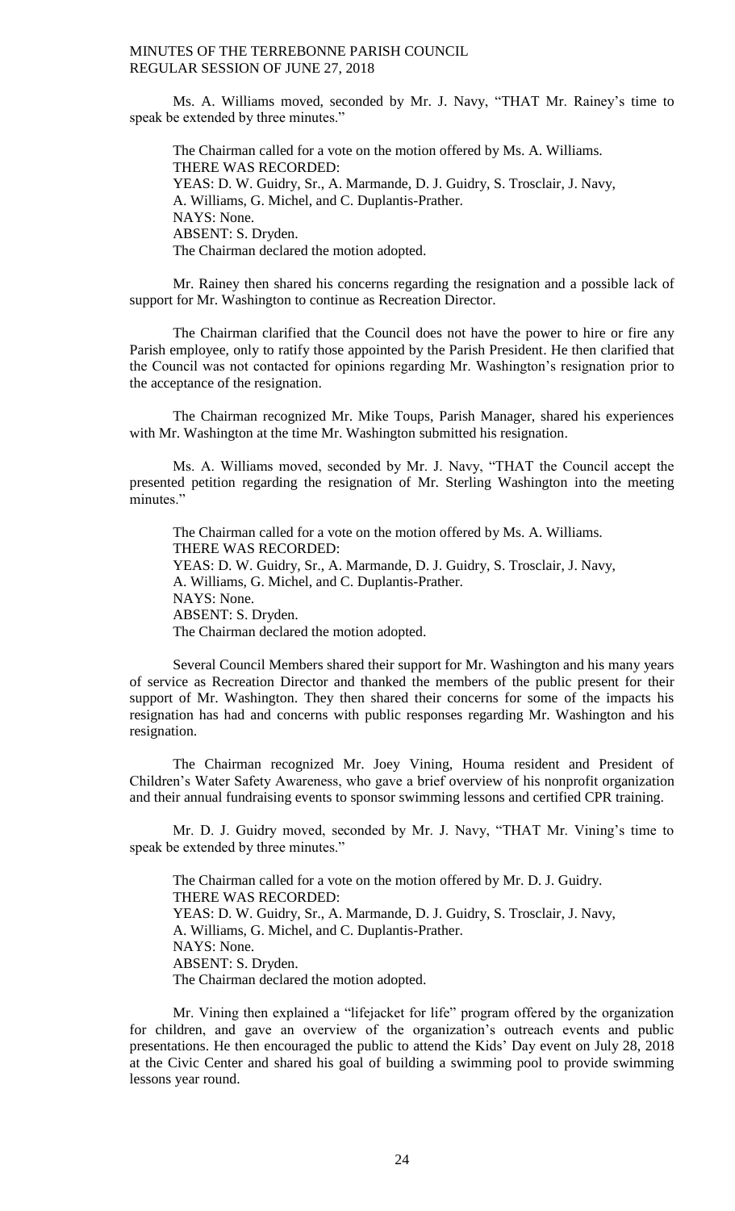Ms. A. Williams moved, seconded by Mr. J. Navy, "THAT Mr. Rainey's time to speak be extended by three minutes."

The Chairman called for a vote on the motion offered by Ms. A. Williams.
THERE WAS RECORDED:
YEAS: D. W. Guidry, Sr., A. Marmande, D. J. Guidry, S. Trosclair, J. Navy, A. Williams, G. Michel, and C. Duplantis-Prather.
NAYS: None.
ABSENT: S. Dryden.
The Chairman declared the motion adopted.

Mr. Rainey then shared his concerns regarding the resignation and a possible lack of support for Mr. Washington to continue as Recreation Director.

The Chairman clarified that the Council does not have the power to hire or fire any Parish employee, only to ratify those appointed by the Parish President. He then clarified that the Council was not contacted for opinions regarding Mr. Washington's resignation prior to the acceptance of the resignation.

The Chairman recognized Mr. Mike Toups, Parish Manager, shared his experiences with Mr. Washington at the time Mr. Washington submitted his resignation.

Ms. A. Williams moved, seconded by Mr. J. Navy, "THAT the Council accept the presented petition regarding the resignation of Mr. Sterling Washington into the meeting minutes."

The Chairman called for a vote on the motion offered by Ms. A. Williams.
THERE WAS RECORDED:
YEAS: D. W. Guidry, Sr., A. Marmande, D. J. Guidry, S. Trosclair, J. Navy, A. Williams, G. Michel, and C. Duplantis-Prather.
NAYS: None.
ABSENT: S. Dryden.
The Chairman declared the motion adopted.

Several Council Members shared their support for Mr. Washington and his many years of service as Recreation Director and thanked the members of the public present for their support of Mr. Washington. They then shared their concerns for some of the impacts his resignation has had and concerns with public responses regarding Mr. Washington and his resignation.

The Chairman recognized Mr. Joey Vining, Houma resident and President of Children's Water Safety Awareness, who gave a brief overview of his nonprofit organization and their annual fundraising events to sponsor swimming lessons and certified CPR training.

Mr. D. J. Guidry moved, seconded by Mr. J. Navy, "THAT Mr. Vining's time to speak be extended by three minutes."

The Chairman called for a vote on the motion offered by Mr. D. J. Guidry.
THERE WAS RECORDED:
YEAS: D. W. Guidry, Sr., A. Marmande, D. J. Guidry, S. Trosclair, J. Navy, A. Williams, G. Michel, and C. Duplantis-Prather.
NAYS: None.
ABSENT: S. Dryden.
The Chairman declared the motion adopted.

Mr. Vining then explained a "lifejacket for life" program offered by the organization for children, and gave an overview of the organization's outreach events and public presentations. He then encouraged the public to attend the Kids' Day event on July 28, 2018 at the Civic Center and shared his goal of building a swimming pool to provide swimming lessons year round.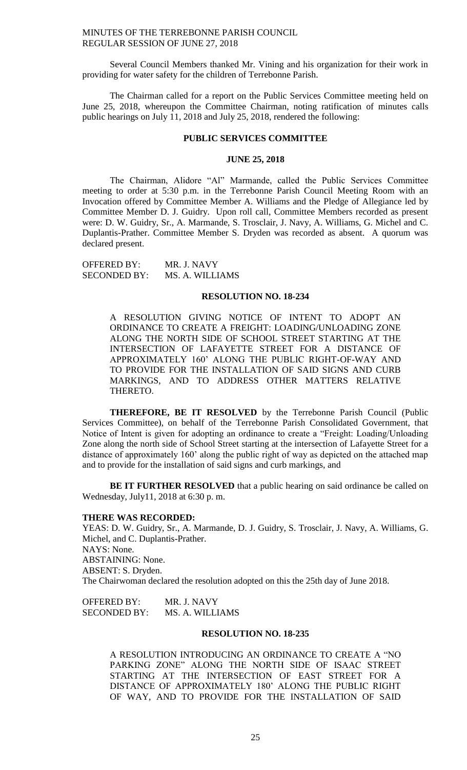Several Council Members thanked Mr. Vining and his organization for their work in providing for water safety for the children of Terrebonne Parish.

The Chairman called for a report on the Public Services Committee meeting held on June 25, 2018, whereupon the Committee Chairman, noting ratification of minutes calls public hearings on July 11, 2018 and July 25, 2018, rendered the following:

## PUBLIC SERVICES COMMITTEE

### JUNE 25, 2018

The Chairman, Alidore "Al" Marmande, called the Public Services Committee meeting to order at 5:30 p.m. in the Terrebonne Parish Council Meeting Room with an Invocation offered by Committee Member A. Williams and the Pledge of Allegiance led by Committee Member D. J. Guidry. Upon roll call, Committee Members recorded as present were: D. W. Guidry, Sr., A. Marmande, S. Trosclair, J. Navy, A. Williams, G. Michel and C. Duplantis-Prather. Committee Member S. Dryden was recorded as absent. A quorum was declared present.

OFFERED BY: MR. J. NAVY
SECONDED BY: MS. A. WILLIAMS

### RESOLUTION NO. 18-234

A RESOLUTION GIVING NOTICE OF INTENT TO ADOPT AN ORDINANCE TO CREATE A FREIGHT: LOADING/UNLOADING ZONE ALONG THE NORTH SIDE OF SCHOOL STREET STARTING AT THE INTERSECTION OF LAFAYETTE STREET FOR A DISTANCE OF APPROXIMATELY 160' ALONG THE PUBLIC RIGHT-OF-WAY AND TO PROVIDE FOR THE INSTALLATION OF SAID SIGNS AND CURB MARKINGS, AND TO ADDRESS OTHER MATTERS RELATIVE THERETO.

**THEREFORE, BE IT RESOLVED** by the Terrebonne Parish Council (Public Services Committee), on behalf of the Terrebonne Parish Consolidated Government, that Notice of Intent is given for adopting an ordinance to create a "Freight: Loading/Unloading Zone along the north side of School Street starting at the intersection of Lafayette Street for a distance of approximately 160' along the public right of way as depicted on the attached map and to provide for the installation of said signs and curb markings, and

**BE IT FURTHER RESOLVED** that a public hearing on said ordinance be called on Wednesday, July11, 2018 at 6:30 p. m.

**THERE WAS RECORDED:**
YEAS: D. W. Guidry, Sr., A. Marmande, D. J. Guidry, S. Trosclair, J. Navy, A. Williams, G. Michel, and C. Duplantis-Prather.
NAYS: None.
ABSTAINING: None.
ABSENT: S. Dryden.
The Chairwoman declared the resolution adopted on this the 25th day of June 2018.

OFFERED BY: MR. J. NAVY
SECONDED BY: MS. A. WILLIAMS

### RESOLUTION NO. 18-235

A RESOLUTION INTRODUCING AN ORDINANCE TO CREATE A "NO PARKING ZONE" ALONG THE NORTH SIDE OF ISAAC STREET STARTING AT THE INTERSECTION OF EAST STREET FOR A DISTANCE OF APPROXIMATELY 180' ALONG THE PUBLIC RIGHT OF WAY, AND TO PROVIDE FOR THE INSTALLATION OF SAID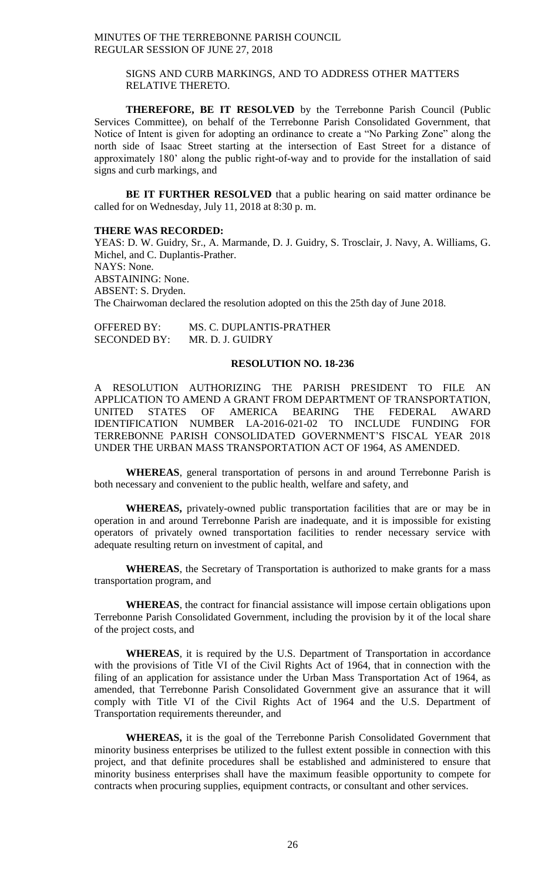SIGNS AND CURB MARKINGS, AND TO ADDRESS OTHER MATTERS RELATIVE THERETO.

**THEREFORE, BE IT RESOLVED** by the Terrebonne Parish Council (Public Services Committee), on behalf of the Terrebonne Parish Consolidated Government, that Notice of Intent is given for adopting an ordinance to create a "No Parking Zone" along the north side of Isaac Street starting at the intersection of East Street for a distance of approximately 180' along the public right-of-way and to provide for the installation of said signs and curb markings, and

**BE IT FURTHER RESOLVED** that a public hearing on said matter ordinance be called for on Wednesday, July 11, 2018 at 8:30 p. m.

**THERE WAS RECORDED:**

YEAS: D. W. Guidry, Sr., A. Marmande, D. J. Guidry, S. Trosclair, J. Navy, A. Williams, G. Michel, and C. Duplantis-Prather.
NAYS: None.
ABSTAINING: None.
ABSENT: S. Dryden.
The Chairwoman declared the resolution adopted on this the 25th day of June 2018.

OFFERED BY: MS. C. DUPLANTIS-PRATHER
SECONDED BY: MR. D. J. GUIDRY

**RESOLUTION NO. 18-236**

A RESOLUTION AUTHORIZING THE PARISH PRESIDENT TO FILE AN APPLICATION TO AMEND A GRANT FROM DEPARTMENT OF TRANSPORTATION, UNITED STATES OF AMERICA BEARING THE FEDERAL AWARD IDENTIFICATION NUMBER LA-2016-021-02 TO INCLUDE FUNDING FOR TERREBONNE PARISH CONSOLIDATED GOVERNMENT'S FISCAL YEAR 2018 UNDER THE URBAN MASS TRANSPORTATION ACT OF 1964, AS AMENDED.

**WHEREAS**, general transportation of persons in and around Terrebonne Parish is both necessary and convenient to the public health, welfare and safety, and

**WHEREAS,** privately-owned public transportation facilities that are or may be in operation in and around Terrebonne Parish are inadequate, and it is impossible for existing operators of privately owned transportation facilities to render necessary service with adequate resulting return on investment of capital, and

**WHEREAS**, the Secretary of Transportation is authorized to make grants for a mass transportation program, and

**WHEREAS**, the contract for financial assistance will impose certain obligations upon Terrebonne Parish Consolidated Government, including the provision by it of the local share of the project costs, and

**WHEREAS**, it is required by the U.S. Department of Transportation in accordance with the provisions of Title VI of the Civil Rights Act of 1964, that in connection with the filing of an application for assistance under the Urban Mass Transportation Act of 1964, as amended, that Terrebonne Parish Consolidated Government give an assurance that it will comply with Title VI of the Civil Rights Act of 1964 and the U.S. Department of Transportation requirements thereunder, and

**WHEREAS,** it is the goal of the Terrebonne Parish Consolidated Government that minority business enterprises be utilized to the fullest extent possible in connection with this project, and that definite procedures shall be established and administered to ensure that minority business enterprises shall have the maximum feasible opportunity to compete for contracts when procuring supplies, equipment contracts, or consultant and other services.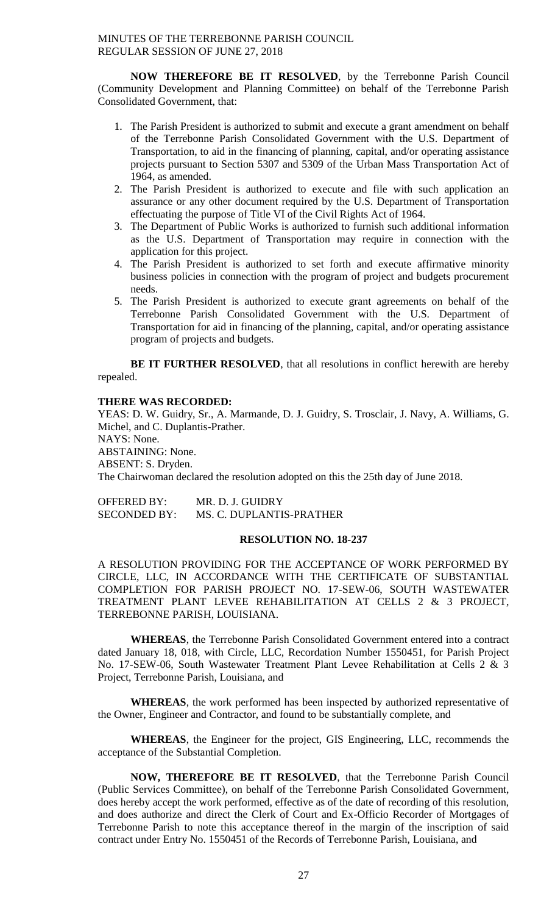**NOW THEREFORE BE IT RESOLVED**, by the Terrebonne Parish Council (Community Development and Planning Committee) on behalf of the Terrebonne Parish Consolidated Government, that:

1. The Parish President is authorized to submit and execute a grant amendment on behalf of the Terrebonne Parish Consolidated Government with the U.S. Department of Transportation, to aid in the financing of planning, capital, and/or operating assistance projects pursuant to Section 5307 and 5309 of the Urban Mass Transportation Act of 1964, as amended.
2. The Parish President is authorized to execute and file with such application an assurance or any other document required by the U.S. Department of Transportation effectuating the purpose of Title VI of the Civil Rights Act of 1964.
3. The Department of Public Works is authorized to furnish such additional information as the U.S. Department of Transportation may require in connection with the application for this project.
4. The Parish President is authorized to set forth and execute affirmative minority business policies in connection with the program of project and budgets procurement needs.
5. The Parish President is authorized to execute grant agreements on behalf of the Terrebonne Parish Consolidated Government with the U.S. Department of Transportation for aid in financing of the planning, capital, and/or operating assistance program of projects and budgets.

**BE IT FURTHER RESOLVED**, that all resolutions in conflict herewith are hereby repealed.

**THERE WAS RECORDED:**
YEAS: D. W. Guidry, Sr., A. Marmande, D. J. Guidry, S. Trosclair, J. Navy, A. Williams, G. Michel, and C. Duplantis-Prather.
NAYS: None.
ABSTAINING: None.
ABSENT: S. Dryden.
The Chairwoman declared the resolution adopted on this the 25th day of June 2018.

OFFERED BY: MR. D. J. GUIDRY
SECONDED BY: MS. C. DUPLANTIS-PRATHER

**RESOLUTION NO. 18-237**

A RESOLUTION PROVIDING FOR THE ACCEPTANCE OF WORK PERFORMED BY CIRCLE, LLC, IN ACCORDANCE WITH THE CERTIFICATE OF SUBSTANTIAL COMPLETION FOR PARISH PROJECT NO. 17-SEW-06, SOUTH WASTEWATER TREATMENT PLANT LEVEE REHABILITATION AT CELLS 2 & 3 PROJECT, TERREBONNE PARISH, LOUISIANA.

**WHEREAS**, the Terrebonne Parish Consolidated Government entered into a contract dated January 18, 018, with Circle, LLC, Recordation Number 1550451, for Parish Project No. 17-SEW-06, South Wastewater Treatment Plant Levee Rehabilitation at Cells 2 & 3 Project, Terrebonne Parish, Louisiana, and

**WHEREAS**, the work performed has been inspected by authorized representative of the Owner, Engineer and Contractor, and found to be substantially complete, and

**WHEREAS**, the Engineer for the project, GIS Engineering, LLC, recommends the acceptance of the Substantial Completion.

**NOW, THEREFORE BE IT RESOLVED**, that the Terrebonne Parish Council (Public Services Committee), on behalf of the Terrebonne Parish Consolidated Government, does hereby accept the work performed, effective as of the date of recording of this resolution, and does authorize and direct the Clerk of Court and Ex-Officio Recorder of Mortgages of Terrebonne Parish to note this acceptance thereof in the margin of the inscription of said contract under Entry No. 1550451 of the Records of Terrebonne Parish, Louisiana, and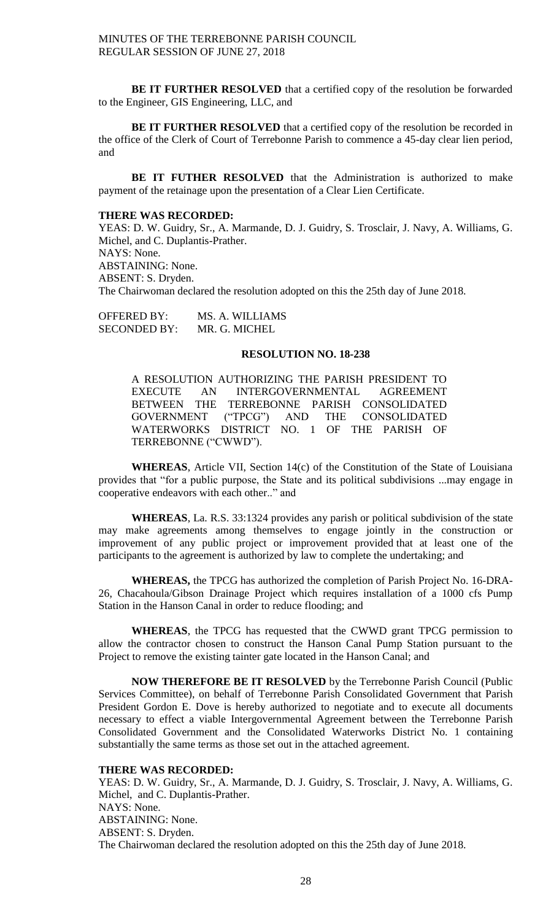**BE IT FURTHER RESOLVED** that a certified copy of the resolution be forwarded to the Engineer, GIS Engineering, LLC, and

**BE IT FURTHER RESOLVED** that a certified copy of the resolution be recorded in the office of the Clerk of Court of Terrebonne Parish to commence a 45-day clear lien period, and

**BE IT FUTHER RESOLVED** that the Administration is authorized to make payment of the retainage upon the presentation of a Clear Lien Certificate.

**THERE WAS RECORDED:**
YEAS: D. W. Guidry, Sr., A. Marmande, D. J. Guidry, S. Trosclair, J. Navy, A. Williams, G. Michel, and C. Duplantis-Prather.
NAYS: None.
ABSTAINING: None.
ABSENT: S. Dryden.
The Chairwoman declared the resolution adopted on this the 25th day of June 2018.

OFFERED BY: MS. A. WILLIAMS
SECONDED BY: MR. G. MICHEL

**RESOLUTION NO. 18-238**

A RESOLUTION AUTHORIZING THE PARISH PRESIDENT TO EXECUTE AN INTERGOVERNMENTAL AGREEMENT BETWEEN THE TERREBONNE PARISH CONSOLIDATED GOVERNMENT ("TPCG") AND THE CONSOLIDATED WATERWORKS DISTRICT NO. 1 OF THE PARISH OF TERREBONNE ("CWWD").

**WHEREAS**, Article VII, Section 14(c) of the Constitution of the State of Louisiana provides that "for a public purpose, the State and its political subdivisions ...may engage in cooperative endeavors with each other.." and

**WHEREAS**, La. R.S. 33:1324 provides any parish or political subdivision of the state may make agreements among themselves to engage jointly in the construction or improvement of any public project or improvement provided that at least one of the participants to the agreement is authorized by law to complete the undertaking; and

**WHEREAS,** the TPCG has authorized the completion of Parish Project No. 16-DRA-26, Chacahoula/Gibson Drainage Project which requires installation of a 1000 cfs Pump Station in the Hanson Canal in order to reduce flooding; and

**WHEREAS**, the TPCG has requested that the CWWD grant TPCG permission to allow the contractor chosen to construct the Hanson Canal Pump Station pursuant to the Project to remove the existing tainter gate located in the Hanson Canal; and

**NOW THEREFORE BE IT RESOLVED** by the Terrebonne Parish Council (Public Services Committee), on behalf of Terrebonne Parish Consolidated Government that Parish President Gordon E. Dove is hereby authorized to negotiate and to execute all documents necessary to effect a viable Intergovernmental Agreement between the Terrebonne Parish Consolidated Government and the Consolidated Waterworks District No. 1 containing substantially the same terms as those set out in the attached agreement.

**THERE WAS RECORDED:**
YEAS: D. W. Guidry, Sr., A. Marmande, D. J. Guidry, S. Trosclair, J. Navy, A. Williams, G. Michel, and C. Duplantis-Prather.
NAYS: None.
ABSTAINING: None.
ABSENT: S. Dryden.
The Chairwoman declared the resolution adopted on this the 25th day of June 2018.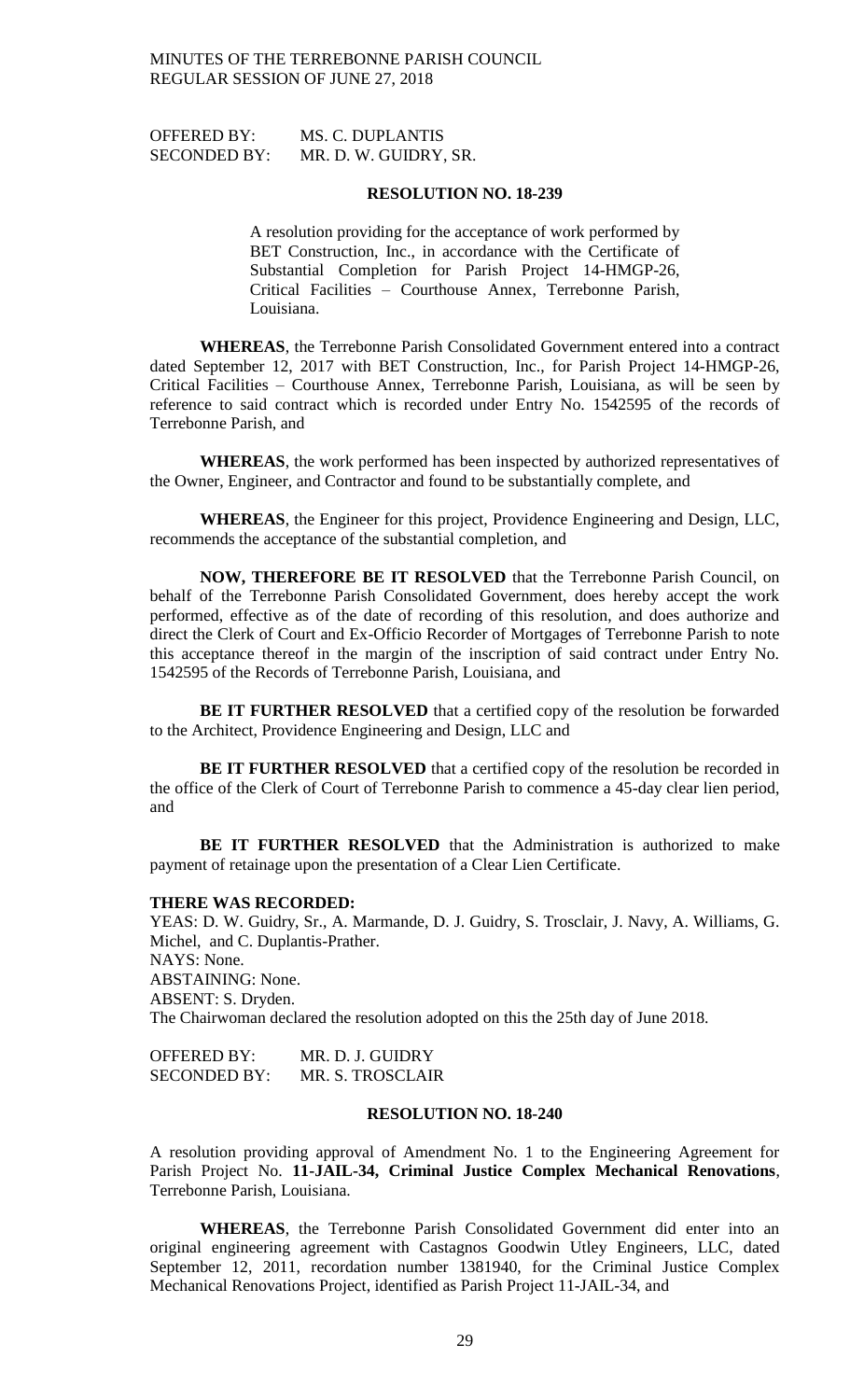OFFERED BY: MS. C. DUPLANTIS
SECONDED BY: MR. D. W. GUIDRY, SR.

**RESOLUTION NO. 18-239**

A resolution providing for the acceptance of work performed by BET Construction, Inc., in accordance with the Certificate of Substantial Completion for Parish Project 14-HMGP-26, Critical Facilities – Courthouse Annex, Terrebonne Parish, Louisiana.

**WHEREAS**, the Terrebonne Parish Consolidated Government entered into a contract dated September 12, 2017 with BET Construction, Inc., for Parish Project 14-HMGP-26, Critical Facilities – Courthouse Annex, Terrebonne Parish, Louisiana, as will be seen by reference to said contract which is recorded under Entry No. 1542595 of the records of Terrebonne Parish, and

**WHEREAS**, the work performed has been inspected by authorized representatives of the Owner, Engineer, and Contractor and found to be substantially complete, and

**WHEREAS**, the Engineer for this project, Providence Engineering and Design, LLC, recommends the acceptance of the substantial completion, and

**NOW, THEREFORE BE IT RESOLVED** that the Terrebonne Parish Council, on behalf of the Terrebonne Parish Consolidated Government, does hereby accept the work performed, effective as of the date of recording of this resolution, and does authorize and direct the Clerk of Court and Ex-Officio Recorder of Mortgages of Terrebonne Parish to note this acceptance thereof in the margin of the inscription of said contract under Entry No. 1542595 of the Records of Terrebonne Parish, Louisiana, and

**BE IT FURTHER RESOLVED** that a certified copy of the resolution be forwarded to the Architect, Providence Engineering and Design, LLC and

**BE IT FURTHER RESOLVED** that a certified copy of the resolution be recorded in the office of the Clerk of Court of Terrebonne Parish to commence a 45-day clear lien period, and

**BE IT FURTHER RESOLVED** that the Administration is authorized to make payment of retainage upon the presentation of a Clear Lien Certificate.

**THERE WAS RECORDED:**
YEAS: D. W. Guidry, Sr., A. Marmande, D. J. Guidry, S. Trosclair, J. Navy, A. Williams, G. Michel, and C. Duplantis-Prather.
NAYS: None.
ABSTAINING: None.
ABSENT: S. Dryden.
The Chairwoman declared the resolution adopted on this the 25th day of June 2018.

OFFERED BY: MR. D. J. GUIDRY
SECONDED BY: MR. S. TROSCLAIR

**RESOLUTION NO. 18-240**

A resolution providing approval of Amendment No. 1 to the Engineering Agreement for Parish Project No. **11-JAIL-34, Criminal Justice Complex Mechanical Renovations**, Terrebonne Parish, Louisiana.

**WHEREAS**, the Terrebonne Parish Consolidated Government did enter into an original engineering agreement with Castagnos Goodwin Utley Engineers, LLC, dated September 12, 2011, recordation number 1381940, for the Criminal Justice Complex Mechanical Renovations Project, identified as Parish Project 11-JAIL-34, and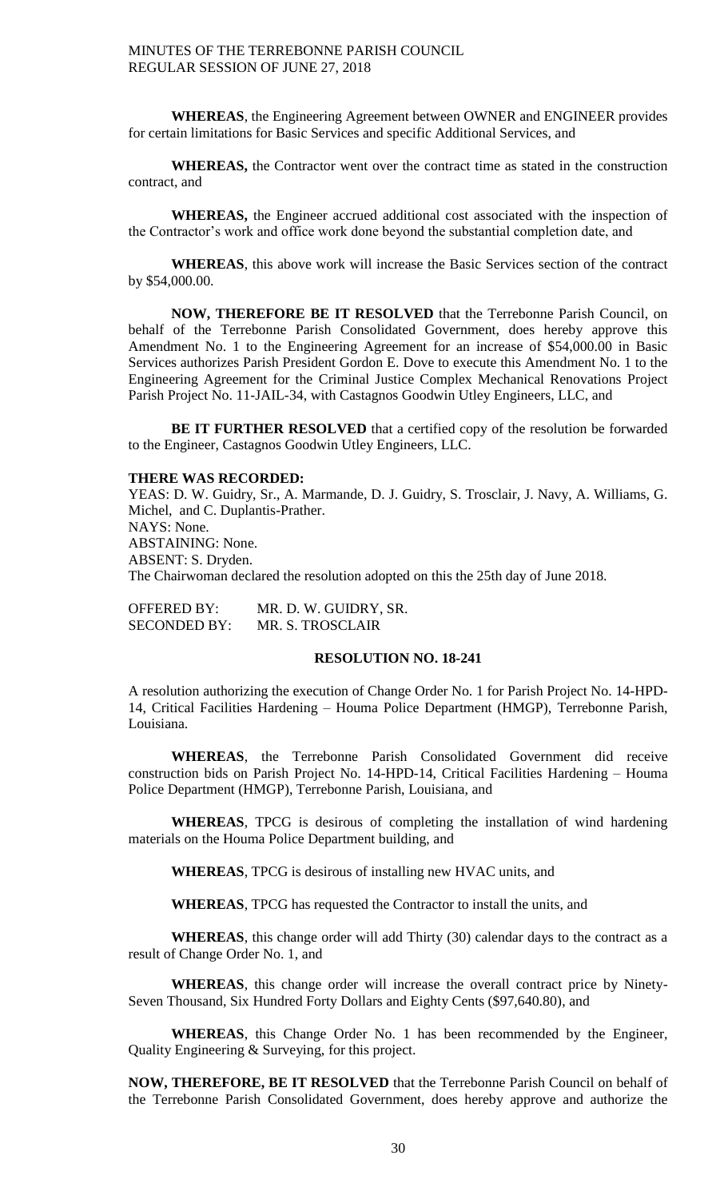**WHEREAS**, the Engineering Agreement between OWNER and ENGINEER provides for certain limitations for Basic Services and specific Additional Services, and

**WHEREAS,** the Contractor went over the contract time as stated in the construction contract, and

**WHEREAS,** the Engineer accrued additional cost associated with the inspection of the Contractor's work and office work done beyond the substantial completion date, and

**WHEREAS**, this above work will increase the Basic Services section of the contract by $54,000.00.

**NOW, THEREFORE BE IT RESOLVED** that the Terrebonne Parish Council, on behalf of the Terrebonne Parish Consolidated Government, does hereby approve this Amendment No. 1 to the Engineering Agreement for an increase of $54,000.00 in Basic Services authorizes Parish President Gordon E. Dove to execute this Amendment No. 1 to the Engineering Agreement for the Criminal Justice Complex Mechanical Renovations Project Parish Project No. 11-JAIL-34, with Castagnos Goodwin Utley Engineers, LLC, and

**BE IT FURTHER RESOLVED** that a certified copy of the resolution be forwarded to the Engineer, Castagnos Goodwin Utley Engineers, LLC.

**THERE WAS RECORDED:**

YEAS: D. W. Guidry, Sr., A. Marmande, D. J. Guidry, S. Trosclair, J. Navy, A. Williams, G. Michel, and C. Duplantis-Prather.
NAYS: None.
ABSTAINING: None.
ABSENT: S. Dryden.
The Chairwoman declared the resolution adopted on this the 25th day of June 2018.

OFFERED BY: MR. D. W. GUIDRY, SR.
SECONDED BY: MR. S. TROSCLAIR

**RESOLUTION NO. 18-241**

A resolution authorizing the execution of Change Order No. 1 for Parish Project No. 14-HPD-14, Critical Facilities Hardening – Houma Police Department (HMGP), Terrebonne Parish, Louisiana.

**WHEREAS**, the Terrebonne Parish Consolidated Government did receive construction bids on Parish Project No. 14-HPD-14, Critical Facilities Hardening – Houma Police Department (HMGP), Terrebonne Parish, Louisiana, and

**WHEREAS**, TPCG is desirous of completing the installation of wind hardening materials on the Houma Police Department building, and

**WHEREAS**, TPCG is desirous of installing new HVAC units, and

**WHEREAS**, TPCG has requested the Contractor to install the units, and

**WHEREAS**, this change order will add Thirty (30) calendar days to the contract as a result of Change Order No. 1, and

**WHEREAS**, this change order will increase the overall contract price by Ninety-Seven Thousand, Six Hundred Forty Dollars and Eighty Cents ($97,640.80), and

**WHEREAS**, this Change Order No. 1 has been recommended by the Engineer, Quality Engineering & Surveying, for this project.

**NOW, THEREFORE, BE IT RESOLVED** that the Terrebonne Parish Council on behalf of the Terrebonne Parish Consolidated Government, does hereby approve and authorize the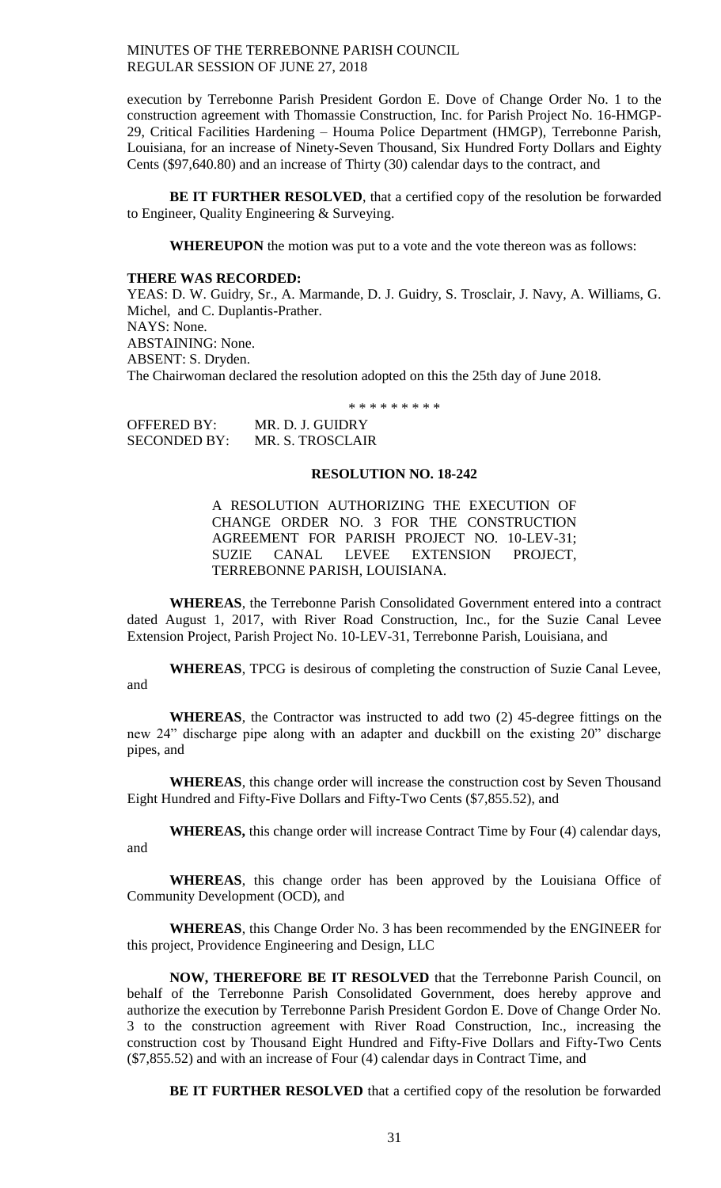execution by Terrebonne Parish President Gordon E. Dove of Change Order No. 1 to the construction agreement with Thomassie Construction, Inc. for Parish Project No. 16-HMGP-29, Critical Facilities Hardening – Houma Police Department (HMGP), Terrebonne Parish, Louisiana, for an increase of Ninety-Seven Thousand, Six Hundred Forty Dollars and Eighty Cents ($97,640.80) and an increase of Thirty (30) calendar days to the contract, and

**BE IT FURTHER RESOLVED**, that a certified copy of the resolution be forwarded to Engineer, Quality Engineering & Surveying.

**WHEREUPON** the motion was put to a vote and the vote thereon was as follows:

**THERE WAS RECORDED:**
YEAS: D. W. Guidry, Sr., A. Marmande, D. J. Guidry, S. Trosclair, J. Navy, A. Williams, G. Michel, and C. Duplantis-Prather.
NAYS: None.
ABSTAINING: None.
ABSENT: S. Dryden.
The Chairwoman declared the resolution adopted on this the 25th day of June 2018.

\* \* \* \* \* \* \* \* \*

OFFERED BY: MR. D. J. GUIDRY
SECONDED BY: MR. S. TROSCLAIR

**RESOLUTION NO. 18-242**

A RESOLUTION AUTHORIZING THE EXECUTION OF CHANGE ORDER NO. 3 FOR THE CONSTRUCTION AGREEMENT FOR PARISH PROJECT NO. 10-LEV-31; SUZIE CANAL LEVEE EXTENSION PROJECT, TERREBONNE PARISH, LOUISIANA.

**WHEREAS**, the Terrebonne Parish Consolidated Government entered into a contract dated August 1, 2017, with River Road Construction, Inc., for the Suzie Canal Levee Extension Project, Parish Project No. 10-LEV-31, Terrebonne Parish, Louisiana, and

**WHEREAS**, TPCG is desirous of completing the construction of Suzie Canal Levee, and

**WHEREAS**, the Contractor was instructed to add two (2) 45-degree fittings on the new 24" discharge pipe along with an adapter and duckbill on the existing 20" discharge pipes, and

**WHEREAS**, this change order will increase the construction cost by Seven Thousand Eight Hundred and Fifty-Five Dollars and Fifty-Two Cents ($7,855.52), and

**WHEREAS,** this change order will increase Contract Time by Four (4) calendar days, and

**WHEREAS**, this change order has been approved by the Louisiana Office of Community Development (OCD), and

**WHEREAS**, this Change Order No. 3 has been recommended by the ENGINEER for this project, Providence Engineering and Design, LLC

**NOW, THEREFORE BE IT RESOLVED** that the Terrebonne Parish Council, on behalf of the Terrebonne Parish Consolidated Government, does hereby approve and authorize the execution by Terrebonne Parish President Gordon E. Dove of Change Order No. 3 to the construction agreement with River Road Construction, Inc., increasing the construction cost by Thousand Eight Hundred and Fifty-Five Dollars and Fifty-Two Cents ($7,855.52) and with an increase of Four (4) calendar days in Contract Time, and

**BE IT FURTHER RESOLVED** that a certified copy of the resolution be forwarded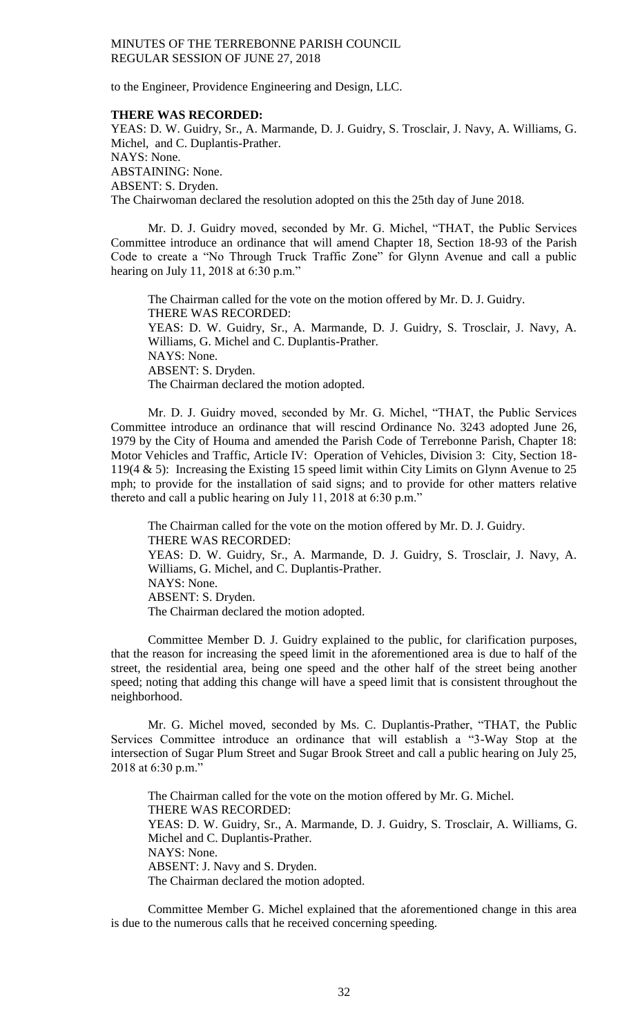to the Engineer, Providence Engineering and Design, LLC.

**THERE WAS RECORDED:**

YEAS: D. W. Guidry, Sr., A. Marmande, D. J. Guidry, S. Trosclair, J. Navy, A. Williams, G. Michel, and C. Duplantis-Prather.
NAYS: None.
ABSTAINING: None.
ABSENT: S. Dryden.
The Chairwoman declared the resolution adopted on this the 25th day of June 2018.

Mr. D. J. Guidry moved, seconded by Mr. G. Michel, "THAT, the Public Services Committee introduce an ordinance that will amend Chapter 18, Section 18-93 of the Parish Code to create a "No Through Truck Traffic Zone" for Glynn Avenue and call a public hearing on July 11, 2018 at 6:30 p.m."

The Chairman called for the vote on the motion offered by Mr. D. J. Guidry.
THERE WAS RECORDED:
YEAS: D. W. Guidry, Sr., A. Marmande, D. J. Guidry, S. Trosclair, J. Navy, A. Williams, G. Michel and C. Duplantis-Prather.
NAYS: None.
ABSENT: S. Dryden.
The Chairman declared the motion adopted.

Mr. D. J. Guidry moved, seconded by Mr. G. Michel, "THAT, the Public Services Committee introduce an ordinance that will rescind Ordinance No. 3243 adopted June 26, 1979 by the City of Houma and amended the Parish Code of Terrebonne Parish, Chapter 18: Motor Vehicles and Traffic, Article IV: Operation of Vehicles, Division 3: City, Section 18-119(4 & 5): Increasing the Existing 15 speed limit within City Limits on Glynn Avenue to 25 mph; to provide for the installation of said signs; and to provide for other matters relative thereto and call a public hearing on July 11, 2018 at 6:30 p.m."

The Chairman called for the vote on the motion offered by Mr. D. J. Guidry.
THERE WAS RECORDED:
YEAS: D. W. Guidry, Sr., A. Marmande, D. J. Guidry, S. Trosclair, J. Navy, A. Williams, G. Michel, and C. Duplantis-Prather.
NAYS: None.
ABSENT: S. Dryden.
The Chairman declared the motion adopted.

Committee Member D. J. Guidry explained to the public, for clarification purposes, that the reason for increasing the speed limit in the aforementioned area is due to half of the street, the residential area, being one speed and the other half of the street being another speed; noting that adding this change will have a speed limit that is consistent throughout the neighborhood.

Mr. G. Michel moved, seconded by Ms. C. Duplantis-Prather, "THAT, the Public Services Committee introduce an ordinance that will establish a "3-Way Stop at the intersection of Sugar Plum Street and Sugar Brook Street and call a public hearing on July 25, 2018 at 6:30 p.m."

The Chairman called for the vote on the motion offered by Mr. G. Michel.
THERE WAS RECORDED:
YEAS: D. W. Guidry, Sr., A. Marmande, D. J. Guidry, S. Trosclair, A. Williams, G. Michel and C. Duplantis-Prather.
NAYS: None.
ABSENT: J. Navy and S. Dryden.
The Chairman declared the motion adopted.

Committee Member G. Michel explained that the aforementioned change in this area is due to the numerous calls that he received concerning speeding.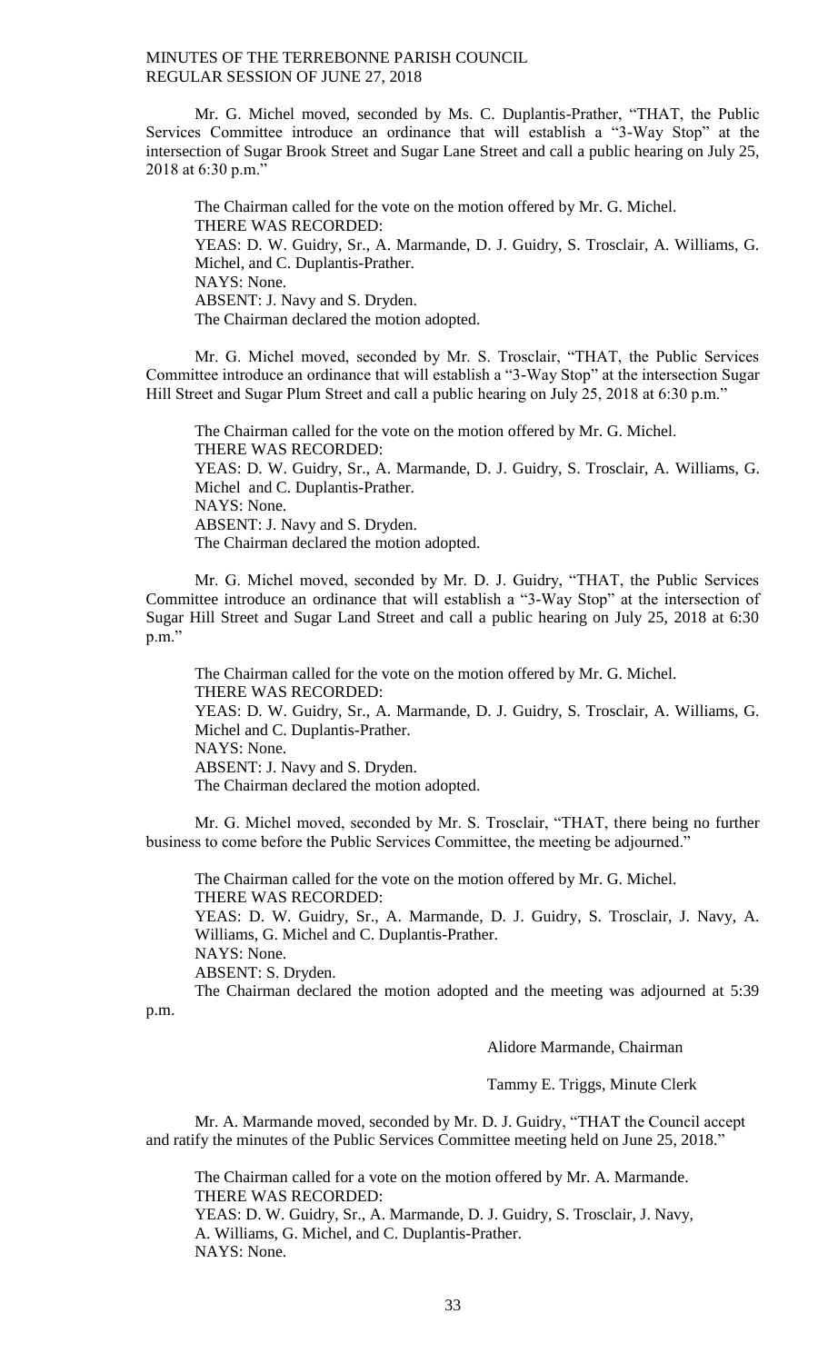Mr. G. Michel moved, seconded by Ms. C. Duplantis-Prather, "THAT, the Public Services Committee introduce an ordinance that will establish a "3-Way Stop" at the intersection of Sugar Brook Street and Sugar Lane Street and call a public hearing on July 25, 2018 at 6:30 p.m."

The Chairman called for the vote on the motion offered by Mr. G. Michel.
THERE WAS RECORDED:
YEAS: D. W. Guidry, Sr., A. Marmande, D. J. Guidry, S. Trosclair, A. Williams, G. Michel, and C. Duplantis-Prather.
NAYS: None.
ABSENT: J. Navy and S. Dryden.
The Chairman declared the motion adopted.

Mr. G. Michel moved, seconded by Mr. S. Trosclair, "THAT, the Public Services Committee introduce an ordinance that will establish a "3-Way Stop" at the intersection Sugar Hill Street and Sugar Plum Street and call a public hearing on July 25, 2018 at 6:30 p.m."

The Chairman called for the vote on the motion offered by Mr. G. Michel.
THERE WAS RECORDED:
YEAS: D. W. Guidry, Sr., A. Marmande, D. J. Guidry, S. Trosclair, A. Williams, G. Michel and C. Duplantis-Prather.
NAYS: None.
ABSENT: J. Navy and S. Dryden.
The Chairman declared the motion adopted.

Mr. G. Michel moved, seconded by Mr. D. J. Guidry, "THAT, the Public Services Committee introduce an ordinance that will establish a "3-Way Stop" at the intersection of Sugar Hill Street and Sugar Land Street and call a public hearing on July 25, 2018 at 6:30 p.m."

The Chairman called for the vote on the motion offered by Mr. G. Michel.
THERE WAS RECORDED:
YEAS: D. W. Guidry, Sr., A. Marmande, D. J. Guidry, S. Trosclair, A. Williams, G. Michel and C. Duplantis-Prather.
NAYS: None.
ABSENT: J. Navy and S. Dryden.
The Chairman declared the motion adopted.

Mr. G. Michel moved, seconded by Mr. S. Trosclair, "THAT, there being no further business to come before the Public Services Committee, the meeting be adjourned."

The Chairman called for the vote on the motion offered by Mr. G. Michel.
THERE WAS RECORDED:
YEAS: D. W. Guidry, Sr., A. Marmande, D. J. Guidry, S. Trosclair, J. Navy, A. Williams, G. Michel and C. Duplantis-Prather.
NAYS: None.
ABSENT: S. Dryden.
The Chairman declared the motion adopted and the meeting was adjourned at 5:39 p.m.

Alidore Marmande, Chairman

Tammy E. Triggs, Minute Clerk

Mr. A. Marmande moved, seconded by Mr. D. J. Guidry, "THAT the Council accept and ratify the minutes of the Public Services Committee meeting held on June 25, 2018."

The Chairman called for a vote on the motion offered by Mr. A. Marmande.
THERE WAS RECORDED:
YEAS: D. W. Guidry, Sr., A. Marmande, D. J. Guidry, S. Trosclair, J. Navy, A. Williams, G. Michel, and C. Duplantis-Prather.
NAYS: None.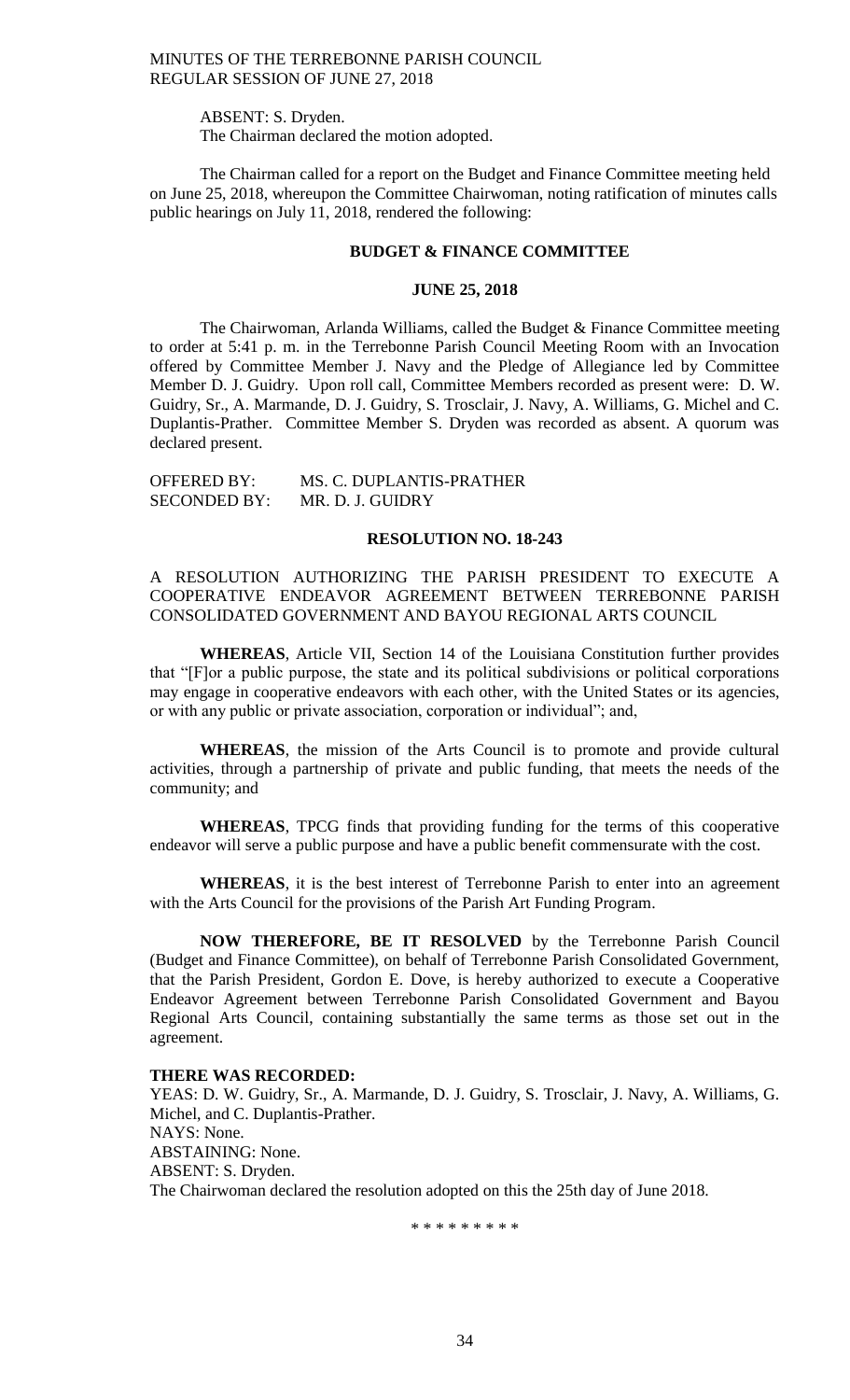ABSENT: S. Dryden.
The Chairman declared the motion adopted.

The Chairman called for a report on the Budget and Finance Committee meeting held on June 25, 2018, whereupon the Committee Chairwoman, noting ratification of minutes calls public hearings on July 11, 2018, rendered the following:

## BUDGET & FINANCE COMMITTEE

### JUNE 25, 2018

The Chairwoman, Arlanda Williams, called the Budget & Finance Committee meeting to order at 5:41 p. m. in the Terrebonne Parish Council Meeting Room with an Invocation offered by Committee Member J. Navy and the Pledge of Allegiance led by Committee Member D. J. Guidry. Upon roll call, Committee Members recorded as present were: D. W. Guidry, Sr., A. Marmande, D. J. Guidry, S. Trosclair, J. Navy, A. Williams, G. Michel and C. Duplantis-Prather. Committee Member S. Dryden was recorded as absent. A quorum was declared present.

OFFERED BY: MS. C. DUPLANTIS-PRATHER
SECONDED BY: MR. D. J. GUIDRY

**RESOLUTION NO. 18-243**

A RESOLUTION AUTHORIZING THE PARISH PRESIDENT TO EXECUTE A COOPERATIVE ENDEAVOR AGREEMENT BETWEEN TERREBONNE PARISH CONSOLIDATED GOVERNMENT AND BAYOU REGIONAL ARTS COUNCIL

**WHEREAS**, Article VII, Section 14 of the Louisiana Constitution further provides that "[F]or a public purpose, the state and its political subdivisions or political corporations may engage in cooperative endeavors with each other, with the United States or its agencies, or with any public or private association, corporation or individual"; and,

**WHEREAS**, the mission of the Arts Council is to promote and provide cultural activities, through a partnership of private and public funding, that meets the needs of the community; and

**WHEREAS**, TPCG finds that providing funding for the terms of this cooperative endeavor will serve a public purpose and have a public benefit commensurate with the cost.

**WHEREAS**, it is the best interest of Terrebonne Parish to enter into an agreement with the Arts Council for the provisions of the Parish Art Funding Program.

**NOW THEREFORE, BE IT RESOLVED** by the Terrebonne Parish Council (Budget and Finance Committee), on behalf of Terrebonne Parish Consolidated Government, that the Parish President, Gordon E. Dove, is hereby authorized to execute a Cooperative Endeavor Agreement between Terrebonne Parish Consolidated Government and Bayou Regional Arts Council, containing substantially the same terms as those set out in the agreement.

**THERE WAS RECORDED:**
YEAS: D. W. Guidry, Sr., A. Marmande, D. J. Guidry, S. Trosclair, J. Navy, A. Williams, G. Michel, and C. Duplantis-Prather.
NAYS: None.
ABSTAINING: None.
ABSENT: S. Dryden.
The Chairwoman declared the resolution adopted on this the 25th day of June 2018.

\* \* \* \* \* \* \* \* \*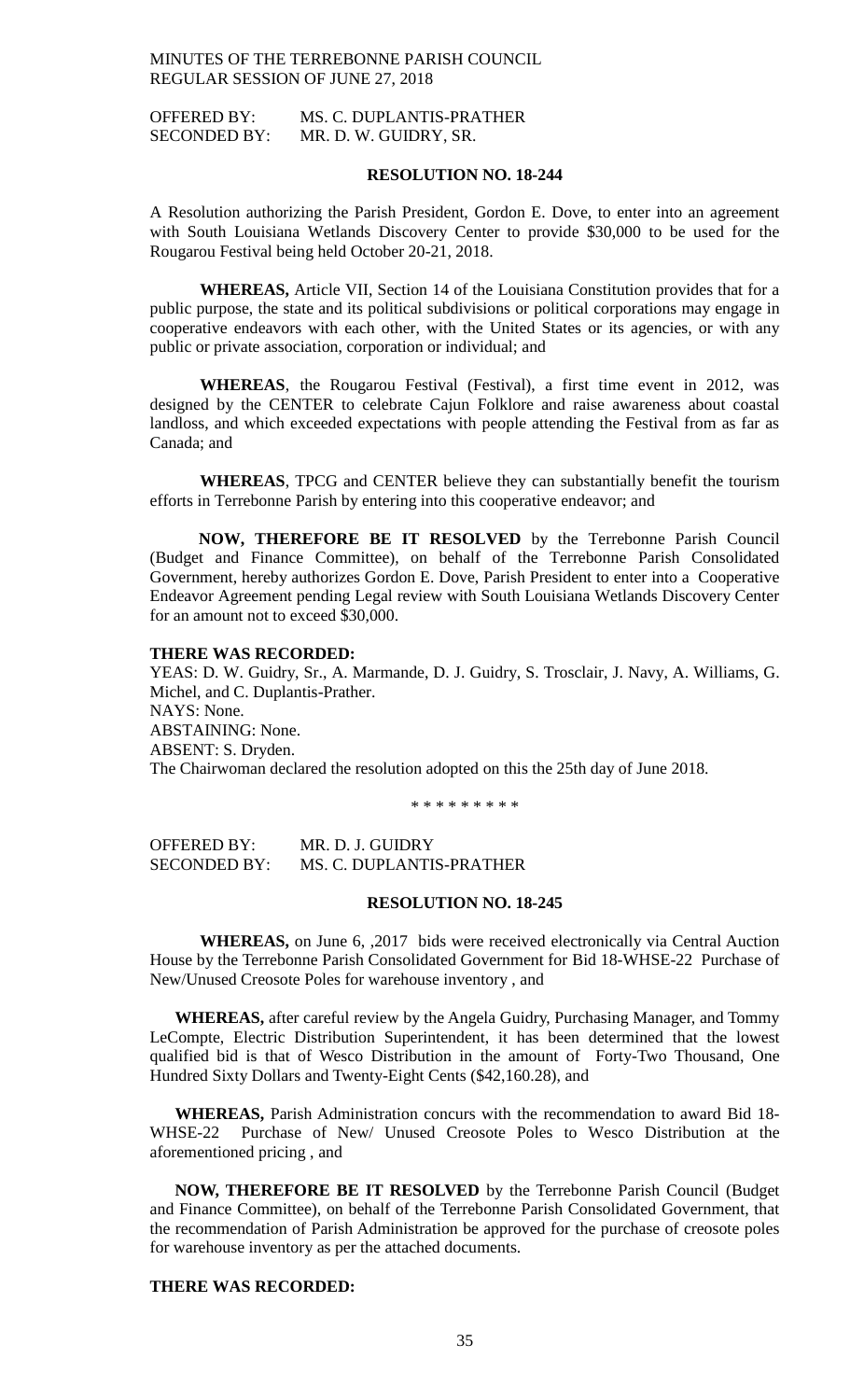OFFERED BY: MS. C. DUPLANTIS-PRATHER
SECONDED BY: MR. D. W. GUIDRY, SR.

**RESOLUTION NO. 18-244**

A Resolution authorizing the Parish President, Gordon E. Dove, to enter into an agreement with South Louisiana Wetlands Discovery Center to provide $30,000 to be used for the Rougarou Festival being held October 20-21, 2018.

**WHEREAS,** Article VII, Section 14 of the Louisiana Constitution provides that for a public purpose, the state and its political subdivisions or political corporations may engage in cooperative endeavors with each other, with the United States or its agencies, or with any public or private association, corporation or individual; and

**WHEREAS**, the Rougarou Festival (Festival), a first time event in 2012, was designed by the CENTER to celebrate Cajun Folklore and raise awareness about coastal landloss, and which exceeded expectations with people attending the Festival from as far as Canada; and

**WHEREAS**, TPCG and CENTER believe they can substantially benefit the tourism efforts in Terrebonne Parish by entering into this cooperative endeavor; and

**NOW, THEREFORE BE IT RESOLVED** by the Terrebonne Parish Council (Budget and Finance Committee), on behalf of the Terrebonne Parish Consolidated Government, hereby authorizes Gordon E. Dove, Parish President to enter into a Cooperative Endeavor Agreement pending Legal review with South Louisiana Wetlands Discovery Center for an amount not to exceed $30,000.

**THERE WAS RECORDED:**

YEAS: D. W. Guidry, Sr., A. Marmande, D. J. Guidry, S. Trosclair, J. Navy, A. Williams, G. Michel, and C. Duplantis-Prather.
NAYS: None.
ABSTAINING: None.
ABSENT: S. Dryden.
The Chairwoman declared the resolution adopted on this the 25th day of June 2018.

\* \* \* \* \* \* \* \* \*

OFFERED BY: MR. D. J. GUIDRY
SECONDED BY: MS. C. DUPLANTIS-PRATHER

**RESOLUTION NO. 18-245**

**WHEREAS,** on June 6, ,2017 bids were received electronically via Central Auction House by the Terrebonne Parish Consolidated Government for Bid 18-WHSE-22 Purchase of New/Unused Creosote Poles for warehouse inventory , and

**WHEREAS,** after careful review by the Angela Guidry, Purchasing Manager, and Tommy LeCompte, Electric Distribution Superintendent, it has been determined that the lowest qualified bid is that of Wesco Distribution in the amount of Forty-Two Thousand, One Hundred Sixty Dollars and Twenty-Eight Cents ($42,160.28), and

**WHEREAS,** Parish Administration concurs with the recommendation to award Bid 18-WHSE-22 Purchase of New/ Unused Creosote Poles to Wesco Distribution at the aforementioned pricing , and

**NOW, THEREFORE BE IT RESOLVED** by the Terrebonne Parish Council (Budget and Finance Committee), on behalf of the Terrebonne Parish Consolidated Government, that the recommendation of Parish Administration be approved for the purchase of creosote poles for warehouse inventory as per the attached documents.

**THERE WAS RECORDED:**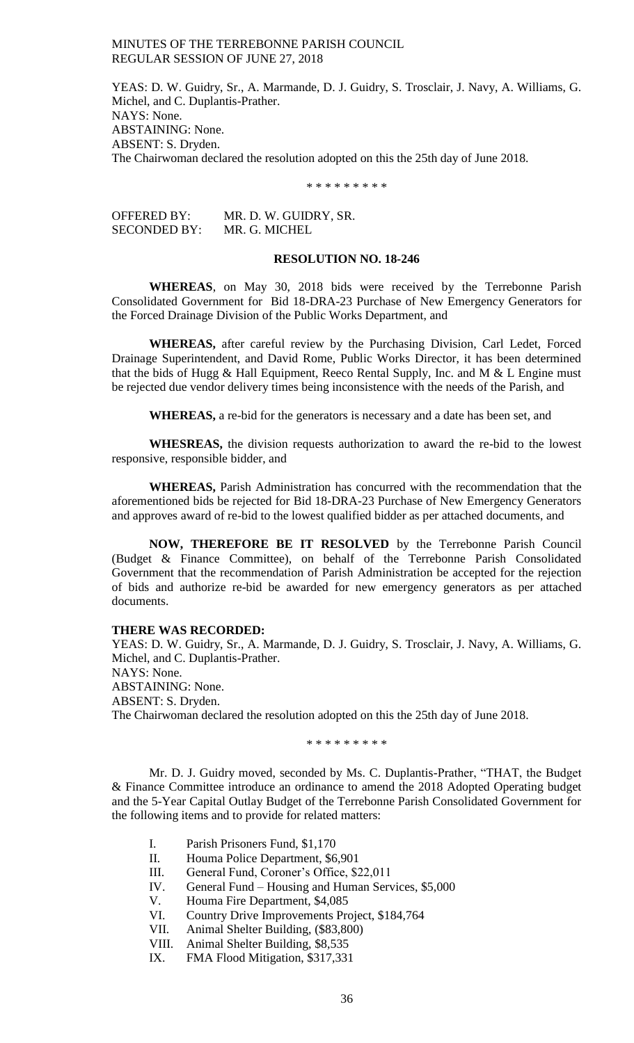YEAS: D. W. Guidry, Sr., A. Marmande, D. J. Guidry, S. Trosclair, J. Navy, A. Williams, G. Michel, and C. Duplantis-Prather.
NAYS: None.
ABSTAINING: None.
ABSENT: S. Dryden.
The Chairwoman declared the resolution adopted on this the 25th day of June 2018.

\* \* \* \* \* \* \* \* \*

OFFERED BY: MR. D. W. GUIDRY, SR.
SECONDED BY: MR. G. MICHEL

**RESOLUTION NO. 18-246**

**WHEREAS**, on May 30, 2018 bids were received by the Terrebonne Parish Consolidated Government for Bid 18-DRA-23 Purchase of New Emergency Generators for the Forced Drainage Division of the Public Works Department, and

**WHEREAS,** after careful review by the Purchasing Division, Carl Ledet, Forced Drainage Superintendent, and David Rome, Public Works Director, it has been determined that the bids of Hugg & Hall Equipment, Reeco Rental Supply, Inc. and M & L Engine must be rejected due vendor delivery times being inconsistence with the needs of the Parish, and

**WHEREAS,** a re-bid for the generators is necessary and a date has been set, and

**WHESREAS,** the division requests authorization to award the re-bid to the lowest responsive, responsible bidder, and

**WHEREAS,** Parish Administration has concurred with the recommendation that the aforementioned bids be rejected for Bid 18-DRA-23 Purchase of New Emergency Generators and approves award of re-bid to the lowest qualified bidder as per attached documents, and

**NOW, THEREFORE BE IT RESOLVED** by the Terrebonne Parish Council (Budget & Finance Committee), on behalf of the Terrebonne Parish Consolidated Government that the recommendation of Parish Administration be accepted for the rejection of bids and authorize re-bid be awarded for new emergency generators as per attached documents.

**THERE WAS RECORDED:**
YEAS: D. W. Guidry, Sr., A. Marmande, D. J. Guidry, S. Trosclair, J. Navy, A. Williams, G. Michel, and C. Duplantis-Prather.
NAYS: None.
ABSTAINING: None.
ABSENT: S. Dryden.
The Chairwoman declared the resolution adopted on this the 25th day of June 2018.

\* \* \* \* \* \* \* \* \*

Mr. D. J. Guidry moved, seconded by Ms. C. Duplantis-Prather, "THAT, the Budget & Finance Committee introduce an ordinance to amend the 2018 Adopted Operating budget and the 5-Year Capital Outlay Budget of the Terrebonne Parish Consolidated Government for the following items and to provide for related matters:

I. Parish Prisoners Fund, $1,170
II. Houma Police Department, $6,901
III. General Fund, Coroner's Office, $22,011
IV. General Fund – Housing and Human Services, $5,000
V. Houma Fire Department, $4,085
VI. Country Drive Improvements Project, $184,764
VII. Animal Shelter Building, ($83,800)
VIII. Animal Shelter Building, $8,535
IX. FMA Flood Mitigation, $317,331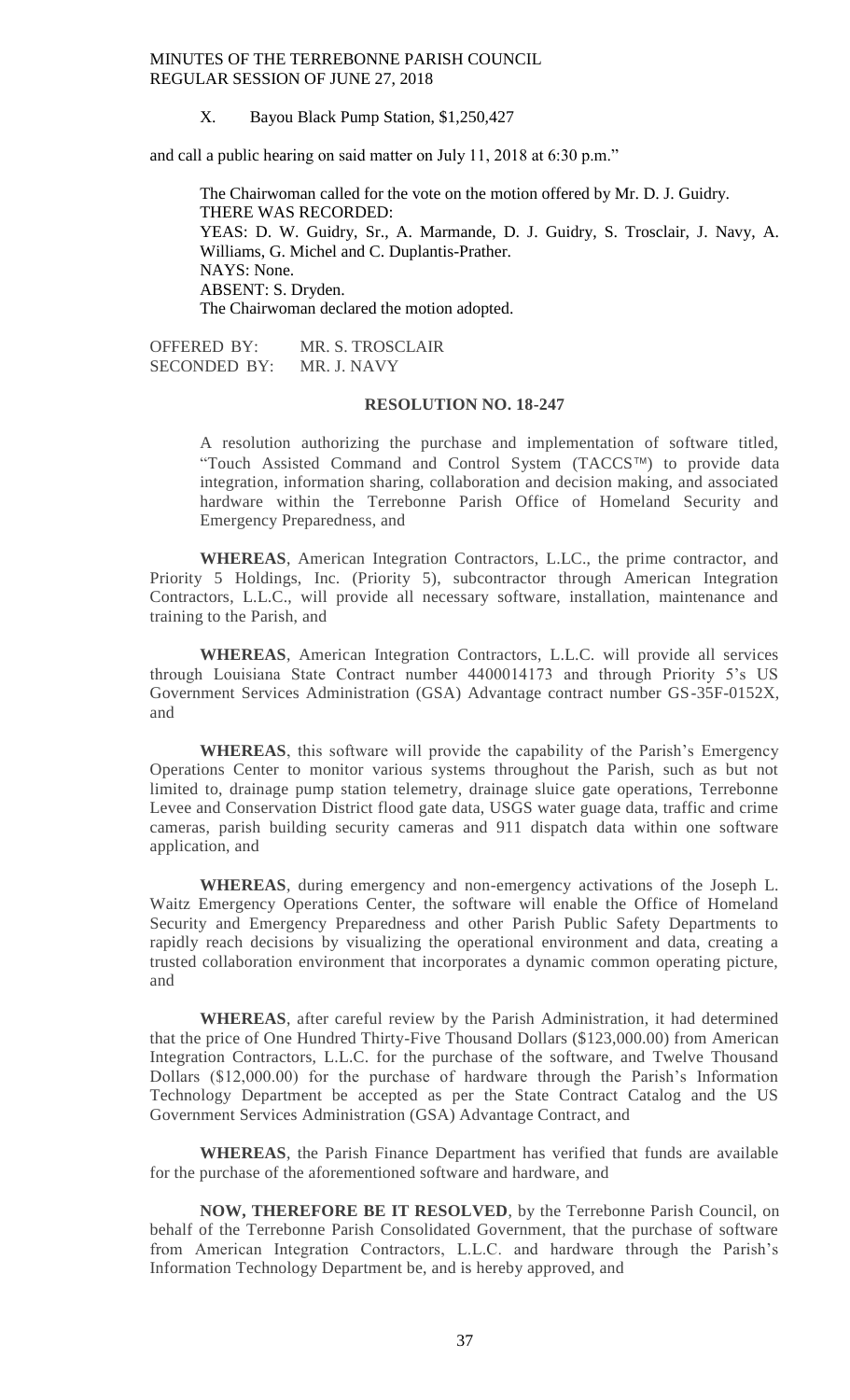X. Bayou Black Pump Station, $1,250,427

and call a public hearing on said matter on July 11, 2018 at 6:30 p.m."

The Chairwoman called for the vote on the motion offered by Mr. D. J. Guidry.
THERE WAS RECORDED:
YEAS: D. W. Guidry, Sr., A. Marmande, D. J. Guidry, S. Trosclair, J. Navy, A. Williams, G. Michel and C. Duplantis-Prather.
NAYS: None.
ABSENT: S. Dryden.
The Chairwoman declared the motion adopted.

OFFERED BY: MR. S. TROSCLAIR
SECONDED BY: MR. J. NAVY

**RESOLUTION NO. 18-247**

A resolution authorizing the purchase and implementation of software titled, "Touch Assisted Command and Control System (TACCS™) to provide data integration, information sharing, collaboration and decision making, and associated hardware within the Terrebonne Parish Office of Homeland Security and Emergency Preparedness, and

**WHEREAS**, American Integration Contractors, L.LC., the prime contractor, and Priority 5 Holdings, Inc. (Priority 5), subcontractor through American Integration Contractors, L.L.C., will provide all necessary software, installation, maintenance and training to the Parish, and

**WHEREAS**, American Integration Contractors, L.L.C. will provide all services through Louisiana State Contract number 4400014173 and through Priority 5's US Government Services Administration (GSA) Advantage contract number GS-35F-0152X, and

**WHEREAS**, this software will provide the capability of the Parish's Emergency Operations Center to monitor various systems throughout the Parish, such as but not limited to, drainage pump station telemetry, drainage sluice gate operations, Terrebonne Levee and Conservation District flood gate data, USGS water guage data, traffic and crime cameras, parish building security cameras and 911 dispatch data within one software application, and

**WHEREAS**, during emergency and non-emergency activations of the Joseph L. Waitz Emergency Operations Center, the software will enable the Office of Homeland Security and Emergency Preparedness and other Parish Public Safety Departments to rapidly reach decisions by visualizing the operational environment and data, creating a trusted collaboration environment that incorporates a dynamic common operating picture, and

**WHEREAS**, after careful review by the Parish Administration, it had determined that the price of One Hundred Thirty-Five Thousand Dollars ($123,000.00) from American Integration Contractors, L.L.C. for the purchase of the software, and Twelve Thousand Dollars ($12,000.00) for the purchase of hardware through the Parish's Information Technology Department be accepted as per the State Contract Catalog and the US Government Services Administration (GSA) Advantage Contract, and

**WHEREAS**, the Parish Finance Department has verified that funds are available for the purchase of the aforementioned software and hardware, and

**NOW, THEREFORE BE IT RESOLVED**, by the Terrebonne Parish Council, on behalf of the Terrebonne Parish Consolidated Government, that the purchase of software from American Integration Contractors, L.L.C. and hardware through the Parish's Information Technology Department be, and is hereby approved, and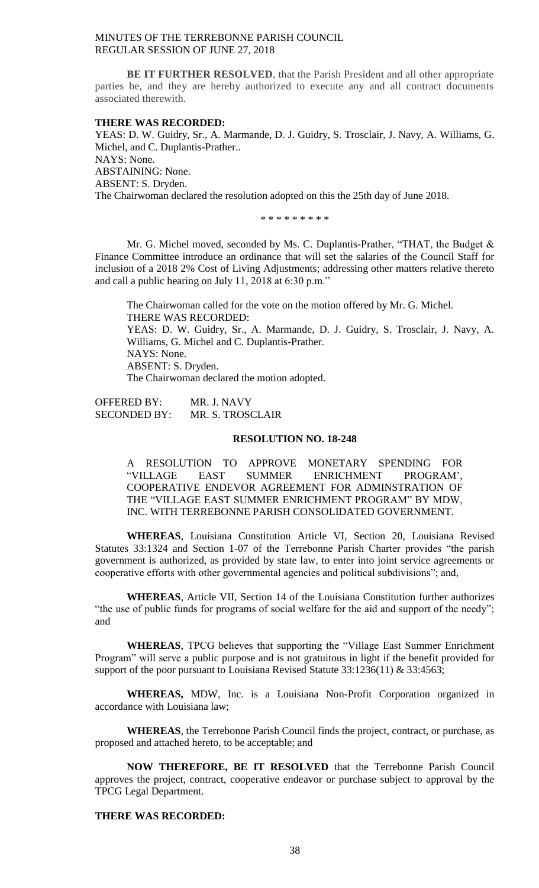**BE IT FURTHER RESOLVED**, that the Parish President and all other appropriate parties be, and they are hereby authorized to execute any and all contract documents associated therewith.

**THERE WAS RECORDED:**

YEAS: D. W. Guidry, Sr., A. Marmande, D. J. Guidry, S. Trosclair, J. Navy, A. Williams, G. Michel, and C. Duplantis-Prather..
NAYS: None.
ABSTAINING: None.
ABSENT: S. Dryden.
The Chairwoman declared the resolution adopted on this the 25th day of June 2018.

\* \* \* \* \* \* \* \* \*

Mr. G. Michel moved, seconded by Ms. C. Duplantis-Prather, "THAT, the Budget & Finance Committee introduce an ordinance that will set the salaries of the Council Staff for inclusion of a 2018 2% Cost of Living Adjustments; addressing other matters relative thereto and call a public hearing on July 11, 2018 at 6:30 p.m."

The Chairwoman called for the vote on the motion offered by Mr. G. Michel.
THERE WAS RECORDED:
YEAS: D. W. Guidry, Sr., A. Marmande, D. J. Guidry, S. Trosclair, J. Navy, A. Williams, G. Michel and C. Duplantis-Prather.
NAYS: None.
ABSENT: S. Dryden.
The Chairwoman declared the motion adopted.

OFFERED BY: MR. J. NAVY
SECONDED BY: MR. S. TROSCLAIR

**RESOLUTION NO. 18-248**

A RESOLUTION TO APPROVE MONETARY SPENDING FOR "VILLAGE EAST SUMMER ENRICHMENT PROGRAM', COOPERATIVE ENDEVOR AGREEMENT FOR ADMINSTRATION OF THE "VILLAGE EAST SUMMER ENRICHMENT PROGRAM" BY MDW, INC. WITH TERREBONNE PARISH CONSOLIDATED GOVERNMENT.

**WHEREAS**, Louisiana Constitution Article VI, Section 20, Louisiana Revised Statutes 33:1324 and Section 1-07 of the Terrebonne Parish Charter provides "the parish government is authorized, as provided by state law, to enter into joint service agreements or cooperative efforts with other governmental agencies and political subdivisions"; and,

**WHEREAS**, Article VII, Section 14 of the Louisiana Constitution further authorizes "the use of public funds for programs of social welfare for the aid and support of the needy"; and

**WHEREAS**, TPCG believes that supporting the "Village East Summer Enrichment Program" will serve a public purpose and is not gratuitous in light if the benefit provided for support of the poor pursuant to Louisiana Revised Statute 33:1236(11) & 33:4563;

**WHEREAS,** MDW, Inc. is a Louisiana Non-Profit Corporation organized in accordance with Louisiana law;

**WHEREAS**, the Terrebonne Parish Council finds the project, contract, or purchase, as proposed and attached hereto, to be acceptable; and

**NOW THEREFORE, BE IT RESOLVED** that the Terrebonne Parish Council approves the project, contract, cooperative endeavor or purchase subject to approval by the TPCG Legal Department.

**THERE WAS RECORDED:**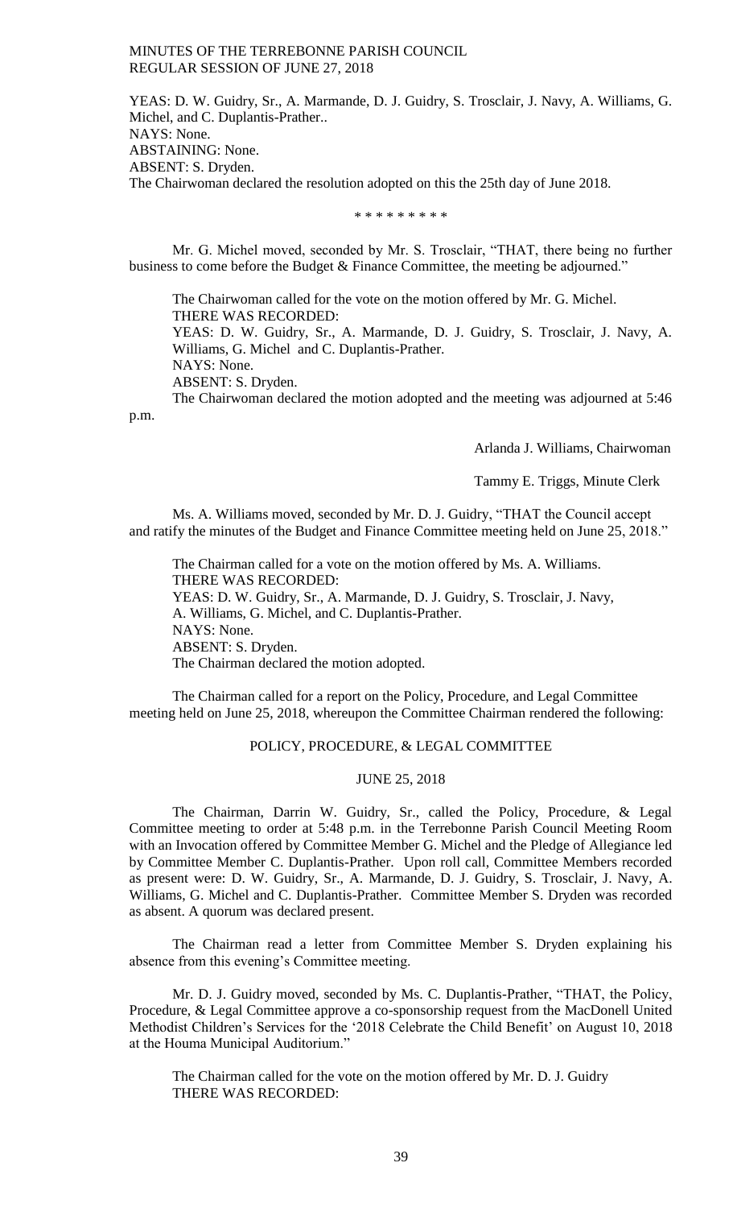YEAS: D. W. Guidry, Sr., A. Marmande, D. J. Guidry, S. Trosclair, J. Navy, A. Williams, G. Michel, and C. Duplantis-Prather..
NAYS: None.
ABSTAINING: None.
ABSENT: S. Dryden.
The Chairwoman declared the resolution adopted on this the 25th day of June 2018.

\* \* \* \* \* \* \* \* \*

Mr. G. Michel moved, seconded by Mr. S. Trosclair, "THAT, there being no further business to come before the Budget & Finance Committee, the meeting be adjourned."

The Chairwoman called for the vote on the motion offered by Mr. G. Michel.
THERE WAS RECORDED:
YEAS: D. W. Guidry, Sr., A. Marmande, D. J. Guidry, S. Trosclair, J. Navy, A. Williams, G. Michel and C. Duplantis-Prather.
NAYS: None.
ABSENT: S. Dryden.
The Chairwoman declared the motion adopted and the meeting was adjourned at 5:46 p.m.

Arlanda J. Williams, Chairwoman

Tammy E. Triggs, Minute Clerk

Ms. A. Williams moved, seconded by Mr. D. J. Guidry, "THAT the Council accept and ratify the minutes of the Budget and Finance Committee meeting held on June 25, 2018."

The Chairman called for a vote on the motion offered by Ms. A. Williams.
THERE WAS RECORDED:
YEAS: D. W. Guidry, Sr., A. Marmande, D. J. Guidry, S. Trosclair, J. Navy, A. Williams, G. Michel, and C. Duplantis-Prather.
NAYS: None.
ABSENT: S. Dryden.
The Chairman declared the motion adopted.

The Chairman called for a report on the Policy, Procedure, and Legal Committee meeting held on June 25, 2018, whereupon the Committee Chairman rendered the following:

## POLICY, PROCEDURE, & LEGAL COMMITTEE

### JUNE 25, 2018

The Chairman, Darrin W. Guidry, Sr., called the Policy, Procedure, & Legal Committee meeting to order at 5:48 p.m. in the Terrebonne Parish Council Meeting Room with an Invocation offered by Committee Member G. Michel and the Pledge of Allegiance led by Committee Member C. Duplantis-Prather. Upon roll call, Committee Members recorded as present were: D. W. Guidry, Sr., A. Marmande, D. J. Guidry, S. Trosclair, J. Navy, A. Williams, G. Michel and C. Duplantis-Prather. Committee Member S. Dryden was recorded as absent. A quorum was declared present.

The Chairman read a letter from Committee Member S. Dryden explaining his absence from this evening's Committee meeting.

Mr. D. J. Guidry moved, seconded by Ms. C. Duplantis-Prather, "THAT, the Policy, Procedure, & Legal Committee approve a co-sponsorship request from the MacDonell United Methodist Children's Services for the '2018 Celebrate the Child Benefit' on August 10, 2018 at the Houma Municipal Auditorium."

The Chairman called for the vote on the motion offered by Mr. D. J. Guidry
THERE WAS RECORDED: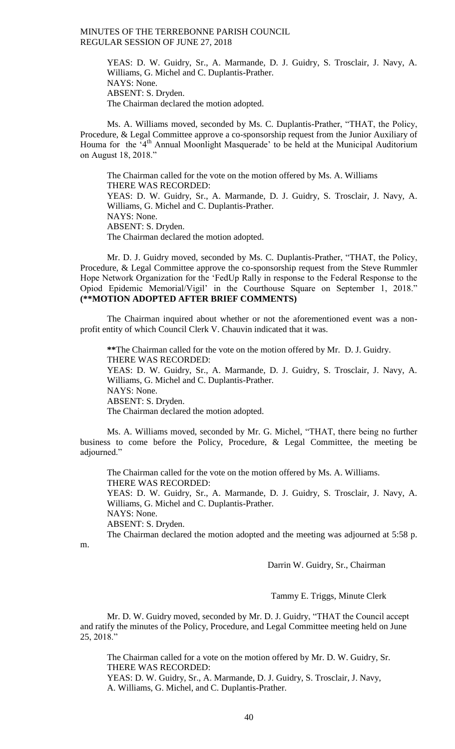YEAS: D. W. Guidry, Sr., A. Marmande, D. J. Guidry, S. Trosclair, J. Navy, A. Williams, G. Michel and C. Duplantis-Prather.
NAYS: None.
ABSENT: S. Dryden.
The Chairman declared the motion adopted.

Ms. A. Williams moved, seconded by Ms. C. Duplantis-Prather, "THAT, the Policy, Procedure, & Legal Committee approve a co-sponsorship request from the Junior Auxiliary of Houma for the '4th Annual Moonlight Masquerade' to be held at the Municipal Auditorium on August 18, 2018."

The Chairman called for the vote on the motion offered by Ms. A. Williams
THERE WAS RECORDED:
YEAS: D. W. Guidry, Sr., A. Marmande, D. J. Guidry, S. Trosclair, J. Navy, A. Williams, G. Michel and C. Duplantis-Prather.
NAYS: None.
ABSENT: S. Dryden.
The Chairman declared the motion adopted.

Mr. D. J. Guidry moved, seconded by Ms. C. Duplantis-Prather, "THAT, the Policy, Procedure, & Legal Committee approve the co-sponsorship request from the Steve Rummler Hope Network Organization for the 'FedUp Rally in response to the Federal Response to the Opiod Epidemic Memorial/Vigil' in the Courthouse Square on September 1, 2018." **(**MOTION ADOPTED AFTER BRIEF COMMENTS)**

The Chairman inquired about whether or not the aforementioned event was a non-profit entity of which Council Clerk V. Chauvin indicated that it was.

**\*\***The Chairman called for the vote on the motion offered by Mr. D. J. Guidry.
THERE WAS RECORDED:
YEAS: D. W. Guidry, Sr., A. Marmande, D. J. Guidry, S. Trosclair, J. Navy, A. Williams, G. Michel and C. Duplantis-Prather.
NAYS: None.
ABSENT: S. Dryden.
The Chairman declared the motion adopted.

Ms. A. Williams moved, seconded by Mr. G. Michel, "THAT, there being no further business to come before the Policy, Procedure, & Legal Committee, the meeting be adjourned."

The Chairman called for the vote on the motion offered by Ms. A. Williams.
THERE WAS RECORDED:
YEAS: D. W. Guidry, Sr., A. Marmande, D. J. Guidry, S. Trosclair, J. Navy, A. Williams, G. Michel and C. Duplantis-Prather.
NAYS: None.
ABSENT: S. Dryden.
The Chairman declared the motion adopted and the meeting was adjourned at 5:58 p.m.

Darrin W. Guidry, Sr., Chairman

Tammy E. Triggs, Minute Clerk

Mr. D. W. Guidry moved, seconded by Mr. D. J. Guidry, "THAT the Council accept and ratify the minutes of the Policy, Procedure, and Legal Committee meeting held on June 25, 2018."

The Chairman called for a vote on the motion offered by Mr. D. W. Guidry, Sr.
THERE WAS RECORDED:
YEAS: D. W. Guidry, Sr., A. Marmande, D. J. Guidry, S. Trosclair, J. Navy, A. Williams, G. Michel, and C. Duplantis-Prather.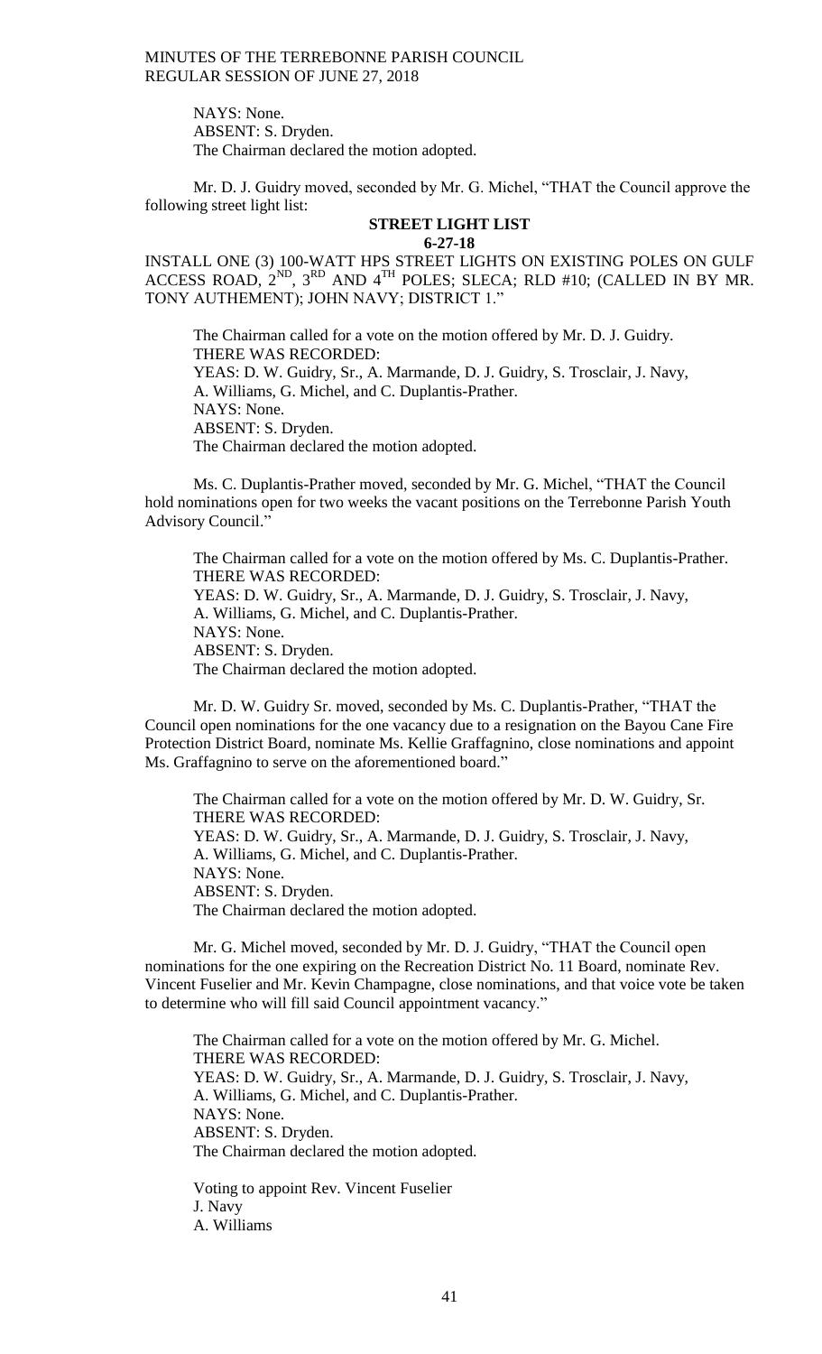NAYS: None.
ABSENT: S. Dryden.
The Chairman declared the motion adopted.

Mr. D. J. Guidry moved, seconded by Mr. G. Michel, "THAT the Council approve the following street light list:

**STREET LIGHT LIST**
**6-27-18**

INSTALL ONE (3) 100-WATT HPS STREET LIGHTS ON EXISTING POLES ON GULF ACCESS ROAD, 2ND, 3RD AND 4TH POLES; SLECA; RLD #10; (CALLED IN BY MR. TONY AUTHEMENT); JOHN NAVY; DISTRICT 1."

The Chairman called for a vote on the motion offered by Mr. D. J. Guidry.
THERE WAS RECORDED:
YEAS: D. W. Guidry, Sr., A. Marmande, D. J. Guidry, S. Trosclair, J. Navy, A. Williams, G. Michel, and C. Duplantis-Prather.
NAYS: None.
ABSENT: S. Dryden.
The Chairman declared the motion adopted.

Ms. C. Duplantis-Prather moved, seconded by Mr. G. Michel, "THAT the Council hold nominations open for two weeks the vacant positions on the Terrebonne Parish Youth Advisory Council."

The Chairman called for a vote on the motion offered by Ms. C. Duplantis-Prather.
THERE WAS RECORDED:
YEAS: D. W. Guidry, Sr., A. Marmande, D. J. Guidry, S. Trosclair, J. Navy, A. Williams, G. Michel, and C. Duplantis-Prather.
NAYS: None.
ABSENT: S. Dryden.
The Chairman declared the motion adopted.

Mr. D. W. Guidry Sr. moved, seconded by Ms. C. Duplantis-Prather, "THAT the Council open nominations for the one vacancy due to a resignation on the Bayou Cane Fire Protection District Board, nominate Ms. Kellie Graffagnino, close nominations and appoint Ms. Graffagnino to serve on the aforementioned board."

The Chairman called for a vote on the motion offered by Mr. D. W. Guidry, Sr.
THERE WAS RECORDED:
YEAS: D. W. Guidry, Sr., A. Marmande, D. J. Guidry, S. Trosclair, J. Navy, A. Williams, G. Michel, and C. Duplantis-Prather.
NAYS: None.
ABSENT: S. Dryden.
The Chairman declared the motion adopted.

Mr. G. Michel moved, seconded by Mr. D. J. Guidry, "THAT the Council open nominations for the one expiring on the Recreation District No. 11 Board, nominate Rev. Vincent Fuselier and Mr. Kevin Champagne, close nominations, and that voice vote be taken to determine who will fill said Council appointment vacancy."

The Chairman called for a vote on the motion offered by Mr. G. Michel.
THERE WAS RECORDED:
YEAS: D. W. Guidry, Sr., A. Marmande, D. J. Guidry, S. Trosclair, J. Navy, A. Williams, G. Michel, and C. Duplantis-Prather.
NAYS: None.
ABSENT: S. Dryden.
The Chairman declared the motion adopted.

Voting to appoint Rev. Vincent Fuselier
J. Navy
A. Williams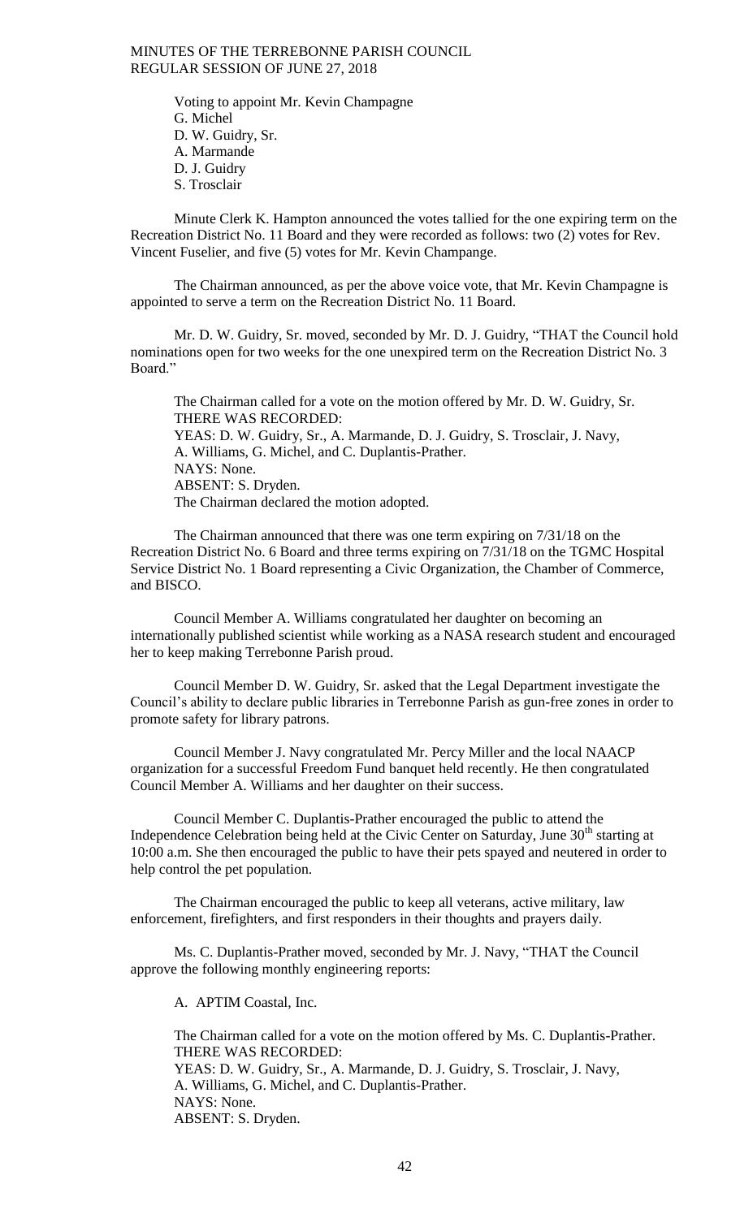Voting to appoint Mr. Kevin Champagne
G. Michel
D. W. Guidry, Sr.
A. Marmande
D. J. Guidry
S. Trosclair

Minute Clerk K. Hampton announced the votes tallied for the one expiring term on the Recreation District No. 11 Board and they were recorded as follows: two (2) votes for Rev. Vincent Fuselier, and five (5) votes for Mr. Kevin Champange.

The Chairman announced, as per the above voice vote, that Mr. Kevin Champagne is appointed to serve a term on the Recreation District No. 11 Board.

Mr. D. W. Guidry, Sr. moved, seconded by Mr. D. J. Guidry, "THAT the Council hold nominations open for two weeks for the one unexpired term on the Recreation District No. 3 Board."

The Chairman called for a vote on the motion offered by Mr. D. W. Guidry, Sr.
THERE WAS RECORDED:
YEAS: D. W. Guidry, Sr., A. Marmande, D. J. Guidry, S. Trosclair, J. Navy, A. Williams, G. Michel, and C. Duplantis-Prather.
NAYS: None.
ABSENT: S. Dryden.
The Chairman declared the motion adopted.

The Chairman announced that there was one term expiring on 7/31/18 on the Recreation District No. 6 Board and three terms expiring on 7/31/18 on the TGMC Hospital Service District No. 1 Board representing a Civic Organization, the Chamber of Commerce, and BISCO.

Council Member A. Williams congratulated her daughter on becoming an internationally published scientist while working as a NASA research student and encouraged her to keep making Terrebonne Parish proud.

Council Member D. W. Guidry, Sr. asked that the Legal Department investigate the Council's ability to declare public libraries in Terrebonne Parish as gun-free zones in order to promote safety for library patrons.

Council Member J. Navy congratulated Mr. Percy Miller and the local NAACP organization for a successful Freedom Fund banquet held recently. He then congratulated Council Member A. Williams and her daughter on their success.

Council Member C. Duplantis-Prather encouraged the public to attend the Independence Celebration being held at the Civic Center on Saturday, June 30th starting at 10:00 a.m. She then encouraged the public to have their pets spayed and neutered in order to help control the pet population.

The Chairman encouraged the public to keep all veterans, active military, law enforcement, firefighters, and first responders in their thoughts and prayers daily.

Ms. C. Duplantis-Prather moved, seconded by Mr. J. Navy, "THAT the Council approve the following monthly engineering reports:

A. APTIM Coastal, Inc.

The Chairman called for a vote on the motion offered by Ms. C. Duplantis-Prather.
THERE WAS RECORDED:
YEAS: D. W. Guidry, Sr., A. Marmande, D. J. Guidry, S. Trosclair, J. Navy, A. Williams, G. Michel, and C. Duplantis-Prather.
NAYS: None.
ABSENT: S. Dryden.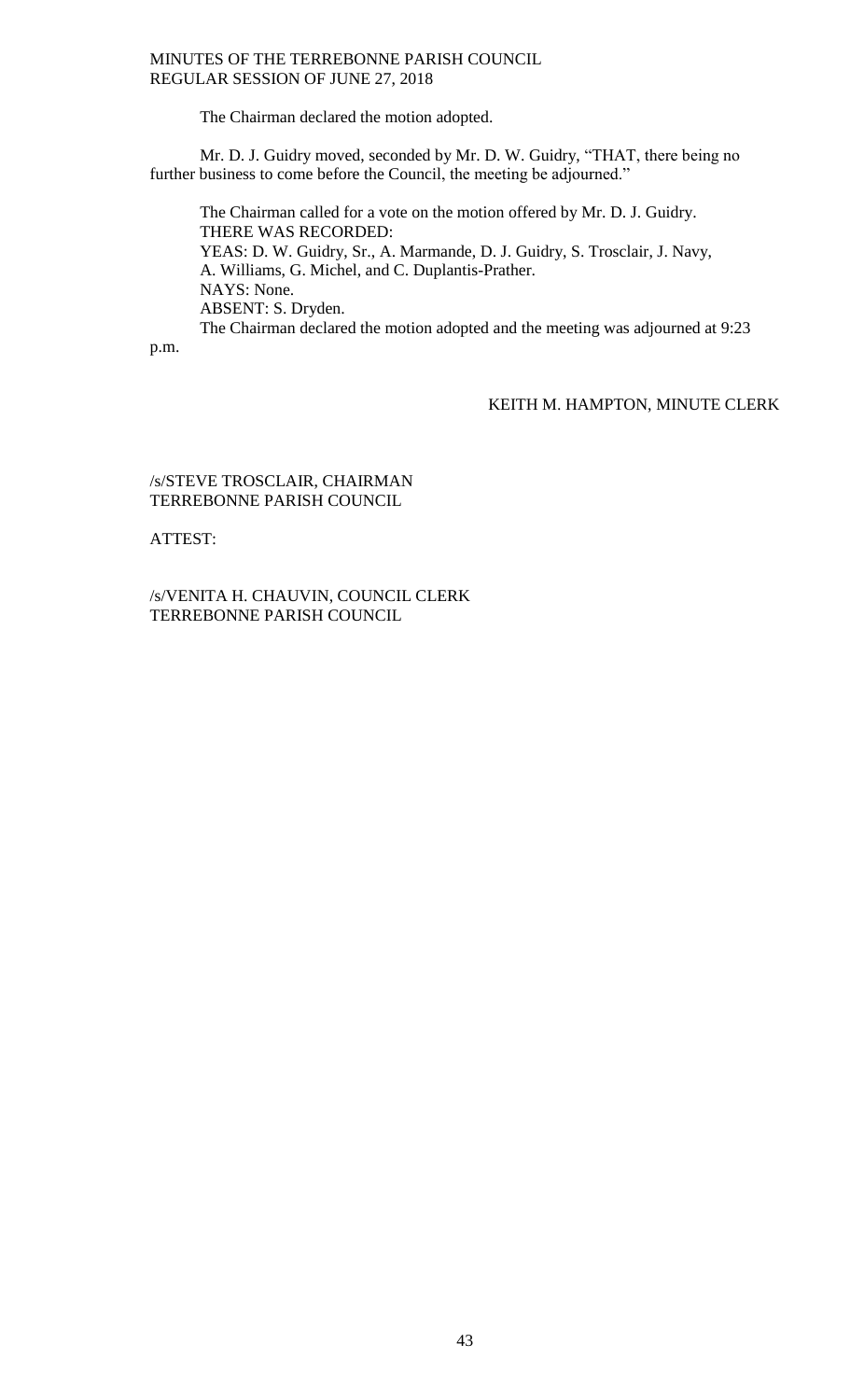The Chairman declared the motion adopted.

Mr. D. J. Guidry moved, seconded by Mr. D. W. Guidry, "THAT, there being no further business to come before the Council, the meeting be adjourned."

The Chairman called for a vote on the motion offered by Mr. D. J. Guidry.
THERE WAS RECORDED:
YEAS: D. W. Guidry, Sr., A. Marmande, D. J. Guidry, S. Trosclair, J. Navy, A. Williams, G. Michel, and C. Duplantis-Prather.
NAYS: None.
ABSENT: S. Dryden.
The Chairman declared the motion adopted and the meeting was adjourned at 9:23 p.m.

KEITH M. HAMPTON, MINUTE CLERK

/s/STEVE TROSCLAIR, CHAIRMAN
TERREBONNE PARISH COUNCIL

ATTEST:

/s/VENITA H. CHAUVIN, COUNCIL CLERK
TERREBONNE PARISH COUNCIL